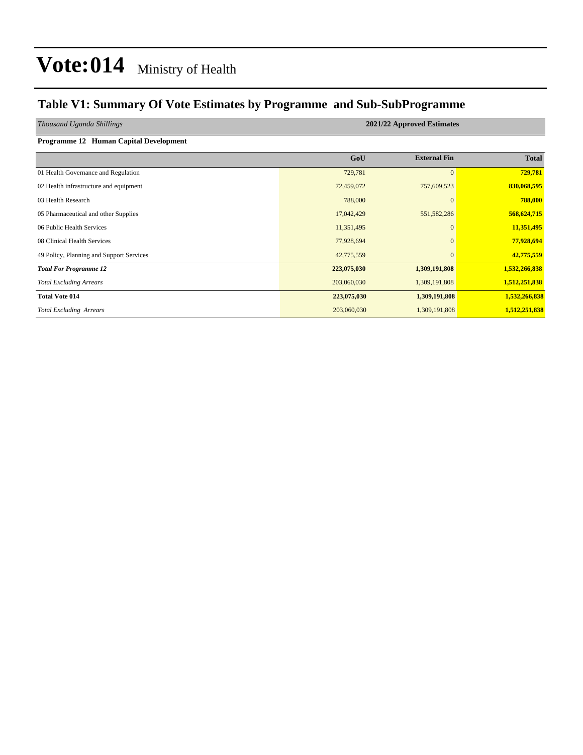# Vote:014 Ministry of Health

## Table V1: Summary Of Vote Estimates by Programme and Sub-SubProgramme

| *Thousand Uganda Shillings* | 2021/22 Approved Estimates | | |
|---|---|---|---|
| **Programme 12 Human Capital Development** | | | |
| | **GoU** | **External Fin** | **Total** |
| 01 Health Governance and Regulation | 729,781 | 0 | **729,781** |
| 02 Health infrastructure and equipment | 72,459,072 | 757,609,523 | **830,068,595** |
| 03 Health Research | 788,000 | 0 | **788,000** |
| 05 Pharmaceutical and other Supplies | 17,042,429 | 551,582,286 | **568,624,715** |
| 06 Public Health Services | 11,351,495 | 0 | **11,351,495** |
| 08 Clinical Health Services | 77,928,694 | 0 | **77,928,694** |
| 49 Policy, Planning and Support Services | 42,775,559 | 0 | **42,775,559** |
| ***Total For Programme 12*** | **223,075,030** | **1,309,191,808** | **1,532,266,838** |
| *Total Excluding Arrears* | 203,060,030 | 1,309,191,808 | **1,512,251,838** |
| **Total Vote 014** | **223,075,030** | **1,309,191,808** | **1,532,266,838** |
| *Total Excluding Arrears* | 203,060,030 | 1,309,191,808 | **1,512,251,838** |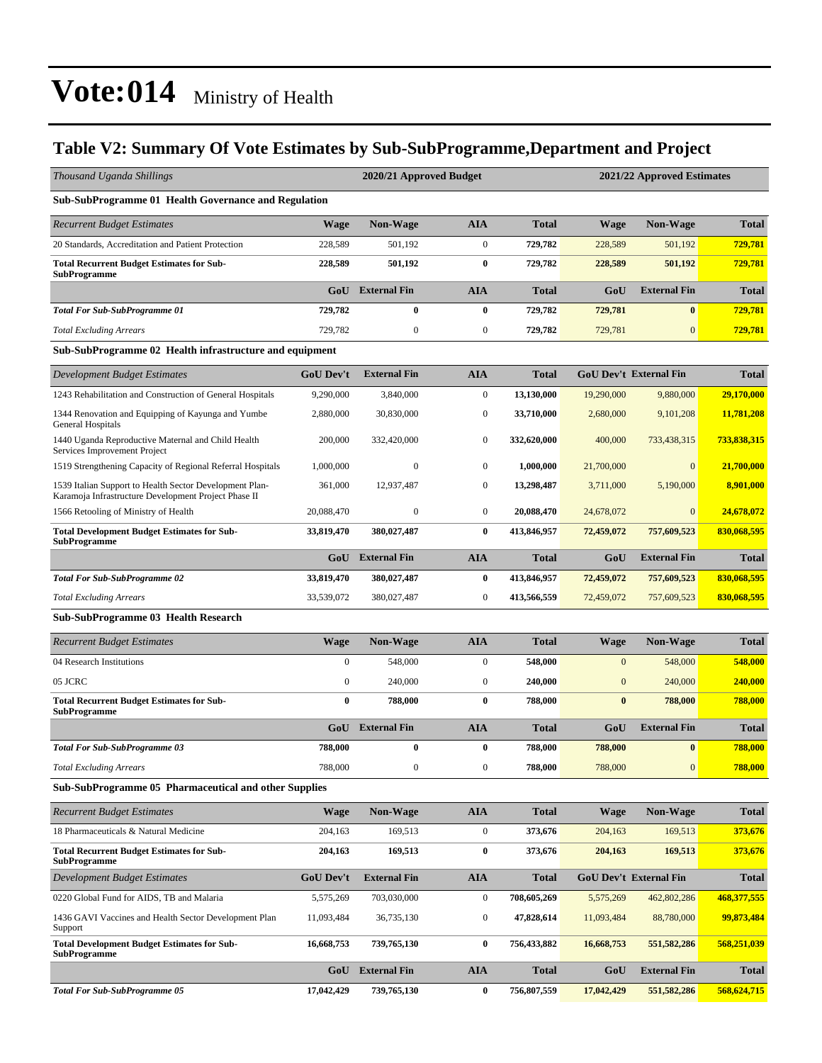# Vote:014 Ministry of Health

## Table V2: Summary Of Vote Estimates by Sub-SubProgramme,Department and Project

| *Thousand Uganda Shillings* | 2020/21 Approved Budget | | | | 2021/22 Approved Estimates | | |
|---|---|---|---|---|---|---|---|
| **Sub-SubProgramme 01 Health Governance and Regulation** | | | | | | | |
| *Recurrent Budget Estimates* | **Wage** | **Non-Wage** | **AIA** | **Total** | **Wage** | **Non-Wage** | **Total** |
| 20 Standards, Accreditation and Patient Protection | 228,589 | 501,192 | 0 | **729,782** | 228,589 | 501,192 | **729,781** |
| **Total Recurrent Budget Estimates for Sub-SubProgramme** | **228,589** | **501,192** | **0** | **729,782** | **228,589** | **501,192** | **729,781** |
| | **GoU** | **External Fin** | **AIA** | **Total** | **GoU** | **External Fin** | **Total** |
| ***Total For Sub-SubProgramme 01*** | **729,782** | **0** | **0** | **729,782** | **729,781** | **0** | **729,781** |
| *Total Excluding Arrears* | 729,782 | 0 | 0 | **729,782** | 729,781 | 0 | **729,781** |
| **Sub-SubProgramme 02 Health infrastructure and equipment** | | | | | | | |
| *Development Budget Estimates* | **GoU Dev't** | **External Fin** | **AIA** | **Total** | **GoU Dev't** | **External Fin** | **Total** |
| 1243 Rehabilitation and Construction of General Hospitals | 9,290,000 | 3,840,000 | 0 | **13,130,000** | 19,290,000 | 9,880,000 | **29,170,000** |
| 1344 Renovation and Equipping of Kayunga and Yumbe General Hospitals | 2,880,000 | 30,830,000 | 0 | **33,710,000** | 2,680,000 | 9,101,208 | **11,781,208** |
| 1440 Uganda Reproductive Maternal and Child Health Services Improvement Project | 200,000 | 332,420,000 | 0 | **332,620,000** | 400,000 | 733,438,315 | **733,838,315** |
| 1519 Strengthening Capacity of Regional Referral Hospitals | 1,000,000 | 0 | 0 | **1,000,000** | 21,700,000 | 0 | **21,700,000** |
| 1539 Italian Support to Health Sector Development Plan-Karamoja Infrastructure Development Project Phase II | 361,000 | 12,937,487 | 0 | **13,298,487** | 3,711,000 | 5,190,000 | **8,901,000** |
| 1566 Retooling of Ministry of Health | 20,088,470 | 0 | 0 | **20,088,470** | 24,678,072 | 0 | **24,678,072** |
| **Total Development Budget Estimates for Sub-SubProgramme** | **33,819,470** | **380,027,487** | **0** | **413,846,957** | **72,459,072** | **757,609,523** | **830,068,595** |
| | **GoU** | **External Fin** | **AIA** | **Total** | **GoU** | **External Fin** | **Total** |
| ***Total For Sub-SubProgramme 02*** | **33,819,470** | **380,027,487** | **0** | **413,846,957** | **72,459,072** | **757,609,523** | **830,068,595** |
| *Total Excluding Arrears* | 33,539,072 | 380,027,487 | 0 | **413,566,559** | 72,459,072 | 757,609,523 | **830,068,595** |
| **Sub-SubProgramme 03 Health Research** | | | | | | | |
| *Recurrent Budget Estimates* | **Wage** | **Non-Wage** | **AIA** | **Total** | **Wage** | **Non-Wage** | **Total** |
| 04 Research Institutions | 0 | 548,000 | 0 | **548,000** | 0 | 548,000 | **548,000** |
| 05 JCRC | 0 | 240,000 | 0 | **240,000** | 0 | 240,000 | **240,000** |
| **Total Recurrent Budget Estimates for Sub-SubProgramme** | **0** | **788,000** | **0** | **788,000** | **0** | **788,000** | **788,000** |
| | **GoU** | **External Fin** | **AIA** | **Total** | **GoU** | **External Fin** | **Total** |
| ***Total For Sub-SubProgramme 03*** | **788,000** | **0** | **0** | **788,000** | **788,000** | **0** | **788,000** |
| *Total Excluding Arrears* | 788,000 | 0 | 0 | **788,000** | 788,000 | 0 | **788,000** |
| **Sub-SubProgramme 05 Pharmaceutical and other Supplies** | | | | | | | |
| *Recurrent Budget Estimates* | **Wage** | **Non-Wage** | **AIA** | **Total** | **Wage** | **Non-Wage** | **Total** |
| 18 Pharmaceuticals & Natural Medicine | 204,163 | 169,513 | 0 | **373,676** | 204,163 | 169,513 | **373,676** |
| **Total Recurrent Budget Estimates for Sub-SubProgramme** | **204,163** | **169,513** | **0** | **373,676** | **204,163** | **169,513** | **373,676** |
| *Development Budget Estimates* | **GoU Dev't** | **External Fin** | **AIA** | **Total** | **GoU Dev't** | **External Fin** | **Total** |
| 0220 Global Fund for AIDS, TB and Malaria | 5,575,269 | 703,030,000 | 0 | **708,605,269** | 5,575,269 | 462,802,286 | **468,377,555** |
| 1436 GAVI Vaccines and Health Sector Development Plan Support | 11,093,484 | 36,735,130 | 0 | **47,828,614** | 11,093,484 | 88,780,000 | **99,873,484** |
| **Total Development Budget Estimates for Sub-SubProgramme** | **16,668,753** | **739,765,130** | **0** | **756,433,882** | **16,668,753** | **551,582,286** | **568,251,039** |
| | **GoU** | **External Fin** | **AIA** | **Total** | **GoU** | **External Fin** | **Total** |
| ***Total For Sub-SubProgramme 05*** | **17,042,429** | **739,765,130** | **0** | **756,807,559** | **17,042,429** | **551,582,286** | **568,624,715** |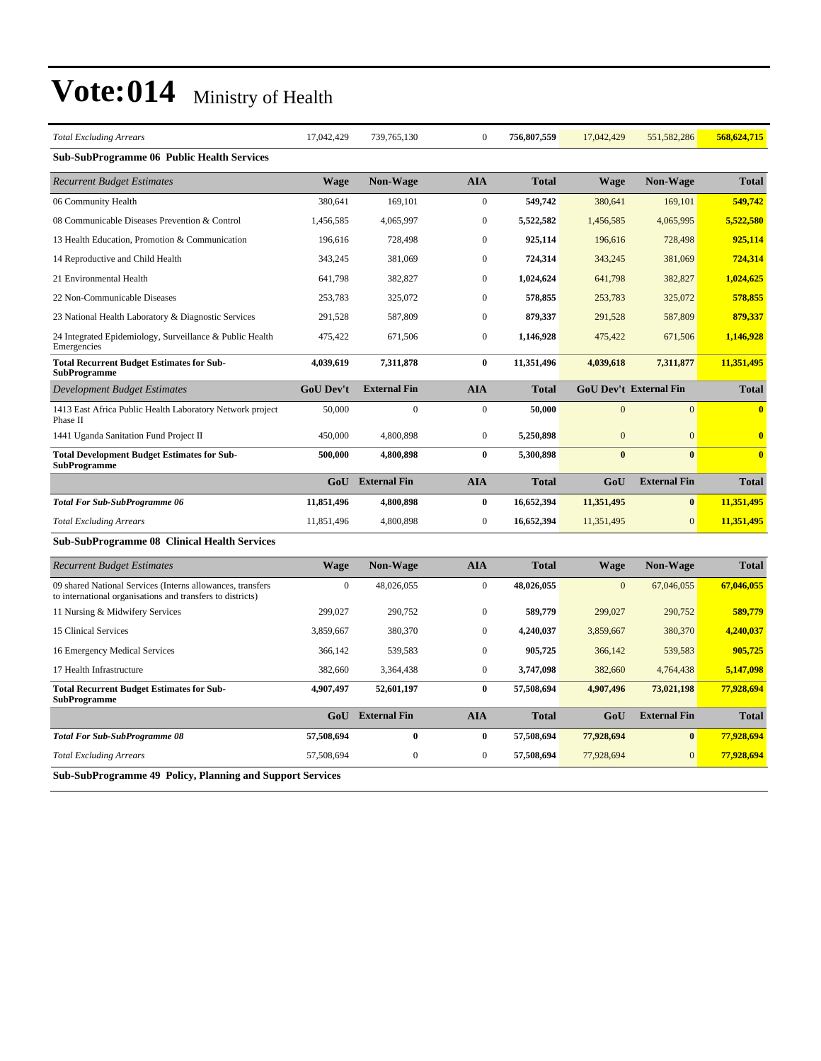# Vote:014 Ministry of Health

| *Total Excluding Arrears* | 17,042,429 | 739,765,130 | 0 | **756,807,559** | 17,042,429 | 551,582,286 | **568,624,715** |
|---|---|---|---|---|---|---|---|

**Sub-SubProgramme 06 Public Health Services**

| *Recurrent Budget Estimates* | Wage | Non-Wage | AIA | Total | Wage | Non-Wage | Total |
|---|---|---|---|---|---|---|---|
| 06 Community Health | 380,641 | 169,101 | 0 | **549,742** | 380,641 | 169,101 | **549,742** |
| 08 Communicable Diseases Prevention & Control | 1,456,585 | 4,065,997 | 0 | **5,522,582** | 1,456,585 | 4,065,995 | **5,522,580** |
| 13 Health Education, Promotion & Communication | 196,616 | 728,498 | 0 | **925,114** | 196,616 | 728,498 | **925,114** |
| 14 Reproductive and Child Health | 343,245 | 381,069 | 0 | **724,314** | 343,245 | 381,069 | **724,314** |
| 21 Environmental Health | 641,798 | 382,827 | 0 | **1,024,624** | 641,798 | 382,827 | **1,024,625** |
| 22 Non-Communicable Diseases | 253,783 | 325,072 | 0 | **578,855** | 253,783 | 325,072 | **578,855** |
| 23 National Health Laboratory & Diagnostic Services | 291,528 | 587,809 | 0 | **879,337** | 291,528 | 587,809 | **879,337** |
| 24 Integrated Epidemiology, Surveillance & Public Health Emergencies | 475,422 | 671,506 | 0 | **1,146,928** | 475,422 | 671,506 | **1,146,928** |
| **Total Recurrent Budget Estimates for Sub-SubProgramme** | **4,039,619** | **7,311,878** | **0** | **11,351,496** | **4,039,618** | **7,311,877** | **11,351,495** |
| *Development Budget Estimates* | **GoU Dev't** | **External Fin** | **AIA** | **Total** | **GoU Dev't** | **External Fin** | **Total** |
| 1413 East Africa Public Health Laboratory Network project Phase II | 50,000 | 0 | 0 | **50,000** | 0 | 0 | **0** |
| 1441 Uganda Sanitation Fund Project II | 450,000 | 4,800,898 | 0 | **5,250,898** | 0 | 0 | **0** |
| **Total Development Budget Estimates for Sub-SubProgramme** | **500,000** | **4,800,898** | **0** | **5,300,898** | **0** | **0** | **0** |
| | **GoU** | **External Fin** | **AIA** | **Total** | **GoU** | **External Fin** | **Total** |
| ***Total For Sub-SubProgramme 06*** | **11,851,496** | **4,800,898** | **0** | **16,652,394** | **11,351,495** | **0** | **11,351,495** |
| *Total Excluding Arrears* | 11,851,496 | 4,800,898 | 0 | **16,652,394** | 11,351,495 | 0 | **11,351,495** |

**Sub-SubProgramme 08 Clinical Health Services**

| *Recurrent Budget Estimates* | Wage | Non-Wage | AIA | Total | Wage | Non-Wage | Total |
|---|---|---|---|---|---|---|---|
| 09 shared National Services (Interns allowances, transfers to international organisations and transfers to districts) | 0 | 48,026,055 | 0 | **48,026,055** | 0 | 67,046,055 | **67,046,055** |
| 11 Nursing & Midwifery Services | 299,027 | 290,752 | 0 | **589,779** | 299,027 | 290,752 | **589,779** |
| 15 Clinical Services | 3,859,667 | 380,370 | 0 | **4,240,037** | 3,859,667 | 380,370 | **4,240,037** |
| 16 Emergency Medical Services | 366,142 | 539,583 | 0 | **905,725** | 366,142 | 539,583 | **905,725** |
| 17 Health Infrastructure | 382,660 | 3,364,438 | 0 | **3,747,098** | 382,660 | 4,764,438 | **5,147,098** |
| **Total Recurrent Budget Estimates for Sub-SubProgramme** | **4,907,497** | **52,601,197** | **0** | **57,508,694** | **4,907,496** | **73,021,198** | **77,928,694** |
| | **GoU** | **External Fin** | **AIA** | **Total** | **GoU** | **External Fin** | **Total** |
| ***Total For Sub-SubProgramme 08*** | **57,508,694** | **0** | **0** | **57,508,694** | **77,928,694** | **0** | **77,928,694** |
| *Total Excluding Arrears* | 57,508,694 | 0 | 0 | **57,508,694** | 77,928,694 | 0 | **77,928,694** |

**Sub-SubProgramme 49 Policy, Planning and Support Services**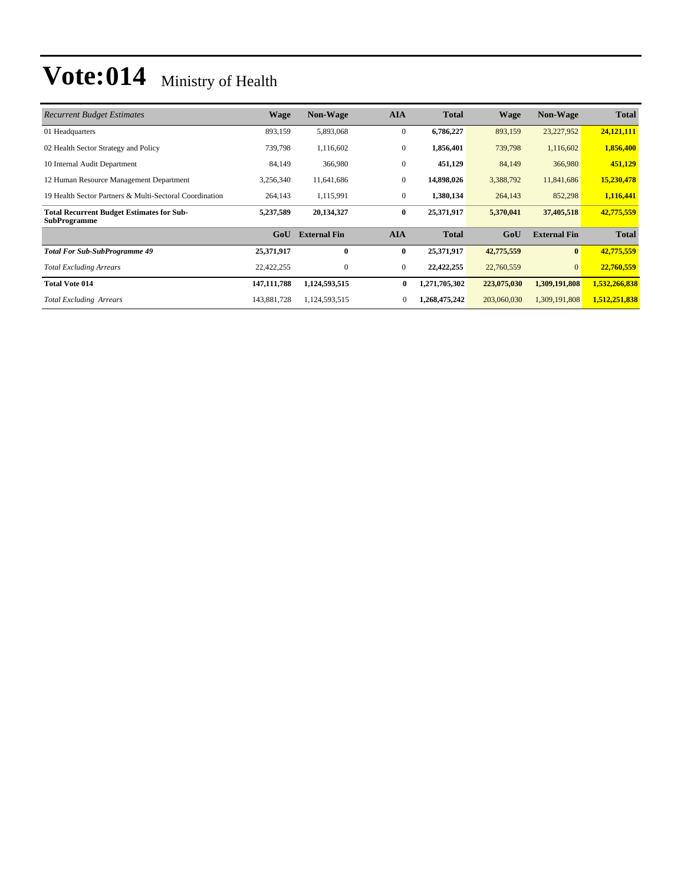# Vote:014 Ministry of Health

| *Recurrent Budget Estimates* | Wage | Non-Wage | AIA | Total | Wage | Non-Wage | Total |
|---|---|---|---|---|---|---|---|
| 01 Headquarters | 893,159 | 5,893,068 | 0 | **6,786,227** | 893,159 | 23,227,952 | **24,121,111** |
| 02 Health Sector Strategy and Policy | 739,798 | 1,116,602 | 0 | **1,856,401** | 739,798 | 1,116,602 | **1,856,400** |
| 10 Internal Audit Department | 84,149 | 366,980 | 0 | **451,129** | 84,149 | 366,980 | **451,129** |
| 12 Human Resource Management Department | 3,256,340 | 11,641,686 | 0 | **14,898,026** | 3,388,792 | 11,841,686 | **15,230,478** |
| 19 Health Sector Partners & Multi-Sectoral Coordination | 264,143 | 1,115,991 | 0 | **1,380,134** | 264,143 | 852,298 | **1,116,441** |
| **Total Recurrent Budget Estimates for Sub-SubProgramme** | **5,237,589** | **20,134,327** | **0** | **25,371,917** | **5,370,041** | **37,405,518** | **42,775,559** |
| | **GoU** | **External Fin** | **AIA** | **Total** | **GoU** | **External Fin** | **Total** |
| ***Total For Sub-SubProgramme 49*** | **25,371,917** | **0** | **0** | **25,371,917** | **42,775,559** | **0** | **42,775,559** |
| *Total Excluding Arrears* | 22,422,255 | 0 | 0 | **22,422,255** | 22,760,559 | 0 | **22,760,559** |
| **Total Vote 014** | **147,111,788** | **1,124,593,515** | **0** | **1,271,705,302** | **223,075,030** | **1,309,191,808** | **1,532,266,838** |
| *Total Excluding Arrears* | 143,881,728 | 1,124,593,515 | 0 | **1,268,475,242** | 203,060,030 | 1,309,191,808 | **1,512,251,838** |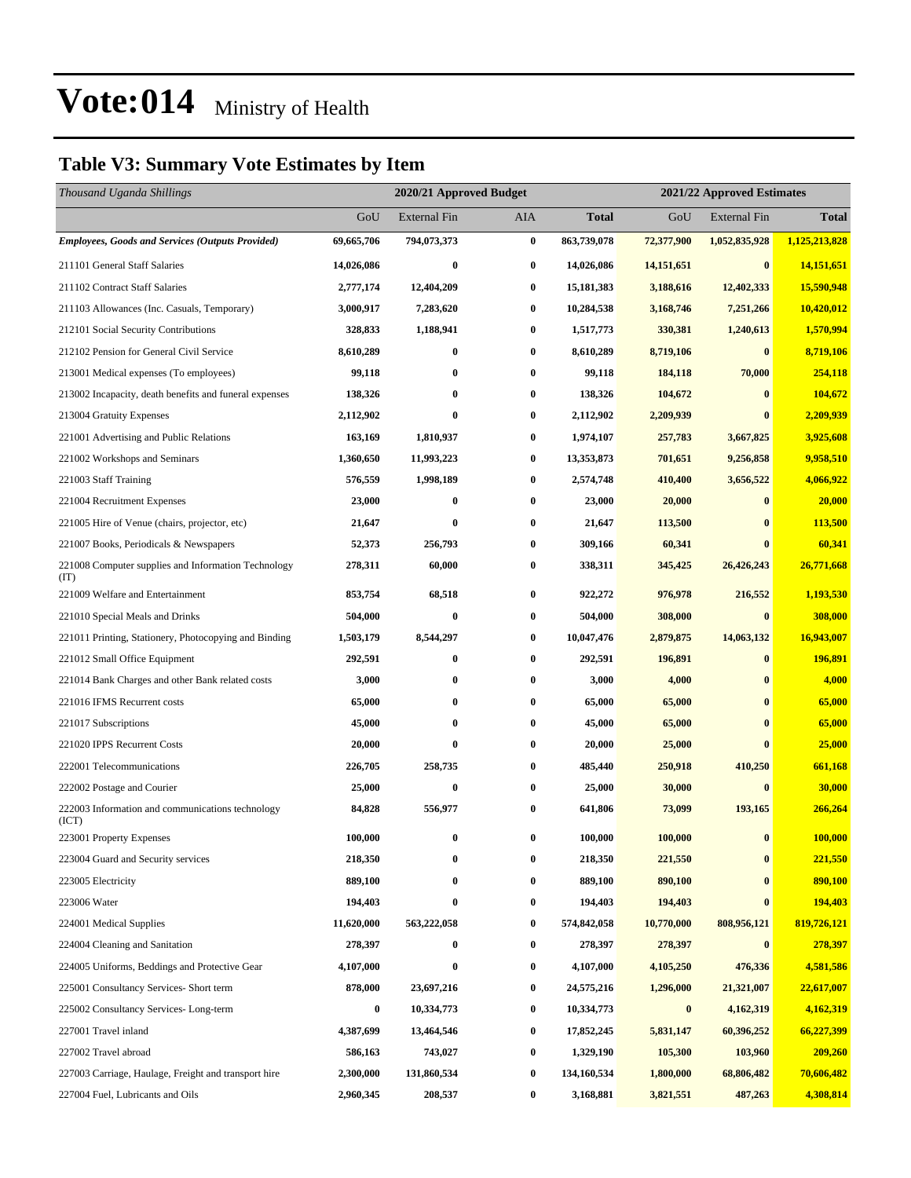# Vote:014 Ministry of Health

## Table V3: Summary Vote Estimates by Item

| *Thousand Uganda Shillings* | 2020/21 Approved Budget | | | | 2021/22 Approved Estimates | | |
|---|---|---|---|---|---|---|---|
| | GoU | External Fin | AIA | **Total** | GoU | External Fin | **Total** |
| ***Employees, Goods and Services (Outputs Provided)*** | **69,665,706** | **794,073,373** | **0** | **863,739,078** | **72,377,900** | **1,052,835,928** | **1,125,213,828** |
| 211101 General Staff Salaries | **14,026,086** | **0** | **0** | **14,026,086** | **14,151,651** | **0** | **14,151,651** |
| 211102 Contract Staff Salaries | **2,777,174** | **12,404,209** | **0** | **15,181,383** | **3,188,616** | **12,402,333** | **15,590,948** |
| 211103 Allowances (Inc. Casuals, Temporary) | **3,000,917** | **7,283,620** | **0** | **10,284,538** | **3,168,746** | **7,251,266** | **10,420,012** |
| 212101 Social Security Contributions | **328,833** | **1,188,941** | **0** | **1,517,773** | **330,381** | **1,240,613** | **1,570,994** |
| 212102 Pension for General Civil Service | **8,610,289** | **0** | **0** | **8,610,289** | **8,719,106** | **0** | **8,719,106** |
| 213001 Medical expenses (To employees) | **99,118** | **0** | **0** | **99,118** | **184,118** | **70,000** | **254,118** |
| 213002 Incapacity, death benefits and funeral expenses | **138,326** | **0** | **0** | **138,326** | **104,672** | **0** | **104,672** |
| 213004 Gratuity Expenses | **2,112,902** | **0** | **0** | **2,112,902** | **2,209,939** | **0** | **2,209,939** |
| 221001 Advertising and Public Relations | **163,169** | **1,810,937** | **0** | **1,974,107** | **257,783** | **3,667,825** | **3,925,608** |
| 221002 Workshops and Seminars | **1,360,650** | **11,993,223** | **0** | **13,353,873** | **701,651** | **9,256,858** | **9,958,510** |
| 221003 Staff Training | **576,559** | **1,998,189** | **0** | **2,574,748** | **410,400** | **3,656,522** | **4,066,922** |
| 221004 Recruitment Expenses | **23,000** | **0** | **0** | **23,000** | **20,000** | **0** | **20,000** |
| 221005 Hire of Venue (chairs, projector, etc) | **21,647** | **0** | **0** | **21,647** | **113,500** | **0** | **113,500** |
| 221007 Books, Periodicals & Newspapers | **52,373** | **256,793** | **0** | **309,166** | **60,341** | **0** | **60,341** |
| 221008 Computer supplies and Information Technology (IT) | **278,311** | **60,000** | **0** | **338,311** | **345,425** | **26,426,243** | **26,771,668** |
| 221009 Welfare and Entertainment | **853,754** | **68,518** | **0** | **922,272** | **976,978** | **216,552** | **1,193,530** |
| 221010 Special Meals and Drinks | **504,000** | **0** | **0** | **504,000** | **308,000** | **0** | **308,000** |
| 221011 Printing, Stationery, Photocopying and Binding | **1,503,179** | **8,544,297** | **0** | **10,047,476** | **2,879,875** | **14,063,132** | **16,943,007** |
| 221012 Small Office Equipment | **292,591** | **0** | **0** | **292,591** | **196,891** | **0** | **196,891** |
| 221014 Bank Charges and other Bank related costs | **3,000** | **0** | **0** | **3,000** | **4,000** | **0** | **4,000** |
| 221016 IFMS Recurrent costs | **65,000** | **0** | **0** | **65,000** | **65,000** | **0** | **65,000** |
| 221017 Subscriptions | **45,000** | **0** | **0** | **45,000** | **65,000** | **0** | **65,000** |
| 221020 IPPS Recurrent Costs | **20,000** | **0** | **0** | **20,000** | **25,000** | **0** | **25,000** |
| 222001 Telecommunications | **226,705** | **258,735** | **0** | **485,440** | **250,918** | **410,250** | **661,168** |
| 222002 Postage and Courier | **25,000** | **0** | **0** | **25,000** | **30,000** | **0** | **30,000** |
| 222003 Information and communications technology (ICT) | **84,828** | **556,977** | **0** | **641,806** | **73,099** | **193,165** | **266,264** |
| 223001 Property Expenses | **100,000** | **0** | **0** | **100,000** | **100,000** | **0** | **100,000** |
| 223004 Guard and Security services | **218,350** | **0** | **0** | **218,350** | **221,550** | **0** | **221,550** |
| 223005 Electricity | **889,100** | **0** | **0** | **889,100** | **890,100** | **0** | **890,100** |
| 223006 Water | **194,403** | **0** | **0** | **194,403** | **194,403** | **0** | **194,403** |
| 224001 Medical Supplies | **11,620,000** | **563,222,058** | **0** | **574,842,058** | **10,770,000** | **808,956,121** | **819,726,121** |
| 224004 Cleaning and Sanitation | **278,397** | **0** | **0** | **278,397** | **278,397** | **0** | **278,397** |
| 224005 Uniforms, Beddings and Protective Gear | **4,107,000** | **0** | **0** | **4,107,000** | **4,105,250** | **476,336** | **4,581,586** |
| 225001 Consultancy Services- Short term | **878,000** | **23,697,216** | **0** | **24,575,216** | **1,296,000** | **21,321,007** | **22,617,007** |
| 225002 Consultancy Services- Long-term | **0** | **10,334,773** | **0** | **10,334,773** | **0** | **4,162,319** | **4,162,319** |
| 227001 Travel inland | **4,387,699** | **13,464,546** | **0** | **17,852,245** | **5,831,147** | **60,396,252** | **66,227,399** |
| 227002 Travel abroad | **586,163** | **743,027** | **0** | **1,329,190** | **105,300** | **103,960** | **209,260** |
| 227003 Carriage, Haulage, Freight and transport hire | **2,300,000** | **131,860,534** | **0** | **134,160,534** | **1,800,000** | **68,806,482** | **70,606,482** |
| 227004 Fuel, Lubricants and Oils | **2,960,345** | **208,537** | **0** | **3,168,881** | **3,821,551** | **487,263** | **4,308,814** |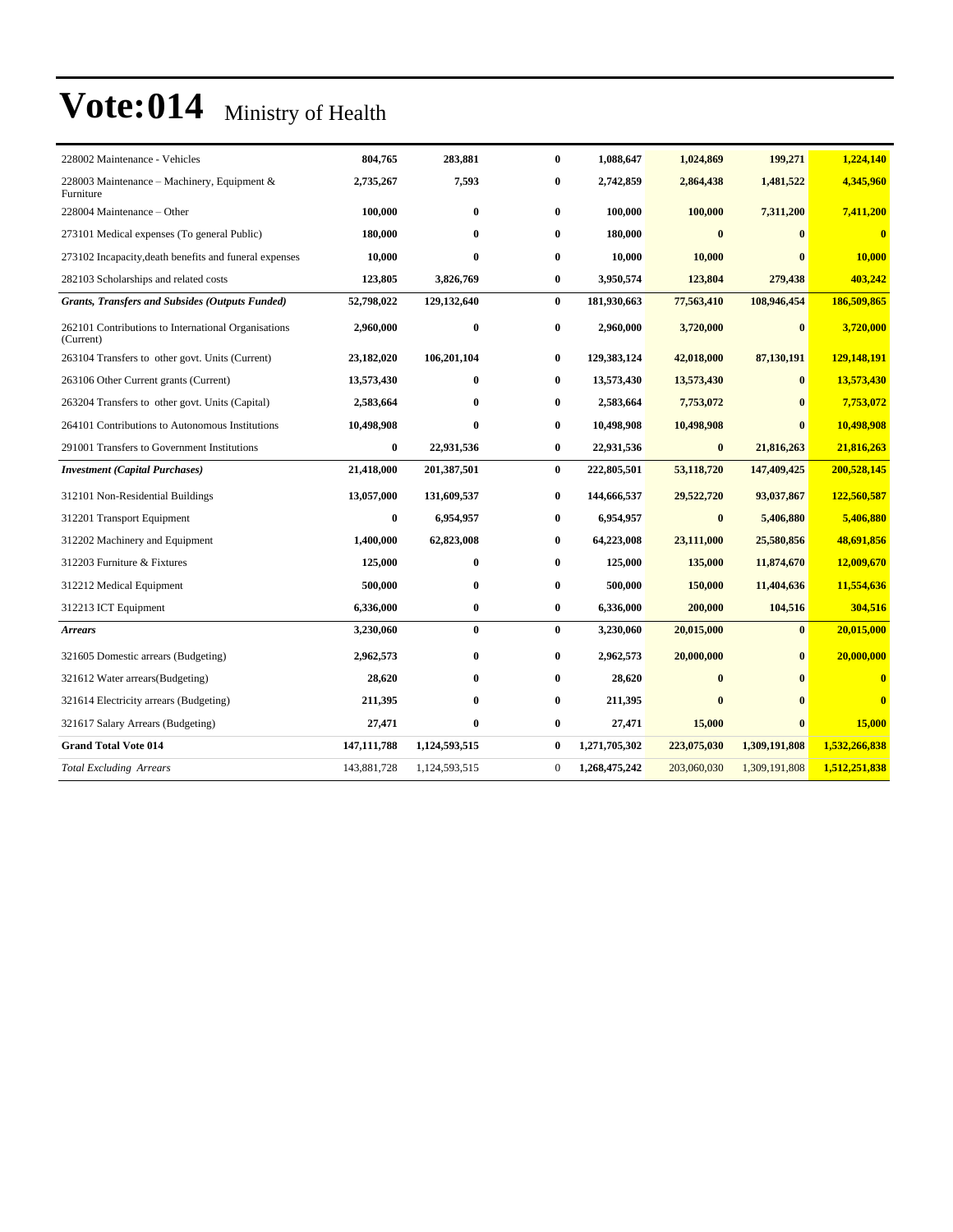# Vote:014 Ministry of Health

| | | | | | | | |
|---|---|---|---|---|---|---|---|
| 228002 Maintenance - Vehicles | 804,765 | 283,881 | 0 | 1,088,647 | 1,024,869 | 199,271 | 1,224,140 |
| 228003 Maintenance – Machinery, Equipment & Furniture | 2,735,267 | 7,593 | 0 | 2,742,859 | 2,864,438 | 1,481,522 | 4,345,960 |
| 228004 Maintenance – Other | 100,000 | 0 | 0 | 100,000 | 100,000 | 7,311,200 | 7,411,200 |
| 273101 Medical expenses (To general Public) | 180,000 | 0 | 0 | 180,000 | 0 | 0 | 0 |
| 273102 Incapacity,death benefits and funeral expenses | 10,000 | 0 | 0 | 10,000 | 10,000 | 0 | 10,000 |
| 282103 Scholarships and related costs | 123,805 | 3,826,769 | 0 | 3,950,574 | 123,804 | 279,438 | 403,242 |
| ***Grants, Transfers and Subsides (Outputs Funded)*** | **52,798,022** | **129,132,640** | **0** | **181,930,663** | **77,563,410** | **108,946,454** | **186,509,865** |
| 262101 Contributions to International Organisations (Current) | 2,960,000 | 0 | 0 | 2,960,000 | 3,720,000 | 0 | 3,720,000 |
| 263104 Transfers to other govt. Units (Current) | 23,182,020 | 106,201,104 | 0 | 129,383,124 | 42,018,000 | 87,130,191 | 129,148,191 |
| 263106 Other Current grants (Current) | 13,573,430 | 0 | 0 | 13,573,430 | 13,573,430 | 0 | 13,573,430 |
| 263204 Transfers to other govt. Units (Capital) | 2,583,664 | 0 | 0 | 2,583,664 | 7,753,072 | 0 | 7,753,072 |
| 264101 Contributions to Autonomous Institutions | 10,498,908 | 0 | 0 | 10,498,908 | 10,498,908 | 0 | 10,498,908 |
| 291001 Transfers to Government Institutions | 0 | 22,931,536 | 0 | 22,931,536 | 0 | 21,816,263 | 21,816,263 |
| ***Investment (Capital Purchases)*** | **21,418,000** | **201,387,501** | **0** | **222,805,501** | **53,118,720** | **147,409,425** | **200,528,145** |
| 312101 Non-Residential Buildings | 13,057,000 | 131,609,537 | 0 | 144,666,537 | 29,522,720 | 93,037,867 | 122,560,587 |
| 312201 Transport Equipment | 0 | 6,954,957 | 0 | 6,954,957 | 0 | 5,406,880 | 5,406,880 |
| 312202 Machinery and Equipment | 1,400,000 | 62,823,008 | 0 | 64,223,008 | 23,111,000 | 25,580,856 | 48,691,856 |
| 312203 Furniture & Fixtures | 125,000 | 0 | 0 | 125,000 | 135,000 | 11,874,670 | 12,009,670 |
| 312212 Medical Equipment | 500,000 | 0 | 0 | 500,000 | 150,000 | 11,404,636 | 11,554,636 |
| 312213 ICT Equipment | 6,336,000 | 0 | 0 | 6,336,000 | 200,000 | 104,516 | 304,516 |
| ***Arrears*** | **3,230,060** | **0** | **0** | **3,230,060** | **20,015,000** | **0** | **20,015,000** |
| 321605 Domestic arrears (Budgeting) | 2,962,573 | 0 | 0 | 2,962,573 | 20,000,000 | 0 | 20,000,000 |
| 321612 Water arrears(Budgeting) | 28,620 | 0 | 0 | 28,620 | 0 | 0 | 0 |
| 321614 Electricity arrears (Budgeting) | 211,395 | 0 | 0 | 211,395 | 0 | 0 | 0 |
| 321617 Salary Arrears (Budgeting) | 27,471 | 0 | 0 | 27,471 | 15,000 | 0 | 15,000 |
| **Grand Total Vote 014** | **147,111,788** | **1,124,593,515** | **0** | **1,271,705,302** | **223,075,030** | **1,309,191,808** | **1,532,266,838** |
| *Total Excluding Arrears* | 143,881,728 | 1,124,593,515 | 0 | **1,268,475,242** | 203,060,030 | 1,309,191,808 | **1,512,251,838** |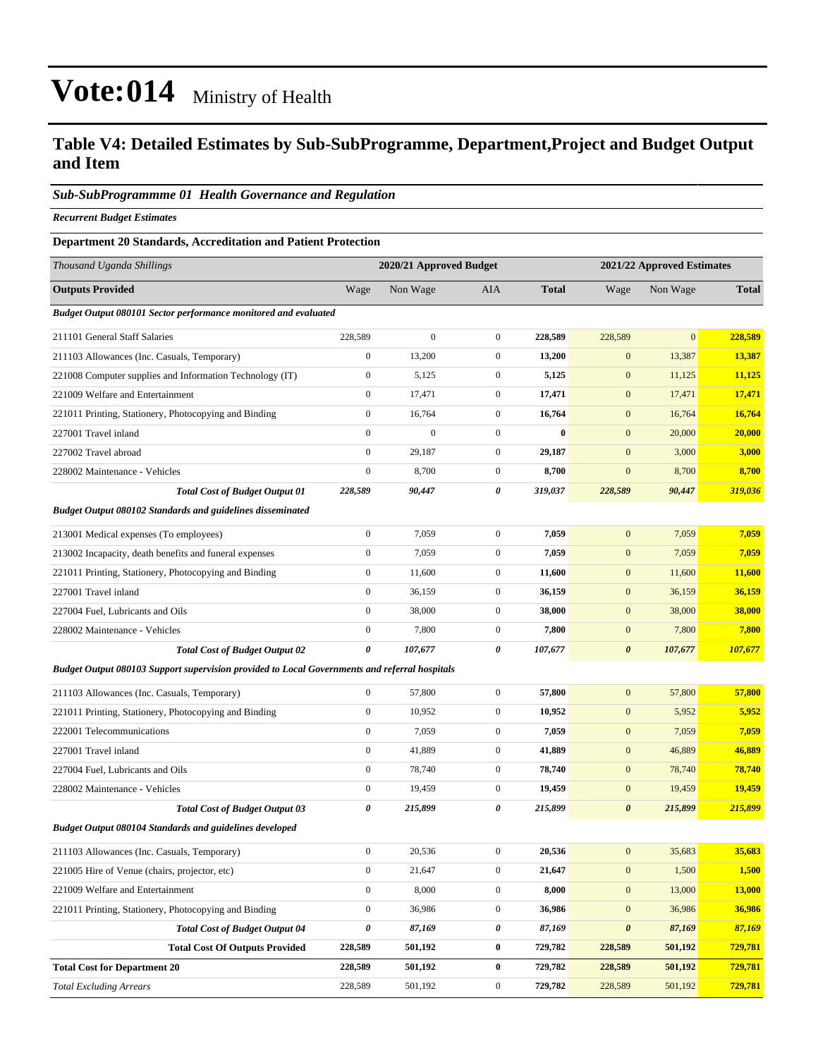# Vote:014 Ministry of Health

## Table V4: Detailed Estimates by Sub-SubProgramme, Department,Project and Budget Output and Item

### *Sub-SubProgrammme 01 Health Governance and Regulation*

***Recurrent Budget Estimates***

**Department 20 Standards, Accreditation and Patient Protection**

| *Thousand Uganda Shillings* | 2020/21 Approved Budget | | | | 2021/22 Approved Estimates | | |
|---|---|---|---|---|---|---|---|
| **Outputs Provided** | Wage | Non Wage | AIA | **Total** | Wage | Non Wage | **Total** |
| ***Budget Output 080101 Sector performance monitored and evaluated*** | | | | | | | |
| 211101 General Staff Salaries | 228,589 | 0 | 0 | **228,589** | 228,589 | 0 | **228,589** |
| 211103 Allowances (Inc. Casuals, Temporary) | 0 | 13,200 | 0 | **13,200** | 0 | 13,387 | **13,387** |
| 221008 Computer supplies and Information Technology (IT) | 0 | 5,125 | 0 | **5,125** | 0 | 11,125 | **11,125** |
| 221009 Welfare and Entertainment | 0 | 17,471 | 0 | **17,471** | 0 | 17,471 | **17,471** |
| 221011 Printing, Stationery, Photocopying and Binding | 0 | 16,764 | 0 | **16,764** | 0 | 16,764 | **16,764** |
| 227001 Travel inland | 0 | 0 | 0 | **0** | 0 | 20,000 | **20,000** |
| 227002 Travel abroad | 0 | 29,187 | 0 | **29,187** | 0 | 3,000 | **3,000** |
| 228002 Maintenance - Vehicles | 0 | 8,700 | 0 | **8,700** | 0 | 8,700 | **8,700** |
| ***Total Cost of Budget Output 01*** | ***228,589*** | ***90,447*** | ***0*** | ***319,037*** | ***228,589*** | ***90,447*** | ***319,036*** |
| ***Budget Output 080102 Standards and guidelines disseminated*** | | | | | | | |
| 213001 Medical expenses (To employees) | 0 | 7,059 | 0 | **7,059** | 0 | 7,059 | **7,059** |
| 213002 Incapacity, death benefits and funeral expenses | 0 | 7,059 | 0 | **7,059** | 0 | 7,059 | **7,059** |
| 221011 Printing, Stationery, Photocopying and Binding | 0 | 11,600 | 0 | **11,600** | 0 | 11,600 | **11,600** |
| 227001 Travel inland | 0 | 36,159 | 0 | **36,159** | 0 | 36,159 | **36,159** |
| 227004 Fuel, Lubricants and Oils | 0 | 38,000 | 0 | **38,000** | 0 | 38,000 | **38,000** |
| 228002 Maintenance - Vehicles | 0 | 7,800 | 0 | **7,800** | 0 | 7,800 | **7,800** |
| ***Total Cost of Budget Output 02*** | ***0*** | ***107,677*** | ***0*** | ***107,677*** | ***0*** | ***107,677*** | ***107,677*** |
| ***Budget Output 080103 Support supervision provided to Local Governments and referral hospitals*** | | | | | | | |
| 211103 Allowances (Inc. Casuals, Temporary) | 0 | 57,800 | 0 | **57,800** | 0 | 57,800 | **57,800** |
| 221011 Printing, Stationery, Photocopying and Binding | 0 | 10,952 | 0 | **10,952** | 0 | 5,952 | **5,952** |
| 222001 Telecommunications | 0 | 7,059 | 0 | **7,059** | 0 | 7,059 | **7,059** |
| 227001 Travel inland | 0 | 41,889 | 0 | **41,889** | 0 | 46,889 | **46,889** |
| 227004 Fuel, Lubricants and Oils | 0 | 78,740 | 0 | **78,740** | 0 | 78,740 | **78,740** |
| 228002 Maintenance - Vehicles | 0 | 19,459 | 0 | **19,459** | 0 | 19,459 | **19,459** |
| ***Total Cost of Budget Output 03*** | ***0*** | ***215,899*** | ***0*** | ***215,899*** | ***0*** | ***215,899*** | ***215,899*** |
| ***Budget Output 080104 Standards and guidelines developed*** | | | | | | | |
| 211103 Allowances (Inc. Casuals, Temporary) | 0 | 20,536 | 0 | **20,536** | 0 | 35,683 | **35,683** |
| 221005 Hire of Venue (chairs, projector, etc) | 0 | 21,647 | 0 | **21,647** | 0 | 1,500 | **1,500** |
| 221009 Welfare and Entertainment | 0 | 8,000 | 0 | **8,000** | 0 | 13,000 | **13,000** |
| 221011 Printing, Stationery, Photocopying and Binding | 0 | 36,986 | 0 | **36,986** | 0 | 36,986 | **36,986** |
| ***Total Cost of Budget Output 04*** | ***0*** | ***87,169*** | ***0*** | ***87,169*** | ***0*** | ***87,169*** | ***87,169*** |
| **Total Cost Of Outputs Provided** | **228,589** | **501,192** | **0** | **729,782** | **228,589** | **501,192** | **729,781** |
| **Total Cost for Department 20** | **228,589** | **501,192** | **0** | **729,782** | **228,589** | **501,192** | **729,781** |
| *Total Excluding Arrears* | 228,589 | 501,192 | 0 | **729,782** | 228,589 | 501,192 | **729,781** |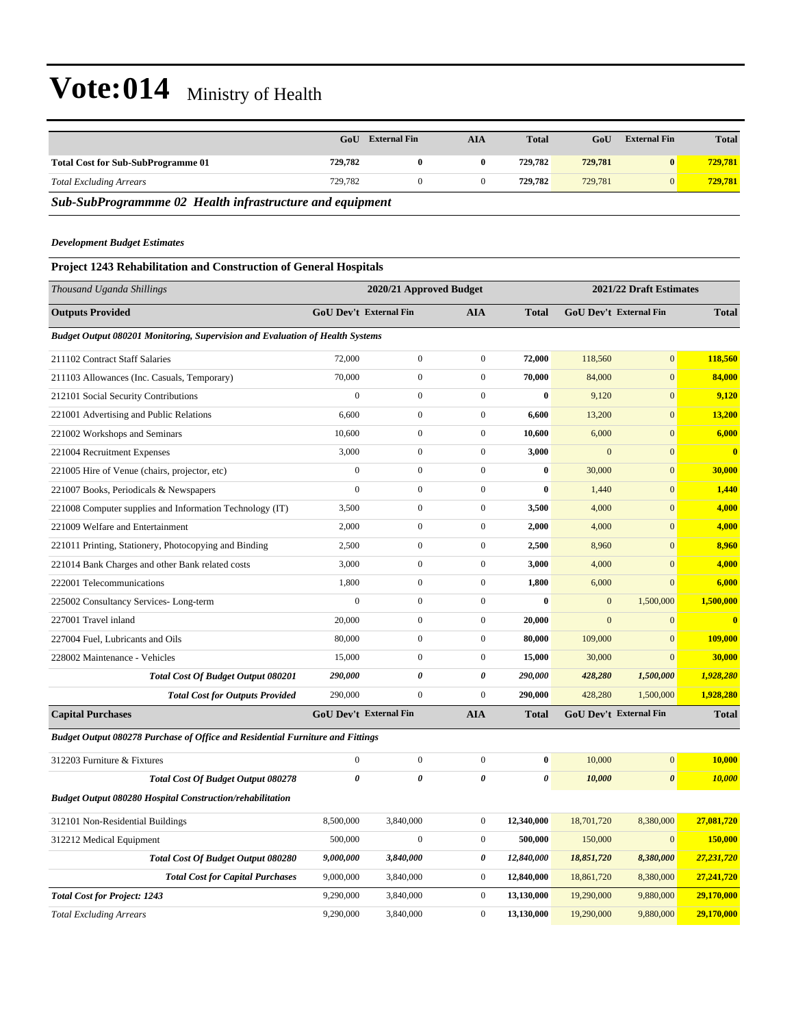# Vote:014 Ministry of Health

| | GoU | External Fin | AIA | Total | GoU | External Fin | Total |
|---|---|---|---|---|---|---|---|
| **Total Cost for Sub-SubProgramme 01** | **729,782** | **0** | **0** | **729,782** | **729,781** | **0** | **729,781** |
| *Total Excluding Arrears* | 729,782 | 0 | 0 | **729,782** | 729,781 | 0 | **729,781** |

## *Sub-SubProgrammme 02 Health infrastructure and equipment*

***Development Budget Estimates***

### Project 1243 Rehabilitation and Construction of General Hospitals

| *Thousand Uganda Shillings* | 2020/21 Approved Budget | | | | 2021/22 Draft Estimates | | |
|---|---|---|---|---|---|---|---|
| **Outputs Provided** | **GoU Dev't** | **External Fin** | **AIA** | **Total** | **GoU Dev't** | **External Fin** | **Total** |
| ***Budget Output 080201 Monitoring, Supervision and Evaluation of Health Systems*** | | | | | | | |
| 211102 Contract Staff Salaries | 72,000 | 0 | 0 | **72,000** | 118,560 | 0 | **118,560** |
| 211103 Allowances (Inc. Casuals, Temporary) | 70,000 | 0 | 0 | **70,000** | 84,000 | 0 | **84,000** |
| 212101 Social Security Contributions | 0 | 0 | 0 | **0** | 9,120 | 0 | **9,120** |
| 221001 Advertising and Public Relations | 6,600 | 0 | 0 | **6,600** | 13,200 | 0 | **13,200** |
| 221002 Workshops and Seminars | 10,600 | 0 | 0 | **10,600** | 6,000 | 0 | **6,000** |
| 221004 Recruitment Expenses | 3,000 | 0 | 0 | **3,000** | 0 | 0 | **0** |
| 221005 Hire of Venue (chairs, projector, etc) | 0 | 0 | 0 | **0** | 30,000 | 0 | **30,000** |
| 221007 Books, Periodicals & Newspapers | 0 | 0 | 0 | **0** | 1,440 | 0 | **1,440** |
| 221008 Computer supplies and Information Technology (IT) | 3,500 | 0 | 0 | **3,500** | 4,000 | 0 | **4,000** |
| 221009 Welfare and Entertainment | 2,000 | 0 | 0 | **2,000** | 4,000 | 0 | **4,000** |
| 221011 Printing, Stationery, Photocopying and Binding | 2,500 | 0 | 0 | **2,500** | 8,960 | 0 | **8,960** |
| 221014 Bank Charges and other Bank related costs | 3,000 | 0 | 0 | **3,000** | 4,000 | 0 | **4,000** |
| 222001 Telecommunications | 1,800 | 0 | 0 | **1,800** | 6,000 | 0 | **6,000** |
| 225002 Consultancy Services- Long-term | 0 | 0 | 0 | **0** | 0 | 1,500,000 | **1,500,000** |
| 227001 Travel inland | 20,000 | 0 | 0 | **20,000** | 0 | 0 | **0** |
| 227004 Fuel, Lubricants and Oils | 80,000 | 0 | 0 | **80,000** | 109,000 | 0 | **109,000** |
| 228002 Maintenance - Vehicles | 15,000 | 0 | 0 | **15,000** | 30,000 | 0 | **30,000** |
| ***Total Cost Of Budget Output 080201*** | ***290,000*** | ***0*** | ***0*** | ***290,000*** | ***428,280*** | ***1,500,000*** | ***1,928,280*** |
| ***Total Cost for Outputs Provided*** | 290,000 | 0 | 0 | **290,000** | 428,280 | 1,500,000 | **1,928,280** |
| **Capital Purchases** | **GoU Dev't** | **External Fin** | **AIA** | **Total** | **GoU Dev't** | **External Fin** | **Total** |
| ***Budget Output 080278 Purchase of Office and Residential Furniture and Fittings*** | | | | | | | |
| 312203 Furniture & Fixtures | 0 | 0 | 0 | **0** | 10,000 | 0 | **10,000** |
| ***Total Cost Of Budget Output 080278*** | ***0*** | ***0*** | ***0*** | ***0*** | ***10,000*** | ***0*** | ***10,000*** |
| ***Budget Output 080280 Hospital Construction/rehabilitation*** | | | | | | | |
| 312101 Non-Residential Buildings | 8,500,000 | 3,840,000 | 0 | **12,340,000** | 18,701,720 | 8,380,000 | **27,081,720** |
| 312212 Medical Equipment | 500,000 | 0 | 0 | **500,000** | 150,000 | 0 | **150,000** |
| ***Total Cost Of Budget Output 080280*** | ***9,000,000*** | ***3,840,000*** | ***0*** | ***12,840,000*** | ***18,851,720*** | ***8,380,000*** | ***27,231,720*** |
| ***Total Cost for Capital Purchases*** | 9,000,000 | 3,840,000 | 0 | **12,840,000** | 18,861,720 | 8,380,000 | **27,241,720** |
| ***Total Cost for Project: 1243*** | 9,290,000 | 3,840,000 | 0 | **13,130,000** | 19,290,000 | 9,880,000 | **29,170,000** |
| *Total Excluding Arrears* | 9,290,000 | 3,840,000 | 0 | **13,130,000** | 19,290,000 | 9,880,000 | **29,170,000** |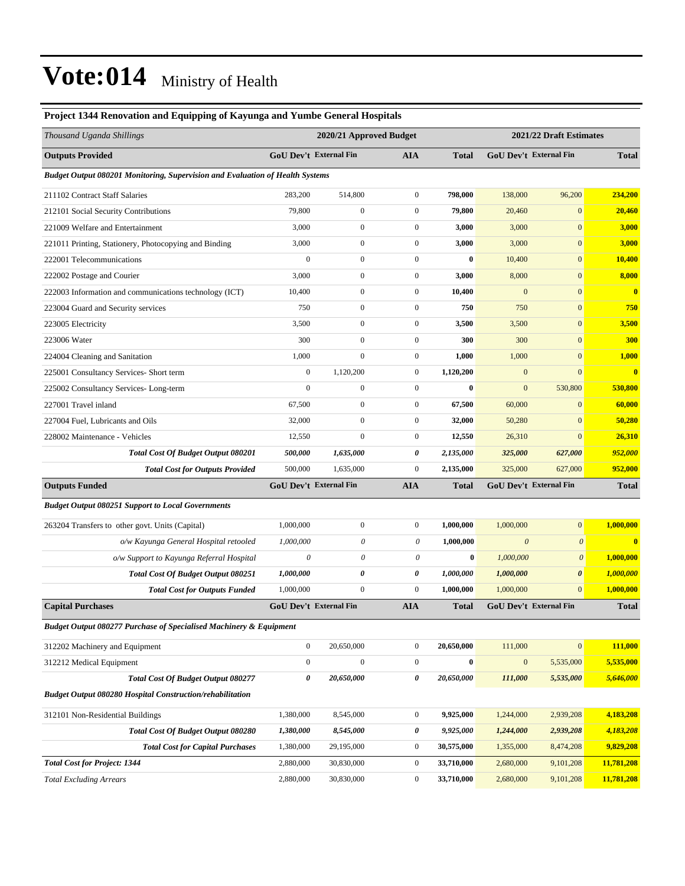# Vote:014 Ministry of Health

### Project 1344 Renovation and Equipping of Kayunga and Yumbe General Hospitals

| *Thousand Uganda Shillings* | 2020/21 Approved Budget | | | | 2021/22 Draft Estimates | | |
|---|---|---|---|---|---|---|---|
| **Outputs Provided** | **GoU Dev't** | **External Fin** | **AIA** | **Total** | **GoU Dev't** | **External Fin** | **Total** |
| ***Budget Output 080201 Monitoring, Supervision and Evaluation of Health Systems*** | | | | | | | |
| 211102 Contract Staff Salaries | 283,200 | 514,800 | 0 | **798,000** | 138,000 | 96,200 | **234,200** |
| 212101 Social Security Contributions | 79,800 | 0 | 0 | **79,800** | 20,460 | 0 | **20,460** |
| 221009 Welfare and Entertainment | 3,000 | 0 | 0 | **3,000** | 3,000 | 0 | **3,000** |
| 221011 Printing, Stationery, Photocopying and Binding | 3,000 | 0 | 0 | **3,000** | 3,000 | 0 | **3,000** |
| 222001 Telecommunications | 0 | 0 | 0 | **0** | 10,400 | 0 | **10,400** |
| 222002 Postage and Courier | 3,000 | 0 | 0 | **3,000** | 8,000 | 0 | **8,000** |
| 222003 Information and communications technology (ICT) | 10,400 | 0 | 0 | **10,400** | 0 | 0 | **0** |
| 223004 Guard and Security services | 750 | 0 | 0 | **750** | 750 | 0 | **750** |
| 223005 Electricity | 3,500 | 0 | 0 | **3,500** | 3,500 | 0 | **3,500** |
| 223006 Water | 300 | 0 | 0 | **300** | 300 | 0 | **300** |
| 224004 Cleaning and Sanitation | 1,000 | 0 | 0 | **1,000** | 1,000 | 0 | **1,000** |
| 225001 Consultancy Services- Short term | 0 | 1,120,200 | 0 | **1,120,200** | 0 | 0 | **0** |
| 225002 Consultancy Services- Long-term | 0 | 0 | 0 | **0** | 0 | 530,800 | **530,800** |
| 227001 Travel inland | 67,500 | 0 | 0 | **67,500** | 60,000 | 0 | **60,000** |
| 227004 Fuel, Lubricants and Oils | 32,000 | 0 | 0 | **32,000** | 50,280 | 0 | **50,280** |
| 228002 Maintenance - Vehicles | 12,550 | 0 | 0 | **12,550** | 26,310 | 0 | **26,310** |
| ***Total Cost Of Budget Output 080201*** | ***500,000*** | ***1,635,000*** | ***0*** | ***2,135,000*** | ***325,000*** | ***627,000*** | ***952,000*** |
| ***Total Cost for Outputs Provided*** | 500,000 | 1,635,000 | 0 | **2,135,000** | 325,000 | 627,000 | **952,000** |
| **Outputs Funded** | **GoU Dev't** | **External Fin** | **AIA** | **Total** | **GoU Dev't** | **External Fin** | **Total** |
| ***Budget Output 080251 Support to Local Governments*** | | | | | | | |
| 263204 Transfers to other govt. Units (Capital) | 1,000,000 | 0 | 0 | **1,000,000** | 1,000,000 | 0 | **1,000,000** |
| *o/w Kayunga General Hospital retooled* | *1,000,000* | *0* | *0* | **1,000,000** | *0* | *0* | **0** |
| *o/w Support to Kayunga Referral Hospital* | *0* | *0* | *0* | **0** | *1,000,000* | *0* | **1,000,000** |
| ***Total Cost Of Budget Output 080251*** | ***1,000,000*** | ***0*** | ***0*** | ***1,000,000*** | ***1,000,000*** | ***0*** | ***1,000,000*** |
| ***Total Cost for Outputs Funded*** | 1,000,000 | 0 | 0 | **1,000,000** | 1,000,000 | 0 | **1,000,000** |
| **Capital Purchases** | **GoU Dev't** | **External Fin** | **AIA** | **Total** | **GoU Dev't** | **External Fin** | **Total** |
| ***Budget Output 080277 Purchase of Specialised Machinery & Equipment*** | | | | | | | |
| 312202 Machinery and Equipment | 0 | 20,650,000 | 0 | **20,650,000** | 111,000 | 0 | **111,000** |
| 312212 Medical Equipment | 0 | 0 | 0 | **0** | 0 | 5,535,000 | **5,535,000** |
| ***Total Cost Of Budget Output 080277*** | ***0*** | ***20,650,000*** | ***0*** | ***20,650,000*** | ***111,000*** | ***5,535,000*** | ***5,646,000*** |
| ***Budget Output 080280 Hospital Construction/rehabilitation*** | | | | | | | |
| 312101 Non-Residential Buildings | 1,380,000 | 8,545,000 | 0 | **9,925,000** | 1,244,000 | 2,939,208 | **4,183,208** |
| ***Total Cost Of Budget Output 080280*** | ***1,380,000*** | ***8,545,000*** | ***0*** | ***9,925,000*** | ***1,244,000*** | ***2,939,208*** | ***4,183,208*** |
| ***Total Cost for Capital Purchases*** | 1,380,000 | 29,195,000 | 0 | **30,575,000** | 1,355,000 | 8,474,208 | **9,829,208** |
| ***Total Cost for Project: 1344*** | 2,880,000 | 30,830,000 | 0 | **33,710,000** | 2,680,000 | 9,101,208 | **11,781,208** |
| *Total Excluding Arrears* | 2,880,000 | 30,830,000 | 0 | **33,710,000** | 2,680,000 | 9,101,208 | **11,781,208** |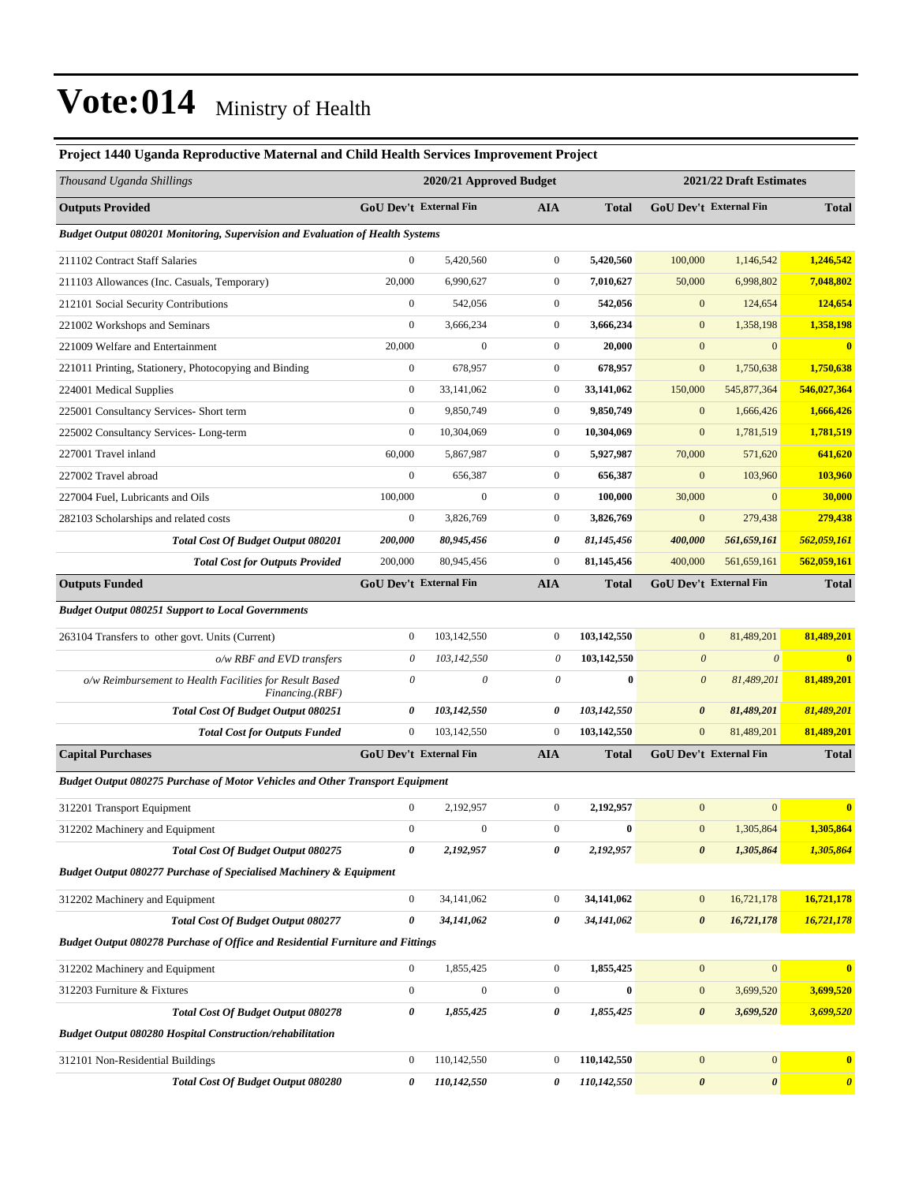# Vote:014 Ministry of Health

### Project 1440 Uganda Reproductive Maternal and Child Health Services Improvement Project

| *Thousand Uganda Shillings* | 2020/21 Approved Budget | | | | 2021/22 Draft Estimates | | |
|---|---|---|---|---|---|---|---|
| **Outputs Provided** | **GoU Dev't** | **External Fin** | **AIA** | **Total** | **GoU Dev't** | **External Fin** | **Total** |
| ***Budget Output 080201 Monitoring, Supervision and Evaluation of Health Systems*** | | | | | | | |
| 211102 Contract Staff Salaries | 0 | 5,420,560 | 0 | **5,420,560** | 100,000 | 1,146,542 | **1,246,542** |
| 211103 Allowances (Inc. Casuals, Temporary) | 20,000 | 6,990,627 | 0 | **7,010,627** | 50,000 | 6,998,802 | **7,048,802** |
| 212101 Social Security Contributions | 0 | 542,056 | 0 | **542,056** | 0 | 124,654 | **124,654** |
| 221002 Workshops and Seminars | 0 | 3,666,234 | 0 | **3,666,234** | 0 | 1,358,198 | **1,358,198** |
| 221009 Welfare and Entertainment | 20,000 | 0 | 0 | **20,000** | 0 | 0 | **0** |
| 221011 Printing, Stationery, Photocopying and Binding | 0 | 678,957 | 0 | **678,957** | 0 | 1,750,638 | **1,750,638** |
| 224001 Medical Supplies | 0 | 33,141,062 | 0 | **33,141,062** | 150,000 | 545,877,364 | **546,027,364** |
| 225001 Consultancy Services- Short term | 0 | 9,850,749 | 0 | **9,850,749** | 0 | 1,666,426 | **1,666,426** |
| 225002 Consultancy Services- Long-term | 0 | 10,304,069 | 0 | **10,304,069** | 0 | 1,781,519 | **1,781,519** |
| 227001 Travel inland | 60,000 | 5,867,987 | 0 | **5,927,987** | 70,000 | 571,620 | **641,620** |
| 227002 Travel abroad | 0 | 656,387 | 0 | **656,387** | 0 | 103,960 | **103,960** |
| 227004 Fuel, Lubricants and Oils | 100,000 | 0 | 0 | **100,000** | 30,000 | 0 | **30,000** |
| 282103 Scholarships and related costs | 0 | 3,826,769 | 0 | **3,826,769** | 0 | 279,438 | **279,438** |
| ***Total Cost Of Budget Output 080201*** | ***200,000*** | ***80,945,456*** | ***0*** | ***81,145,456*** | ***400,000*** | ***561,659,161*** | ***562,059,161*** |
| ***Total Cost for Outputs Provided*** | 200,000 | 80,945,456 | 0 | 81,145,456 | 400,000 | 561,659,161 | 562,059,161 |
| **Outputs Funded** | **GoU Dev't** | **External Fin** | **AIA** | **Total** | **GoU Dev't** | **External Fin** | **Total** |
| ***Budget Output 080251 Support to Local Governments*** | | | | | | | |
| 263104 Transfers to other govt. Units (Current) | 0 | 103,142,550 | 0 | **103,142,550** | 0 | 81,489,201 | **81,489,201** |
| *o/w RBF and EVD transfers* | *0* | *103,142,550* | *0* | **103,142,550** | *0* | *0* | **0** |
| *o/w Reimbursement to Health Facilities for Result Based Financing.(RBF)* | *0* | *0* | *0* | **0** | *0* | *81,489,201* | **81,489,201** |
| ***Total Cost Of Budget Output 080251*** | ***0*** | ***103,142,550*** | ***0*** | ***103,142,550*** | ***0*** | ***81,489,201*** | ***81,489,201*** |
| ***Total Cost for Outputs Funded*** | 0 | 103,142,550 | 0 | 103,142,550 | 0 | 81,489,201 | 81,489,201 |
| **Capital Purchases** | **GoU Dev't** | **External Fin** | **AIA** | **Total** | **GoU Dev't** | **External Fin** | **Total** |
| ***Budget Output 080275 Purchase of Motor Vehicles and Other Transport Equipment*** | | | | | | | |
| 312201 Transport Equipment | 0 | 2,192,957 | 0 | **2,192,957** | 0 | 0 | **0** |
| 312202 Machinery and Equipment | 0 | 0 | 0 | **0** | 0 | 1,305,864 | **1,305,864** |
| ***Total Cost Of Budget Output 080275*** | ***0*** | ***2,192,957*** | ***0*** | ***2,192,957*** | ***0*** | ***1,305,864*** | ***1,305,864*** |
| ***Budget Output 080277 Purchase of Specialised Machinery & Equipment*** | | | | | | | |
| 312202 Machinery and Equipment | 0 | 34,141,062 | 0 | **34,141,062** | 0 | 16,721,178 | **16,721,178** |
| ***Total Cost Of Budget Output 080277*** | ***0*** | ***34,141,062*** | ***0*** | ***34,141,062*** | ***0*** | ***16,721,178*** | ***16,721,178*** |
| ***Budget Output 080278 Purchase of Office and Residential Furniture and Fittings*** | | | | | | | |
| 312202 Machinery and Equipment | 0 | 1,855,425 | 0 | **1,855,425** | 0 | 0 | **0** |
| 312203 Furniture & Fixtures | 0 | 0 | 0 | **0** | 0 | 3,699,520 | **3,699,520** |
| ***Total Cost Of Budget Output 080278*** | ***0*** | ***1,855,425*** | ***0*** | ***1,855,425*** | ***0*** | ***3,699,520*** | ***3,699,520*** |
| ***Budget Output 080280 Hospital Construction/rehabilitation*** | | | | | | | |
| 312101 Non-Residential Buildings | 0 | 110,142,550 | 0 | **110,142,550** | 0 | 0 | **0** |
| ***Total Cost Of Budget Output 080280*** | ***0*** | ***110,142,550*** | ***0*** | ***110,142,550*** | ***0*** | ***0*** | ***0*** |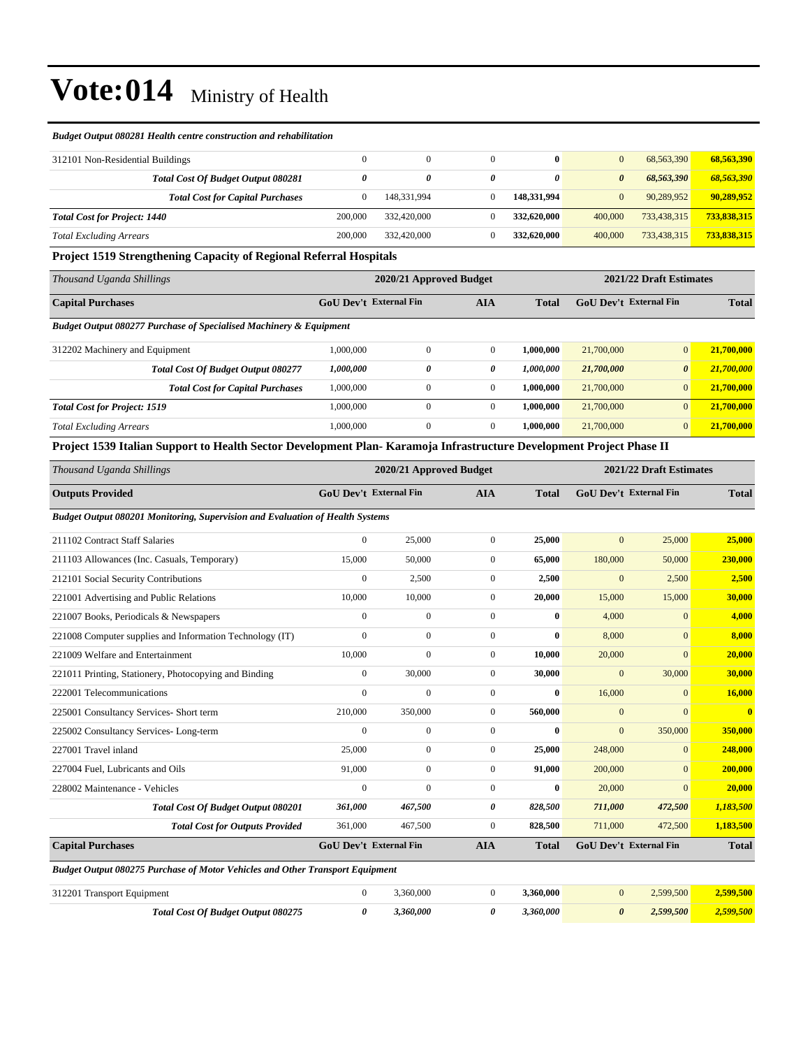# Vote:014 Ministry of Health

*Budget Output 080281 Health centre construction and rehabilitation*

| | | | | | | | |
|---|---|---|---|---|---|---|---|
| 312101 Non-Residential Buildings | 0 | 0 | 0 | **0** | 0 | 68,563,390 | **68,563,390** |
| ***Total Cost Of Budget Output 080281*** | ***0*** | ***0*** | ***0*** | ***0*** | ***0*** | ***68,563,390*** | ***68,563,390*** |
| ***Total Cost for Capital Purchases*** | 0 | 148,331,994 | 0 | **148,331,994** | 0 | 90,289,952 | **90,289,952** |
| ***Total Cost for Project: 1440*** | 200,000 | 332,420,000 | 0 | **332,620,000** | 400,000 | 733,438,315 | **733,838,315** |
| *Total Excluding Arrears* | 200,000 | 332,420,000 | 0 | **332,620,000** | 400,000 | 733,438,315 | **733,838,315** |

**Project 1519 Strengthening Capacity of Regional Referral Hospitals**

| *Thousand Uganda Shillings* | 2020/21 Approved Budget | | | | 2021/22 Draft Estimates | | |
|---|---|---|---|---|---|---|---|
| **Capital Purchases** | **GoU Dev't** | **External Fin** | **AIA** | **Total** | **GoU Dev't** | **External Fin** | **Total** |
| ***Budget Output 080277 Purchase of Specialised Machinery & Equipment*** | | | | | | | |
| 312202 Machinery and Equipment | 1,000,000 | 0 | 0 | **1,000,000** | 21,700,000 | 0 | **21,700,000** |
| ***Total Cost Of Budget Output 080277*** | ***1,000,000*** | ***0*** | ***0*** | ***1,000,000*** | ***21,700,000*** | ***0*** | ***21,700,000*** |
| ***Total Cost for Capital Purchases*** | 1,000,000 | 0 | 0 | **1,000,000** | 21,700,000 | 0 | **21,700,000** |
| ***Total Cost for Project: 1519*** | 1,000,000 | 0 | 0 | **1,000,000** | 21,700,000 | 0 | **21,700,000** |
| *Total Excluding Arrears* | 1,000,000 | 0 | 0 | **1,000,000** | 21,700,000 | 0 | **21,700,000** |

**Project 1539 Italian Support to Health Sector Development Plan- Karamoja Infrastructure Development Project Phase II**

| *Thousand Uganda Shillings* | 2020/21 Approved Budget | | | | 2021/22 Draft Estimates | | |
|---|---|---|---|---|---|---|---|
| **Outputs Provided** | **GoU Dev't** | **External Fin** | **AIA** | **Total** | **GoU Dev't** | **External Fin** | **Total** |
| ***Budget Output 080201 Monitoring, Supervision and Evaluation of Health Systems*** | | | | | | | |
| 211102 Contract Staff Salaries | 0 | 25,000 | 0 | **25,000** | 0 | 25,000 | **25,000** |
| 211103 Allowances (Inc. Casuals, Temporary) | 15,000 | 50,000 | 0 | **65,000** | 180,000 | 50,000 | **230,000** |
| 212101 Social Security Contributions | 0 | 2,500 | 0 | **2,500** | 0 | 2,500 | **2,500** |
| 221001 Advertising and Public Relations | 10,000 | 10,000 | 0 | **20,000** | 15,000 | 15,000 | **30,000** |
| 221007 Books, Periodicals & Newspapers | 0 | 0 | 0 | **0** | 4,000 | 0 | **4,000** |
| 221008 Computer supplies and Information Technology (IT) | 0 | 0 | 0 | **0** | 8,000 | 0 | **8,000** |
| 221009 Welfare and Entertainment | 10,000 | 0 | 0 | **10,000** | 20,000 | 0 | **20,000** |
| 221011 Printing, Stationery, Photocopying and Binding | 0 | 30,000 | 0 | **30,000** | 0 | 30,000 | **30,000** |
| 222001 Telecommunications | 0 | 0 | 0 | **0** | 16,000 | 0 | **16,000** |
| 225001 Consultancy Services- Short term | 210,000 | 350,000 | 0 | **560,000** | 0 | 0 | **0** |
| 225002 Consultancy Services- Long-term | 0 | 0 | 0 | **0** | 0 | 350,000 | **350,000** |
| 227001 Travel inland | 25,000 | 0 | 0 | **25,000** | 248,000 | 0 | **248,000** |
| 227004 Fuel, Lubricants and Oils | 91,000 | 0 | 0 | **91,000** | 200,000 | 0 | **200,000** |
| 228002 Maintenance - Vehicles | 0 | 0 | 0 | **0** | 20,000 | 0 | **20,000** |
| ***Total Cost Of Budget Output 080201*** | ***361,000*** | ***467,500*** | ***0*** | ***828,500*** | ***711,000*** | ***472,500*** | ***1,183,500*** |
| ***Total Cost for Outputs Provided*** | 361,000 | 467,500 | 0 | **828,500** | 711,000 | 472,500 | **1,183,500** |
| **Capital Purchases** | **GoU Dev't** | **External Fin** | **AIA** | **Total** | **GoU Dev't** | **External Fin** | **Total** |
| ***Budget Output 080275 Purchase of Motor Vehicles and Other Transport Equipment*** | | | | | | | |
| 312201 Transport Equipment | 0 | 3,360,000 | 0 | **3,360,000** | 0 | 2,599,500 | **2,599,500** |
| ***Total Cost Of Budget Output 080275*** | ***0*** | ***3,360,000*** | ***0*** | ***3,360,000*** | ***0*** | ***2,599,500*** | ***2,599,500*** |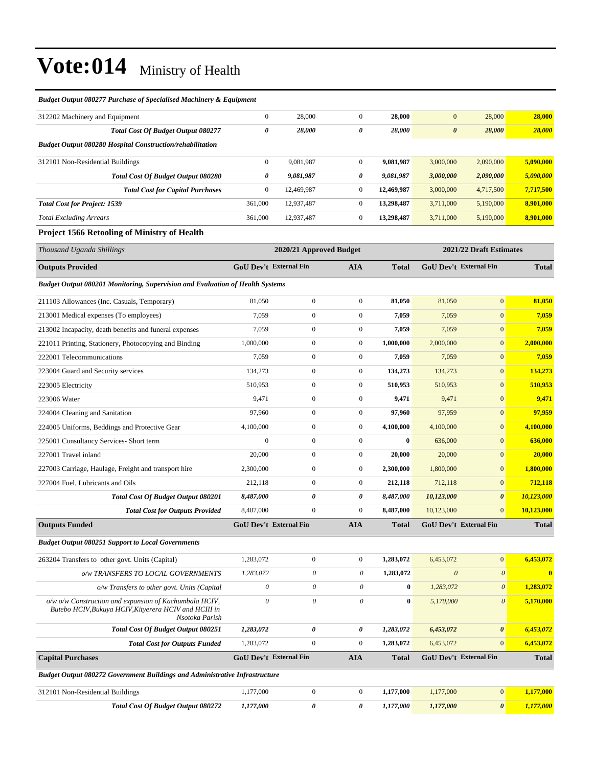# Vote:014 Ministry of Health

| | | | | | | | |
|---|---|---|---|---|---|---|---|
| ***Budget Output 080277 Purchase of Specialised Machinery & Equipment*** | | | | | | | |
| 312202 Machinery and Equipment | 0 | 28,000 | 0 | **28,000** | 0 | 28,000 | **28,000** |
| ***Total Cost Of Budget Output 080277*** | ***0*** | ***28,000*** | ***0*** | ***28,000*** | ***0*** | ***28,000*** | ***28,000*** |
| ***Budget Output 080280 Hospital Construction/rehabilitation*** | | | | | | | |
| 312101 Non-Residential Buildings | 0 | 9,081,987 | 0 | **9,081,987** | 3,000,000 | 2,090,000 | **5,090,000** |
| ***Total Cost Of Budget Output 080280*** | ***0*** | ***9,081,987*** | ***0*** | ***9,081,987*** | ***3,000,000*** | ***2,090,000*** | ***5,090,000*** |
| ***Total Cost for Capital Purchases*** | 0 | 12,469,987 | 0 | 12,469,987 | 3,000,000 | 4,717,500 | 7,717,500 |
| ***Total Cost for Project: 1539*** | 361,000 | 12,937,487 | 0 | 13,298,487 | 3,711,000 | 5,190,000 | 8,901,000 |
| *Total Excluding Arrears* | 361,000 | 12,937,487 | 0 | 13,298,487 | 3,711,000 | 5,190,000 | 8,901,000 |

## Project 1566 Retooling of Ministry of Health

| *Thousand Uganda Shillings* | 2020/21 Approved Budget | | | | 2021/22 Draft Estimates | | |
|---|---|---|---|---|---|---|---|
| **Outputs Provided** | **GoU Dev't** | **External Fin** | **AIA** | **Total** | **GoU Dev't** | **External Fin** | **Total** |
| ***Budget Output 080201 Monitoring, Supervision and Evaluation of Health Systems*** | | | | | | | |
| 211103 Allowances (Inc. Casuals, Temporary) | 81,050 | 0 | 0 | **81,050** | 81,050 | 0 | **81,050** |
| 213001 Medical expenses (To employees) | 7,059 | 0 | 0 | **7,059** | 7,059 | 0 | **7,059** |
| 213002 Incapacity, death benefits and funeral expenses | 7,059 | 0 | 0 | **7,059** | 7,059 | 0 | **7,059** |
| 221011 Printing, Stationery, Photocopying and Binding | 1,000,000 | 0 | 0 | **1,000,000** | 2,000,000 | 0 | **2,000,000** |
| 222001 Telecommunications | 7,059 | 0 | 0 | **7,059** | 7,059 | 0 | **7,059** |
| 223004 Guard and Security services | 134,273 | 0 | 0 | **134,273** | 134,273 | 0 | **134,273** |
| 223005 Electricity | 510,953 | 0 | 0 | **510,953** | 510,953 | 0 | **510,953** |
| 223006 Water | 9,471 | 0 | 0 | **9,471** | 9,471 | 0 | **9,471** |
| 224004 Cleaning and Sanitation | 97,960 | 0 | 0 | **97,960** | 97,959 | 0 | **97,959** |
| 224005 Uniforms, Beddings and Protective Gear | 4,100,000 | 0 | 0 | **4,100,000** | 4,100,000 | 0 | **4,100,000** |
| 225001 Consultancy Services- Short term | 0 | 0 | 0 | **0** | 636,000 | 0 | **636,000** |
| 227001 Travel inland | 20,000 | 0 | 0 | **20,000** | 20,000 | 0 | **20,000** |
| 227003 Carriage, Haulage, Freight and transport hire | 2,300,000 | 0 | 0 | **2,300,000** | 1,800,000 | 0 | **1,800,000** |
| 227004 Fuel, Lubricants and Oils | 212,118 | 0 | 0 | **212,118** | 712,118 | 0 | **712,118** |
| ***Total Cost Of Budget Output 080201*** | ***8,487,000*** | ***0*** | ***0*** | ***8,487,000*** | ***10,123,000*** | ***0*** | ***10,123,000*** |
| ***Total Cost for Outputs Provided*** | 8,487,000 | 0 | 0 | 8,487,000 | 10,123,000 | 0 | 10,123,000 |
| **Outputs Funded** | **GoU Dev't** | **External Fin** | **AIA** | **Total** | **GoU Dev't** | **External Fin** | **Total** |
| ***Budget Output 080251 Support to Local Governments*** | | | | | | | |
| 263204 Transfers to other govt. Units (Capital) | 1,283,072 | 0 | 0 | **1,283,072** | 6,453,072 | 0 | **6,453,072** |
| *o/w TRANSFERS TO LOCAL GOVERNMENTS* | *1,283,072* | *0* | *0* | **1,283,072** | *0* | *0* | **0** |
| *o/w Transfers to other govt. Units (Capital* | *0* | *0* | *0* | **0** | *1,283,072* | *0* | **1,283,072** |
| *o/w o/w Construction and expansion of Kachumbala HCIV, Butebo HCIV,Bukuya HCIV,Kityerera HCIV and HCIII in Nsotoka Parish* | *0* | *0* | *0* | **0** | *5,170,000* | *0* | **5,170,000** |
| ***Total Cost Of Budget Output 080251*** | ***1,283,072*** | ***0*** | ***0*** | ***1,283,072*** | ***6,453,072*** | ***0*** | ***6,453,072*** |
| ***Total Cost for Outputs Funded*** | 1,283,072 | 0 | 0 | 1,283,072 | 6,453,072 | 0 | 6,453,072 |
| **Capital Purchases** | **GoU Dev't** | **External Fin** | **AIA** | **Total** | **GoU Dev't** | **External Fin** | **Total** |
| ***Budget Output 080272 Government Buildings and Administrative Infrastructure*** | | | | | | | |
| 312101 Non-Residential Buildings | 1,177,000 | 0 | 0 | **1,177,000** | 1,177,000 | 0 | **1,177,000** |
| ***Total Cost Of Budget Output 080272*** | ***1,177,000*** | ***0*** | ***0*** | ***1,177,000*** | ***1,177,000*** | ***0*** | ***1,177,000*** |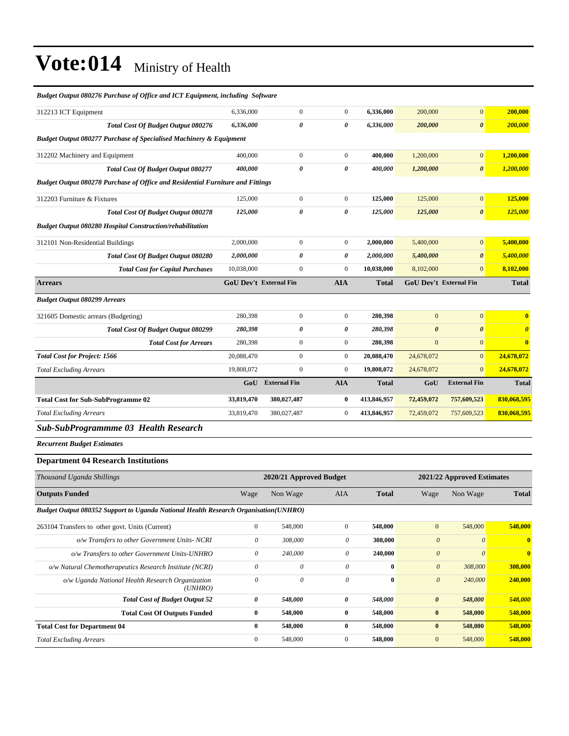# Vote:014 Ministry of Health

| *Budget Output 080276 Purchase of Office and ICT Equipment, including Software* | | | | | | | |
|---|---|---|---|---|---|---|---|
| 312213 ICT Equipment | 6,336,000 | 0 | 0 | **6,336,000** | 200,000 | 0 | **200,000** |
| ***Total Cost Of Budget Output 080276*** | ***6,336,000*** | ***0*** | ***0*** | ***6,336,000*** | ***200,000*** | ***0*** | ***200,000*** |
| ***Budget Output 080277 Purchase of Specialised Machinery & Equipment*** | | | | | | | |
| 312202 Machinery and Equipment | 400,000 | 0 | 0 | **400,000** | 1,200,000 | 0 | **1,200,000** |
| ***Total Cost Of Budget Output 080277*** | ***400,000*** | ***0*** | ***0*** | ***400,000*** | ***1,200,000*** | ***0*** | ***1,200,000*** |
| ***Budget Output 080278 Purchase of Office and Residential Furniture and Fittings*** | | | | | | | |
| 312203 Furniture & Fixtures | 125,000 | 0 | 0 | **125,000** | 125,000 | 0 | **125,000** |
| ***Total Cost Of Budget Output 080278*** | ***125,000*** | ***0*** | ***0*** | ***125,000*** | ***125,000*** | ***0*** | ***125,000*** |
| ***Budget Output 080280 Hospital Construction/rehabilitation*** | | | | | | | |
| 312101 Non-Residential Buildings | 2,000,000 | 0 | 0 | **2,000,000** | 5,400,000 | 0 | **5,400,000** |
| ***Total Cost Of Budget Output 080280*** | ***2,000,000*** | ***0*** | ***0*** | ***2,000,000*** | ***5,400,000*** | ***0*** | ***5,400,000*** |
| ***Total Cost for Capital Purchases*** | 10,038,000 | 0 | 0 | **10,038,000** | 8,102,000 | 0 | **8,102,000** |
| **Arrears** | **GoU Dev't** | **External Fin** | **AIA** | **Total** | **GoU Dev't** | **External Fin** | **Total** |
| ***Budget Output 080299 Arrears*** | | | | | | | |
| 321605 Domestic arrears (Budgeting) | 280,398 | 0 | 0 | **280,398** | 0 | 0 | **0** |
| ***Total Cost Of Budget Output 080299*** | ***280,398*** | ***0*** | ***0*** | ***280,398*** | ***0*** | ***0*** | ***0*** |
| ***Total Cost for Arrears*** | 280,398 | 0 | 0 | **280,398** | 0 | 0 | **0** |
| ***Total Cost for Project: 1566*** | 20,088,470 | 0 | 0 | **20,088,470** | 24,678,072 | 0 | **24,678,072** |
| *Total Excluding Arrears* | 19,808,072 | 0 | 0 | **19,808,072** | 24,678,072 | 0 | **24,678,072** |
| | **GoU** | **External Fin** | **AIA** | **Total** | **GoU** | **External Fin** | **Total** |
| **Total Cost for Sub-SubProgramme 02** | **33,819,470** | **380,027,487** | **0** | **413,846,957** | **72,459,072** | **757,609,523** | **830,068,595** |
| *Total Excluding Arrears* | 33,819,470 | 380,027,487 | 0 | **413,846,957** | 72,459,072 | 757,609,523 | **830,068,595** |

## *Sub-SubProgrammme 03 Health Research*

***Recurrent Budget Estimates***

### Department 04 Research Institutions

| *Thousand Uganda Shillings* | 2020/21 Approved Budget | | | | 2021/22 Approved Estimates | | |
|---|---|---|---|---|---|---|---|
| **Outputs Funded** | Wage | Non Wage | AIA | **Total** | Wage | Non Wage | **Total** |
| ***Budget Output 080352 Support to Uganda National Health Research Organisation(UNHRO)*** | | | | | | | |
| 263104 Transfers to other govt. Units (Current) | 0 | 548,000 | 0 | **548,000** | 0 | 548,000 | **548,000** |
| *o/w Transfers to other Government Units- NCRI* | *0* | *308,000* | *0* | **308,000** | *0* | *0* | **0** |
| *o/w Transfers to other Government Units-UNHRO* | *0* | *240,000* | *0* | **240,000** | *0* | *0* | **0** |
| *o/w Natural Chemotherapeutics Research Institute (NCRI)* | *0* | *0* | *0* | **0** | *0* | *308,000* | **308,000** |
| *o/w Uganda National Health Research Organization (UNHRO)* | *0* | *0* | *0* | **0** | *0* | *240,000* | **240,000** |
| ***Total Cost of Budget Output 52*** | ***0*** | ***548,000*** | ***0*** | ***548,000*** | ***0*** | ***548,000*** | ***548,000*** |
| **Total Cost Of Outputs Funded** | **0** | **548,000** | **0** | **548,000** | **0** | **548,000** | **548,000** |
| **Total Cost for Department 04** | **0** | **548,000** | **0** | **548,000** | **0** | **548,000** | **548,000** |
| *Total Excluding Arrears* | 0 | 548,000 | 0 | **548,000** | 0 | 548,000 | **548,000** |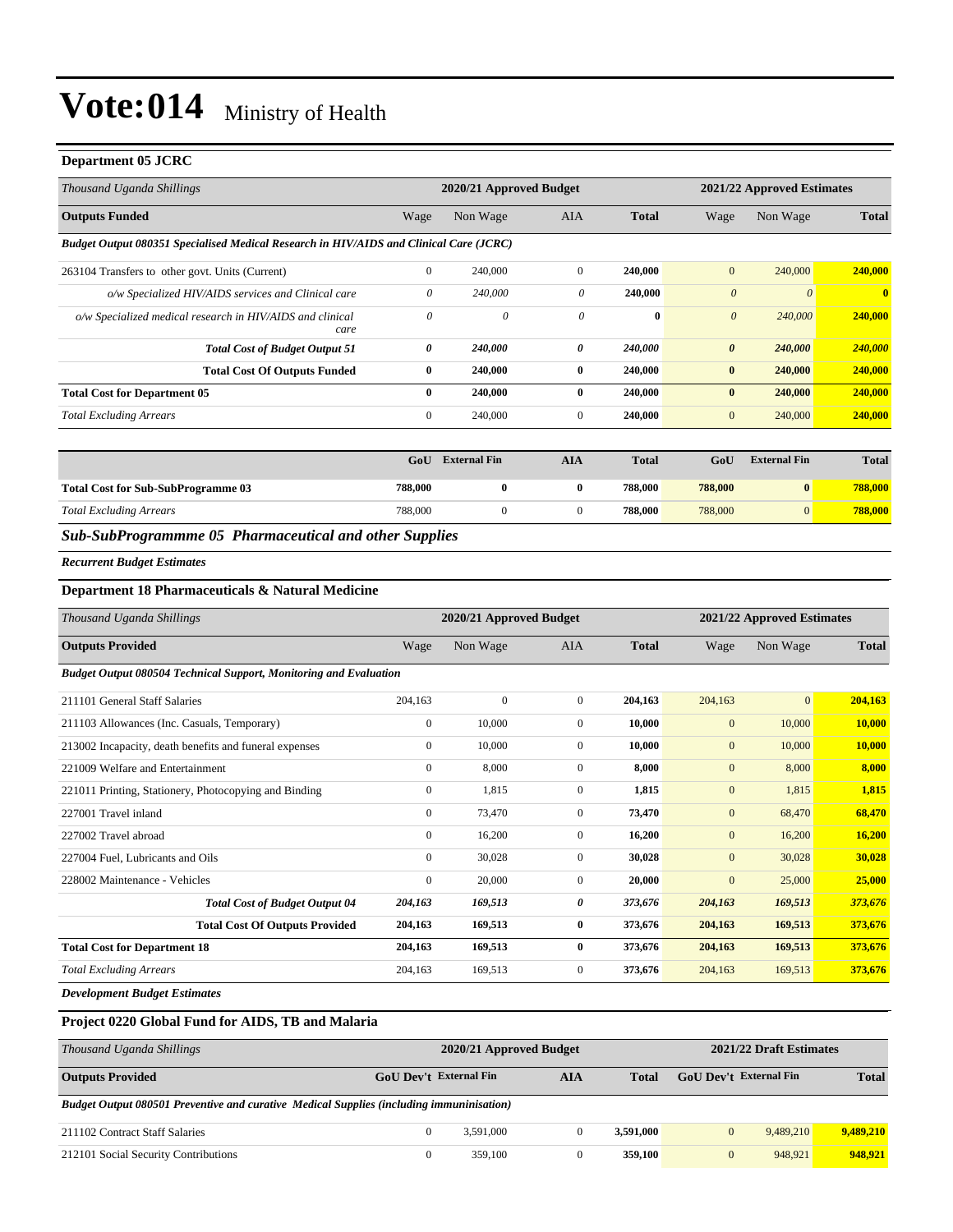# Vote:014 Ministry of Health

### Department 05 JCRC

| Thousand Uganda Shillings | 2020/21 Approved Budget | | | | 2021/22 Approved Estimates | | |
|---|---|---|---|---|---|---|---|
| **Outputs Funded** | Wage | Non Wage | AIA | **Total** | Wage | Non Wage | **Total** |
| ***Budget Output 080351 Specialised Medical Research in HIV/AIDS and Clinical Care (JCRC)*** | | | | | | | |
| 263104 Transfers to other govt. Units (Current) | 0 | 240,000 | 0 | **240,000** | 0 | 240,000 | **240,000** |
| *o/w Specialized HIV/AIDS services and Clinical care* | *0* | *240,000* | *0* | **240,000** | *0* | *0* | **0** |
| *o/w Specialized medical research in HIV/AIDS and clinical care* | *0* | *0* | *0* | **0** | *0* | *240,000* | **240,000** |
| ***Total Cost of Budget Output 51*** | ***0*** | ***240,000*** | ***0*** | ***240,000*** | ***0*** | ***240,000*** | ***240,000*** |
| **Total Cost Of Outputs Funded** | **0** | **240,000** | **0** | **240,000** | **0** | **240,000** | **240,000** |
| **Total Cost for Department 05** | **0** | **240,000** | **0** | **240,000** | **0** | **240,000** | **240,000** |
| *Total Excluding Arrears* | 0 | 240,000 | 0 | **240,000** | 0 | 240,000 | **240,000** |

| | GoU | External Fin | AIA | Total | GoU | External Fin | Total |
|---|---|---|---|---|---|---|---|
| **Total Cost for Sub-SubProgramme 03** | **788,000** | **0** | **0** | **788,000** | **788,000** | **0** | **788,000** |
| *Total Excluding Arrears* | 788,000 | 0 | 0 | **788,000** | 788,000 | 0 | **788,000** |

## *Sub-SubProgrammme 05 Pharmaceutical and other Supplies*

***Recurrent Budget Estimates***

### Department 18 Pharmaceuticals & Natural Medicine

| Thousand Uganda Shillings | 2020/21 Approved Budget | | | | 2021/22 Approved Estimates | | |
|---|---|---|---|---|---|---|---|
| **Outputs Provided** | Wage | Non Wage | AIA | **Total** | Wage | Non Wage | **Total** |
| ***Budget Output 080504 Technical Support, Monitoring and Evaluation*** | | | | | | | |
| 211101 General Staff Salaries | 204,163 | 0 | 0 | **204,163** | 204,163 | 0 | **204,163** |
| 211103 Allowances (Inc. Casuals, Temporary) | 0 | 10,000 | 0 | **10,000** | 0 | 10,000 | **10,000** |
| 213002 Incapacity, death benefits and funeral expenses | 0 | 10,000 | 0 | **10,000** | 0 | 10,000 | **10,000** |
| 221009 Welfare and Entertainment | 0 | 8,000 | 0 | **8,000** | 0 | 8,000 | **8,000** |
| 221011 Printing, Stationery, Photocopying and Binding | 0 | 1,815 | 0 | **1,815** | 0 | 1,815 | **1,815** |
| 227001 Travel inland | 0 | 73,470 | 0 | **73,470** | 0 | 68,470 | **68,470** |
| 227002 Travel abroad | 0 | 16,200 | 0 | **16,200** | 0 | 16,200 | **16,200** |
| 227004 Fuel, Lubricants and Oils | 0 | 30,028 | 0 | **30,028** | 0 | 30,028 | **30,028** |
| 228002 Maintenance - Vehicles | 0 | 20,000 | 0 | **20,000** | 0 | 25,000 | **25,000** |
| ***Total Cost of Budget Output 04*** | ***204,163*** | ***169,513*** | ***0*** | ***373,676*** | ***204,163*** | ***169,513*** | ***373,676*** |
| **Total Cost Of Outputs Provided** | **204,163** | **169,513** | **0** | **373,676** | **204,163** | **169,513** | **373,676** |
| **Total Cost for Department 18** | **204,163** | **169,513** | **0** | **373,676** | **204,163** | **169,513** | **373,676** |
| *Total Excluding Arrears* | 204,163 | 169,513 | 0 | **373,676** | 204,163 | 169,513 | **373,676** |

***Development Budget Estimates***

### Project 0220 Global Fund for AIDS, TB and Malaria

| Thousand Uganda Shillings | 2020/21 Approved Budget | | | | 2021/22 Draft Estimates | | |
|---|---|---|---|---|---|---|---|
| **Outputs Provided** | **GoU Dev't** | **External Fin** | **AIA** | **Total** | **GoU Dev't** | **External Fin** | **Total** |
| ***Budget Output 080501 Preventive and curative Medical Supplies (including immuninisation)*** | | | | | | | |
| 211102 Contract Staff Salaries | 0 | 3,591,000 | 0 | **3,591,000** | 0 | 9,489,210 | **9,489,210** |
| 212101 Social Security Contributions | 0 | 359,100 | 0 | **359,100** | 0 | 948,921 | **948,921** |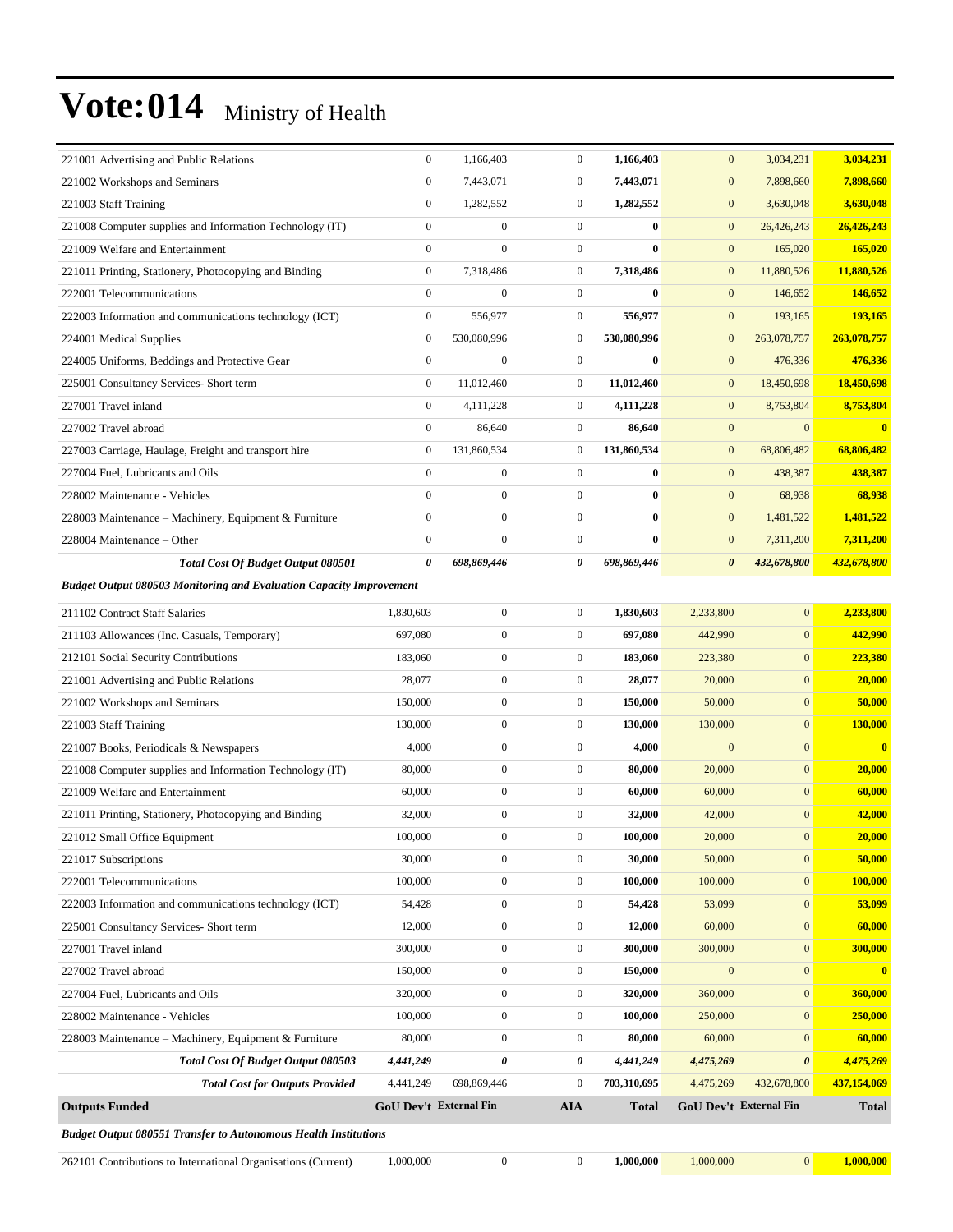# Vote:014 Ministry of Health

| | | | | | | | |
|---|---|---|---|---|---|---|---|
| 221001 Advertising and Public Relations | 0 | 1,166,403 | 0 | **1,166,403** | 0 | 3,034,231 | **3,034,231** |
| 221002 Workshops and Seminars | 0 | 7,443,071 | 0 | **7,443,071** | 0 | 7,898,660 | **7,898,660** |
| 221003 Staff Training | 0 | 1,282,552 | 0 | **1,282,552** | 0 | 3,630,048 | **3,630,048** |
| 221008 Computer supplies and Information Technology (IT) | 0 | 0 | 0 | **0** | 0 | 26,426,243 | **26,426,243** |
| 221009 Welfare and Entertainment | 0 | 0 | 0 | **0** | 0 | 165,020 | **165,020** |
| 221011 Printing, Stationery, Photocopying and Binding | 0 | 7,318,486 | 0 | **7,318,486** | 0 | 11,880,526 | **11,880,526** |
| 222001 Telecommunications | 0 | 0 | 0 | **0** | 0 | 146,652 | **146,652** |
| 222003 Information and communications technology (ICT) | 0 | 556,977 | 0 | **556,977** | 0 | 193,165 | **193,165** |
| 224001 Medical Supplies | 0 | 530,080,996 | 0 | **530,080,996** | 0 | 263,078,757 | **263,078,757** |
| 224005 Uniforms, Beddings and Protective Gear | 0 | 0 | 0 | **0** | 0 | 476,336 | **476,336** |
| 225001 Consultancy Services- Short term | 0 | 11,012,460 | 0 | **11,012,460** | 0 | 18,450,698 | **18,450,698** |
| 227001 Travel inland | 0 | 4,111,228 | 0 | **4,111,228** | 0 | 8,753,804 | **8,753,804** |
| 227002 Travel abroad | 0 | 86,640 | 0 | **86,640** | 0 | 0 | **0** |
| 227003 Carriage, Haulage, Freight and transport hire | 0 | 131,860,534 | 0 | **131,860,534** | 0 | 68,806,482 | **68,806,482** |
| 227004 Fuel, Lubricants and Oils | 0 | 0 | 0 | **0** | 0 | 438,387 | **438,387** |
| 228002 Maintenance - Vehicles | 0 | 0 | 0 | **0** | 0 | 68,938 | **68,938** |
| 228003 Maintenance – Machinery, Equipment & Furniture | 0 | 0 | 0 | **0** | 0 | 1,481,522 | **1,481,522** |
| 228004 Maintenance – Other | 0 | 0 | 0 | **0** | 0 | 7,311,200 | **7,311,200** |
| ***Total Cost Of Budget Output 080501*** | ***0*** | ***698,869,446*** | ***0*** | ***698,869,446*** | ***0*** | ***432,678,800*** | ***432,678,800*** |
| ***Budget Output 080503 Monitoring and Evaluation Capacity Improvement*** | | | | | | | |
| 211102 Contract Staff Salaries | 1,830,603 | 0 | 0 | **1,830,603** | 2,233,800 | 0 | **2,233,800** |
| 211103 Allowances (Inc. Casuals, Temporary) | 697,080 | 0 | 0 | **697,080** | 442,990 | 0 | **442,990** |
| 212101 Social Security Contributions | 183,060 | 0 | 0 | **183,060** | 223,380 | 0 | **223,380** |
| 221001 Advertising and Public Relations | 28,077 | 0 | 0 | **28,077** | 20,000 | 0 | **20,000** |
| 221002 Workshops and Seminars | 150,000 | 0 | 0 | **150,000** | 50,000 | 0 | **50,000** |
| 221003 Staff Training | 130,000 | 0 | 0 | **130,000** | 130,000 | 0 | **130,000** |
| 221007 Books, Periodicals & Newspapers | 4,000 | 0 | 0 | **4,000** | 0 | 0 | **0** |
| 221008 Computer supplies and Information Technology (IT) | 80,000 | 0 | 0 | **80,000** | 20,000 | 0 | **20,000** |
| 221009 Welfare and Entertainment | 60,000 | 0 | 0 | **60,000** | 60,000 | 0 | **60,000** |
| 221011 Printing, Stationery, Photocopying and Binding | 32,000 | 0 | 0 | **32,000** | 42,000 | 0 | **42,000** |
| 221012 Small Office Equipment | 100,000 | 0 | 0 | **100,000** | 20,000 | 0 | **20,000** |
| 221017 Subscriptions | 30,000 | 0 | 0 | **30,000** | 50,000 | 0 | **50,000** |
| 222001 Telecommunications | 100,000 | 0 | 0 | **100,000** | 100,000 | 0 | **100,000** |
| 222003 Information and communications technology (ICT) | 54,428 | 0 | 0 | **54,428** | 53,099 | 0 | **53,099** |
| 225001 Consultancy Services- Short term | 12,000 | 0 | 0 | **12,000** | 60,000 | 0 | **60,000** |
| 227001 Travel inland | 300,000 | 0 | 0 | **300,000** | 300,000 | 0 | **300,000** |
| 227002 Travel abroad | 150,000 | 0 | 0 | **150,000** | 0 | 0 | **0** |
| 227004 Fuel, Lubricants and Oils | 320,000 | 0 | 0 | **320,000** | 360,000 | 0 | **360,000** |
| 228002 Maintenance - Vehicles | 100,000 | 0 | 0 | **100,000** | 250,000 | 0 | **250,000** |
| 228003 Maintenance – Machinery, Equipment & Furniture | 80,000 | 0 | 0 | **80,000** | 60,000 | 0 | **60,000** |
| ***Total Cost Of Budget Output 080503*** | ***4,441,249*** | ***0*** | ***0*** | ***4,441,249*** | ***4,475,269*** | ***0*** | ***4,475,269*** |
| ***Total Cost for Outputs Provided*** | 4,441,249 | 698,869,446 | 0 | 703,310,695 | 4,475,269 | 432,678,800 | 437,154,069 |
| **Outputs Funded** | **GoU Dev't** | **External Fin** | **AIA** | **Total** | **GoU Dev't** | **External Fin** | **Total** |
| ***Budget Output 080551 Transfer to Autonomous Health Institutions*** | | | | | | | |
| 262101 Contributions to International Organisations (Current) | 1,000,000 | 0 | 0 | **1,000,000** | 1,000,000 | 0 | **1,000,000** |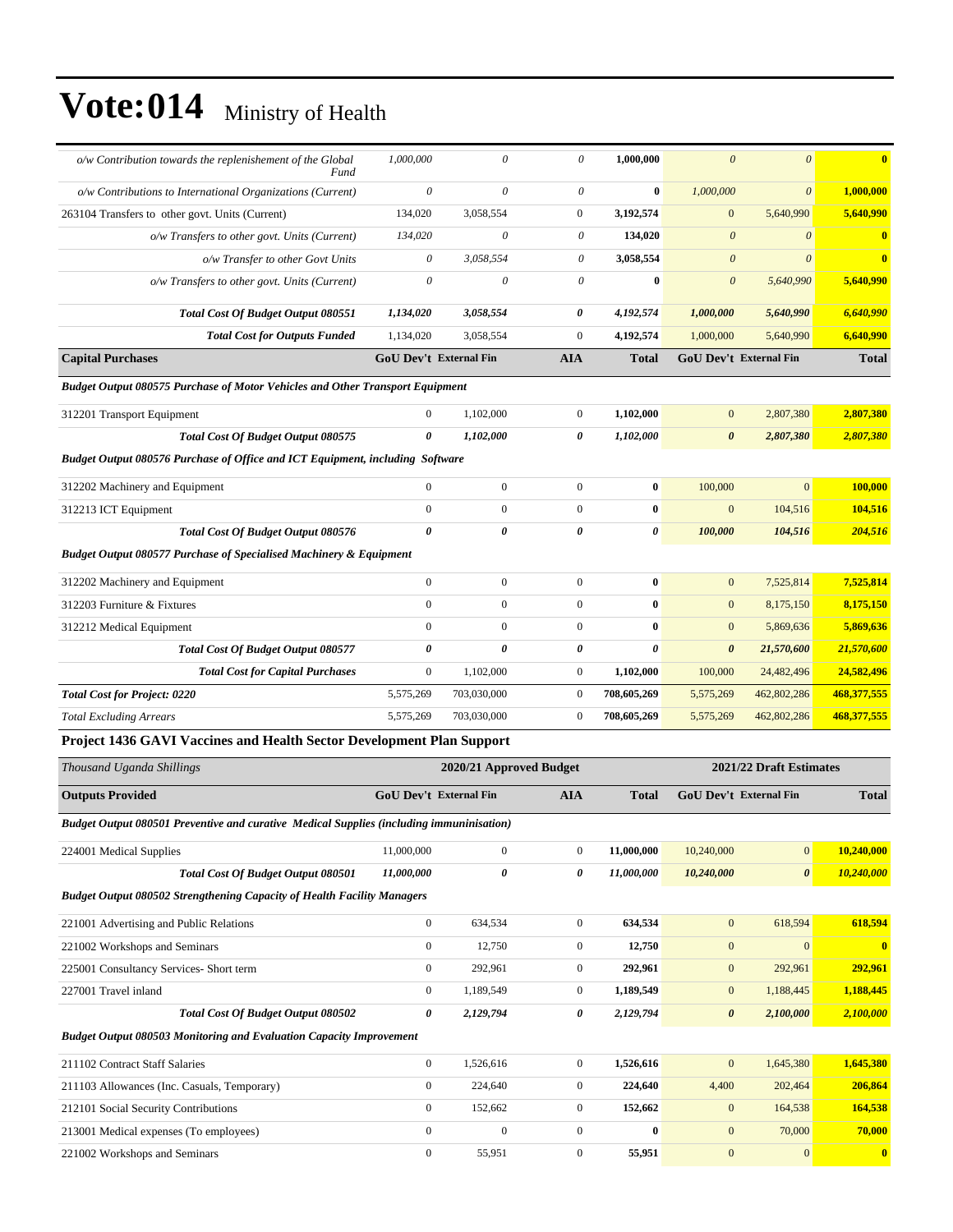# Vote:014 Ministry of Health

| | | | | | | | |
|---|---|---|---|---|---|---|---|
| *o/w Contribution towards the replenishement of the Global Fund* | *1,000,000* | *0* | *0* | **1,000,000** | *0* | *0* | **0** |
| *o/w Contributions to International Organizations (Current)* | *0* | *0* | *0* | **0** | *1,000,000* | *0* | **1,000,000** |
| 263104 Transfers to other govt. Units (Current) | 134,020 | 3,058,554 | 0 | **3,192,574** | 0 | 5,640,990 | **5,640,990** |
| *o/w Transfers to other govt. Units (Current)* | *134,020* | *0* | *0* | **134,020** | *0* | *0* | **0** |
| *o/w Transfer to other Govt Units* | *0* | *3,058,554* | *0* | **3,058,554** | *0* | *0* | **0** |
| *o/w Transfers to other govt. Units (Current)* | *0* | *0* | *0* | **0** | *0* | *5,640,990* | **5,640,990** |
| ***Total Cost Of Budget Output 080551*** | ***1,134,020*** | ***3,058,554*** | ***0*** | ***4,192,574*** | ***1,000,000*** | ***5,640,990*** | ***6,640,990*** |
| ***Total Cost for Outputs Funded*** | 1,134,020 | 3,058,554 | 0 | **4,192,574** | 1,000,000 | 5,640,990 | **6,640,990** |
| **Capital Purchases** | **GoU Dev't** | **External Fin** | **AIA** | **Total** | **GoU Dev't** | **External Fin** | **Total** |
| ***Budget Output 080575 Purchase of Motor Vehicles and Other Transport Equipment*** | | | | | | | |
| 312201 Transport Equipment | 0 | 1,102,000 | 0 | **1,102,000** | 0 | 2,807,380 | **2,807,380** |
| ***Total Cost Of Budget Output 080575*** | ***0*** | ***1,102,000*** | ***0*** | ***1,102,000*** | ***0*** | ***2,807,380*** | ***2,807,380*** |
| ***Budget Output 080576 Purchase of Office and ICT Equipment, including Software*** | | | | | | | |
| 312202 Machinery and Equipment | 0 | 0 | 0 | **0** | 100,000 | 0 | **100,000** |
| 312213 ICT Equipment | 0 | 0 | 0 | **0** | 0 | 104,516 | **104,516** |
| ***Total Cost Of Budget Output 080576*** | ***0*** | ***0*** | ***0*** | ***0*** | ***100,000*** | ***104,516*** | ***204,516*** |
| ***Budget Output 080577 Purchase of Specialised Machinery & Equipment*** | | | | | | | |
| 312202 Machinery and Equipment | 0 | 0 | 0 | **0** | 0 | 7,525,814 | **7,525,814** |
| 312203 Furniture & Fixtures | 0 | 0 | 0 | **0** | 0 | 8,175,150 | **8,175,150** |
| 312212 Medical Equipment | 0 | 0 | 0 | **0** | 0 | 5,869,636 | **5,869,636** |
| ***Total Cost Of Budget Output 080577*** | ***0*** | ***0*** | ***0*** | ***0*** | ***0*** | ***21,570,600*** | ***21,570,600*** |
| ***Total Cost for Capital Purchases*** | 0 | 1,102,000 | 0 | **1,102,000** | 100,000 | 24,482,496 | **24,582,496** |
| ***Total Cost for Project: 0220*** | 5,575,269 | 703,030,000 | 0 | **708,605,269** | 5,575,269 | 462,802,286 | **468,377,555** |
| *Total Excluding Arrears* | 5,575,269 | 703,030,000 | 0 | **708,605,269** | 5,575,269 | 462,802,286 | **468,377,555** |

### Project 1436 GAVI Vaccines and Health Sector Development Plan Support

| *Thousand Uganda Shillings* | 2020/21 Approved Budget | | | | 2021/22 Draft Estimates | | |
|---|---|---|---|---|---|---|---|
| **Outputs Provided** | **GoU Dev't** | **External Fin** | **AIA** | **Total** | **GoU Dev't** | **External Fin** | **Total** |
| ***Budget Output 080501 Preventive and curative Medical Supplies (including immuninisation)*** | | | | | | | |
| 224001 Medical Supplies | 11,000,000 | 0 | 0 | **11,000,000** | 10,240,000 | 0 | **10,240,000** |
| ***Total Cost Of Budget Output 080501*** | ***11,000,000*** | ***0*** | ***0*** | ***11,000,000*** | ***10,240,000*** | ***0*** | ***10,240,000*** |
| ***Budget Output 080502 Strengthening Capacity of Health Facility Managers*** | | | | | | | |
| 221001 Advertising and Public Relations | 0 | 634,534 | 0 | **634,534** | 0 | 618,594 | **618,594** |
| 221002 Workshops and Seminars | 0 | 12,750 | 0 | **12,750** | 0 | 0 | **0** |
| 225001 Consultancy Services- Short term | 0 | 292,961 | 0 | **292,961** | 0 | 292,961 | **292,961** |
| 227001 Travel inland | 0 | 1,189,549 | 0 | **1,189,549** | 0 | 1,188,445 | **1,188,445** |
| ***Total Cost Of Budget Output 080502*** | ***0*** | ***2,129,794*** | ***0*** | ***2,129,794*** | ***0*** | ***2,100,000*** | ***2,100,000*** |
| ***Budget Output 080503 Monitoring and Evaluation Capacity Improvement*** | | | | | | | |
| 211102 Contract Staff Salaries | 0 | 1,526,616 | 0 | **1,526,616** | 0 | 1,645,380 | **1,645,380** |
| 211103 Allowances (Inc. Casuals, Temporary) | 0 | 224,640 | 0 | **224,640** | 4,400 | 202,464 | **206,864** |
| 212101 Social Security Contributions | 0 | 152,662 | 0 | **152,662** | 0 | 164,538 | **164,538** |
| 213001 Medical expenses (To employees) | 0 | 0 | 0 | **0** | 0 | 70,000 | **70,000** |
| 221002 Workshops and Seminars | 0 | 55,951 | 0 | **55,951** | 0 | 0 | **0** |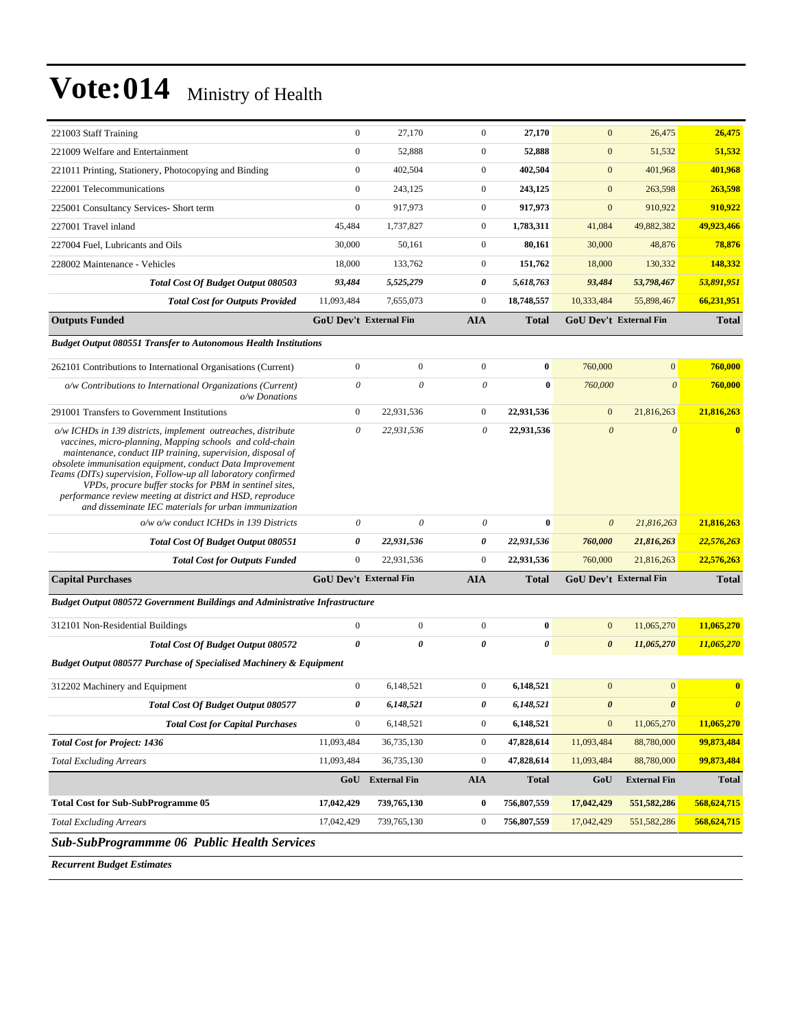# Vote:014 Ministry of Health

| | | | | | | | |
|---|---|---|---|---|---|---|---|
| 221003 Staff Training | 0 | 27,170 | 0 | **27,170** | 0 | 26,475 | **26,475** |
| 221009 Welfare and Entertainment | 0 | 52,888 | 0 | **52,888** | 0 | 51,532 | **51,532** |
| 221011 Printing, Stationery, Photocopying and Binding | 0 | 402,504 | 0 | **402,504** | 0 | 401,968 | **401,968** |
| 222001 Telecommunications | 0 | 243,125 | 0 | **243,125** | 0 | 263,598 | **263,598** |
| 225001 Consultancy Services- Short term | 0 | 917,973 | 0 | **917,973** | 0 | 910,922 | **910,922** |
| 227001 Travel inland | 45,484 | 1,737,827 | 0 | **1,783,311** | 41,084 | 49,882,382 | **49,923,466** |
| 227004 Fuel, Lubricants and Oils | 30,000 | 50,161 | 0 | **80,161** | 30,000 | 48,876 | **78,876** |
| 228002 Maintenance - Vehicles | 18,000 | 133,762 | 0 | **151,762** | 18,000 | 130,332 | **148,332** |
| ***Total Cost Of Budget Output 080503*** | ***93,484*** | ***5,525,279*** | ***0*** | ***5,618,763*** | ***93,484*** | ***53,798,467*** | ***53,891,951*** |
| ***Total Cost for Outputs Provided*** | 11,093,484 | 7,655,073 | 0 | 18,748,557 | 10,333,484 | 55,898,467 | 66,231,951 |
| **Outputs Funded** | **GoU Dev't** | **External Fin** | **AIA** | **Total** | **GoU Dev't** | **External Fin** | **Total** |
| ***Budget Output 080551 Transfer to Autonomous Health Institutions*** | | | | | | | |
| 262101 Contributions to International Organisations (Current) | 0 | 0 | 0 | **0** | 760,000 | 0 | **760,000** |
| *o/w Contributions to International Organizations (Current) o/w Donations* | *0* | *0* | *0* | **0** | *760,000* | *0* | **760,000** |
| 291001 Transfers to Government Institutions | 0 | 22,931,536 | 0 | **22,931,536** | 0 | 21,816,263 | **21,816,263** |
| *o/w ICHDs in 139 districts, implement outreaches, distribute vaccines, micro-planning, Mapping schools and cold-chain maintenance, conduct IIP training, supervision, disposal of obsolete immunisation equipment, conduct Data Improvement Teams (DITs) supervision, Follow-up all laboratory confirmed VPDs, procure buffer stocks for PBM in sentinel sites, performance review meeting at district and HSD, reproduce and disseminate IEC materials for urban immunization* | *0* | *22,931,536* | *0* | **22,931,536** | *0* | *0* | **0** |
| *o/w o/w conduct ICHDs in 139 Districts* | *0* | *0* | *0* | **0** | *0* | *21,816,263* | **21,816,263** |
| ***Total Cost Of Budget Output 080551*** | ***0*** | ***22,931,536*** | ***0*** | ***22,931,536*** | ***760,000*** | ***21,816,263*** | ***22,576,263*** |
| ***Total Cost for Outputs Funded*** | 0 | 22,931,536 | 0 | 22,931,536 | 760,000 | 21,816,263 | 22,576,263 |
| **Capital Purchases** | **GoU Dev't** | **External Fin** | **AIA** | **Total** | **GoU Dev't** | **External Fin** | **Total** |
| ***Budget Output 080572 Government Buildings and Administrative Infrastructure*** | | | | | | | |
| 312101 Non-Residential Buildings | 0 | 0 | 0 | **0** | 0 | 11,065,270 | **11,065,270** |
| ***Total Cost Of Budget Output 080572*** | ***0*** | ***0*** | ***0*** | ***0*** | ***0*** | ***11,065,270*** | ***11,065,270*** |
| ***Budget Output 080577 Purchase of Specialised Machinery & Equipment*** | | | | | | | |
| 312202 Machinery and Equipment | 0 | 6,148,521 | 0 | **6,148,521** | 0 | 0 | **0** |
| ***Total Cost Of Budget Output 080577*** | ***0*** | ***6,148,521*** | ***0*** | ***6,148,521*** | ***0*** | ***0*** | ***0*** |
| ***Total Cost for Capital Purchases*** | 0 | 6,148,521 | 0 | 6,148,521 | 0 | 11,065,270 | 11,065,270 |
| ***Total Cost for Project: 1436*** | 11,093,484 | 36,735,130 | 0 | 47,828,614 | 11,093,484 | 88,780,000 | 99,873,484 |
| *Total Excluding Arrears* | 11,093,484 | 36,735,130 | 0 | 47,828,614 | 11,093,484 | 88,780,000 | 99,873,484 |
| | **GoU** | **External Fin** | **AIA** | **Total** | **GoU** | **External Fin** | **Total** |
| **Total Cost for Sub-SubProgramme 05** | **17,042,429** | **739,765,130** | **0** | **756,807,559** | **17,042,429** | **551,582,286** | **568,624,715** |
| *Total Excluding Arrears* | 17,042,429 | 739,765,130 | 0 | 756,807,559 | 17,042,429 | 551,582,286 | 568,624,715 |

## *Sub-SubProgrammme 06 Public Health Services*

***Recurrent Budget Estimates***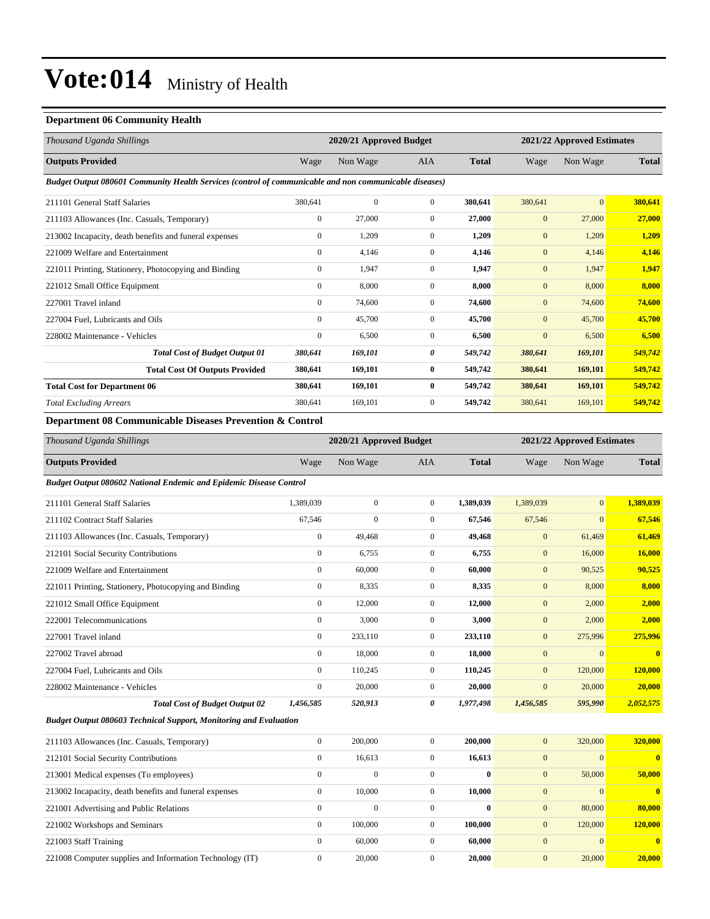# Vote:014 Ministry of Health

### Department 06 Community Health

| Thousand Uganda Shillings | 2020/21 Approved Budget | | | | 2021/22 Approved Estimates | | |
|---|---|---|---|---|---|---|---|
| **Outputs Provided** | Wage | Non Wage | AIA | **Total** | Wage | Non Wage | **Total** |
| ***Budget Output 080601 Community Health Services (control of communicable and non communicable diseases)*** | | | | | | | |
| 211101 General Staff Salaries | 380,641 | 0 | 0 | **380,641** | 380,641 | 0 | **380,641** |
| 211103 Allowances (Inc. Casuals, Temporary) | 0 | 27,000 | 0 | **27,000** | 0 | 27,000 | **27,000** |
| 213002 Incapacity, death benefits and funeral expenses | 0 | 1,209 | 0 | **1,209** | 0 | 1,209 | **1,209** |
| 221009 Welfare and Entertainment | 0 | 4,146 | 0 | **4,146** | 0 | 4,146 | **4,146** |
| 221011 Printing, Stationery, Photocopying and Binding | 0 | 1,947 | 0 | **1,947** | 0 | 1,947 | **1,947** |
| 221012 Small Office Equipment | 0 | 8,000 | 0 | **8,000** | 0 | 8,000 | **8,000** |
| 227001 Travel inland | 0 | 74,600 | 0 | **74,600** | 0 | 74,600 | **74,600** |
| 227004 Fuel, Lubricants and Oils | 0 | 45,700 | 0 | **45,700** | 0 | 45,700 | **45,700** |
| 228002 Maintenance - Vehicles | 0 | 6,500 | 0 | **6,500** | 0 | 6,500 | **6,500** |
| ***Total Cost of Budget Output 01*** | ***380,641*** | ***169,101*** | ***0*** | ***549,742*** | ***380,641*** | ***169,101*** | ***549,742*** |
| **Total Cost Of Outputs Provided** | **380,641** | **169,101** | **0** | **549,742** | **380,641** | **169,101** | **549,742** |
| **Total Cost for Department 06** | **380,641** | **169,101** | **0** | **549,742** | **380,641** | **169,101** | **549,742** |
| *Total Excluding Arrears* | 380,641 | 169,101 | 0 | **549,742** | 380,641 | 169,101 | **549,742** |

### Department 08 Communicable Diseases Prevention & Control

| Thousand Uganda Shillings | 2020/21 Approved Budget | | | | 2021/22 Approved Estimates | | |
|---|---|---|---|---|---|---|---|
| **Outputs Provided** | Wage | Non Wage | AIA | **Total** | Wage | Non Wage | **Total** |
| ***Budget Output 080602 National Endemic and Epidemic Disease Control*** | | | | | | | |
| 211101 General Staff Salaries | 1,389,039 | 0 | 0 | **1,389,039** | 1,389,039 | 0 | **1,389,039** |
| 211102 Contract Staff Salaries | 67,546 | 0 | 0 | **67,546** | 67,546 | 0 | **67,546** |
| 211103 Allowances (Inc. Casuals, Temporary) | 0 | 49,468 | 0 | **49,468** | 0 | 61,469 | **61,469** |
| 212101 Social Security Contributions | 0 | 6,755 | 0 | **6,755** | 0 | 16,000 | **16,000** |
| 221009 Welfare and Entertainment | 0 | 60,000 | 0 | **60,000** | 0 | 90,525 | **90,525** |
| 221011 Printing, Stationery, Photocopying and Binding | 0 | 8,335 | 0 | **8,335** | 0 | 8,000 | **8,000** |
| 221012 Small Office Equipment | 0 | 12,000 | 0 | **12,000** | 0 | 2,000 | **2,000** |
| 222001 Telecommunications | 0 | 3,000 | 0 | **3,000** | 0 | 2,000 | **2,000** |
| 227001 Travel inland | 0 | 233,110 | 0 | **233,110** | 0 | 275,996 | **275,996** |
| 227002 Travel abroad | 0 | 18,000 | 0 | **18,000** | 0 | 0 | **0** |
| 227004 Fuel, Lubricants and Oils | 0 | 110,245 | 0 | **110,245** | 0 | 120,000 | **120,000** |
| 228002 Maintenance - Vehicles | 0 | 20,000 | 0 | **20,000** | 0 | 20,000 | **20,000** |
| ***Total Cost of Budget Output 02*** | ***1,456,585*** | ***520,913*** | ***0*** | ***1,977,498*** | ***1,456,585*** | ***595,990*** | ***2,052,575*** |
| ***Budget Output 080603 Technical Support, Monitoring and Evaluation*** | | | | | | | |
| 211103 Allowances (Inc. Casuals, Temporary) | 0 | 200,000 | 0 | **200,000** | 0 | 320,000 | **320,000** |
| 212101 Social Security Contributions | 0 | 16,613 | 0 | **16,613** | 0 | 0 | **0** |
| 213001 Medical expenses (To employees) | 0 | 0 | 0 | **0** | 0 | 50,000 | **50,000** |
| 213002 Incapacity, death benefits and funeral expenses | 0 | 10,000 | 0 | **10,000** | 0 | 0 | **0** |
| 221001 Advertising and Public Relations | 0 | 0 | 0 | **0** | 0 | 80,000 | **80,000** |
| 221002 Workshops and Seminars | 0 | 100,000 | 0 | **100,000** | 0 | 120,000 | **120,000** |
| 221003 Staff Training | 0 | 60,000 | 0 | **60,000** | 0 | 0 | **0** |
| 221008 Computer supplies and Information Technology (IT) | 0 | 20,000 | 0 | **20,000** | 0 | 20,000 | **20,000** |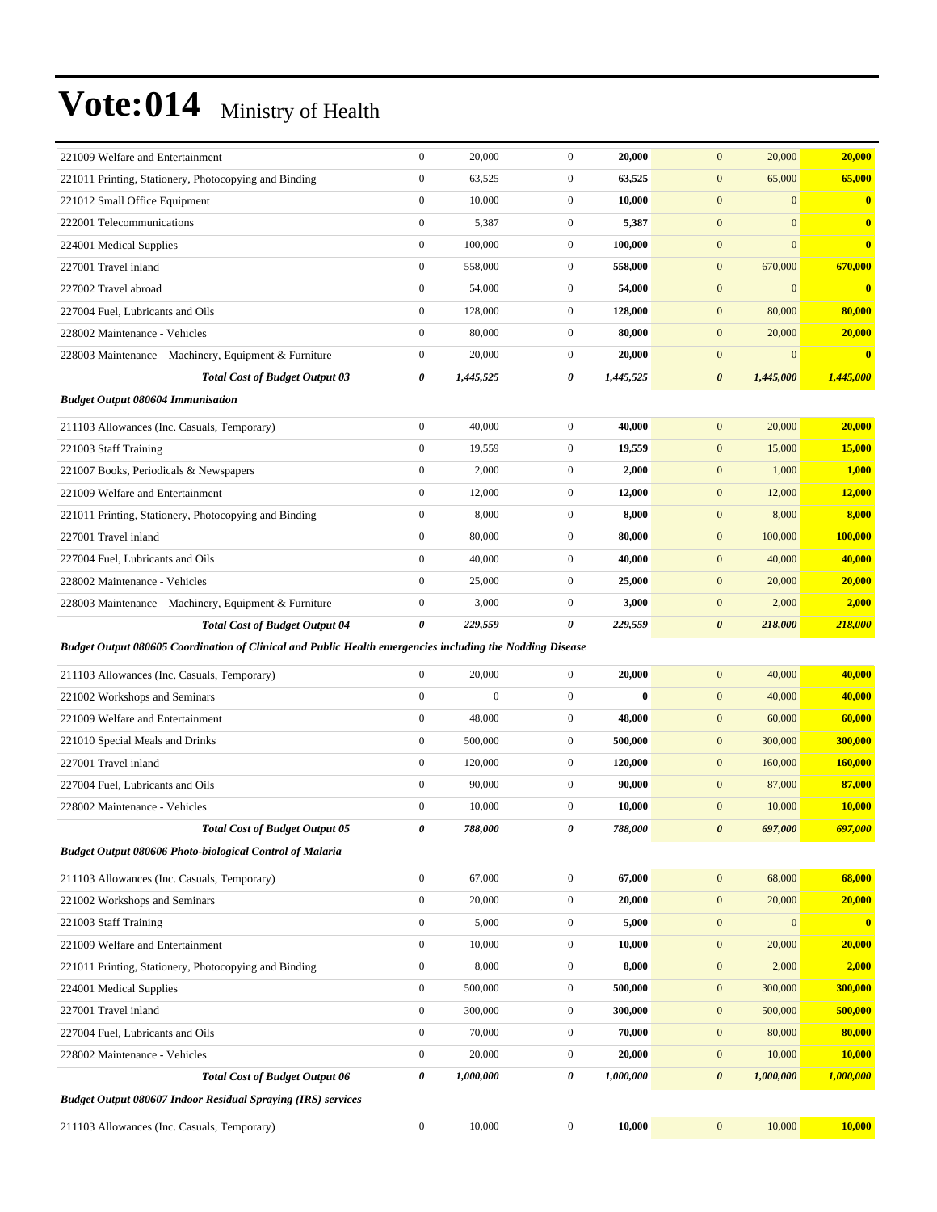# Vote:014 Ministry of Health

| | | | | | | | |
|---|---|---|---|---|---|---|---|
| 221009 Welfare and Entertainment | 0 | 20,000 | 0 | **20,000** | 0 | 20,000 | **20,000** |
| 221011 Printing, Stationery, Photocopying and Binding | 0 | 63,525 | 0 | **63,525** | 0 | 65,000 | **65,000** |
| 221012 Small Office Equipment | 0 | 10,000 | 0 | **10,000** | 0 | 0 | **0** |
| 222001 Telecommunications | 0 | 5,387 | 0 | **5,387** | 0 | 0 | **0** |
| 224001 Medical Supplies | 0 | 100,000 | 0 | **100,000** | 0 | 0 | **0** |
| 227001 Travel inland | 0 | 558,000 | 0 | **558,000** | 0 | 670,000 | **670,000** |
| 227002 Travel abroad | 0 | 54,000 | 0 | **54,000** | 0 | 0 | **0** |
| 227004 Fuel, Lubricants and Oils | 0 | 128,000 | 0 | **128,000** | 0 | 80,000 | **80,000** |
| 228002 Maintenance - Vehicles | 0 | 80,000 | 0 | **80,000** | 0 | 20,000 | **20,000** |
| 228003 Maintenance – Machinery, Equipment & Furniture | 0 | 20,000 | 0 | **20,000** | 0 | 0 | **0** |
| ***Total Cost of Budget Output 03*** | ***0*** | ***1,445,525*** | ***0*** | ***1,445,525*** | ***0*** | ***1,445,000*** | ***1,445,000*** |
| ***Budget Output 080604 Immunisation*** | | | | | | | |
| 211103 Allowances (Inc. Casuals, Temporary) | 0 | 40,000 | 0 | **40,000** | 0 | 20,000 | **20,000** |
| 221003 Staff Training | 0 | 19,559 | 0 | **19,559** | 0 | 15,000 | **15,000** |
| 221007 Books, Periodicals & Newspapers | 0 | 2,000 | 0 | **2,000** | 0 | 1,000 | **1,000** |
| 221009 Welfare and Entertainment | 0 | 12,000 | 0 | **12,000** | 0 | 12,000 | **12,000** |
| 221011 Printing, Stationery, Photocopying and Binding | 0 | 8,000 | 0 | **8,000** | 0 | 8,000 | **8,000** |
| 227001 Travel inland | 0 | 80,000 | 0 | **80,000** | 0 | 100,000 | **100,000** |
| 227004 Fuel, Lubricants and Oils | 0 | 40,000 | 0 | **40,000** | 0 | 40,000 | **40,000** |
| 228002 Maintenance - Vehicles | 0 | 25,000 | 0 | **25,000** | 0 | 20,000 | **20,000** |
| 228003 Maintenance – Machinery, Equipment & Furniture | 0 | 3,000 | 0 | **3,000** | 0 | 2,000 | **2,000** |
| ***Total Cost of Budget Output 04*** | ***0*** | ***229,559*** | ***0*** | ***229,559*** | ***0*** | ***218,000*** | ***218,000*** |
| ***Budget Output 080605 Coordination of Clinical and Public Health emergencies including the Nodding Disease*** | | | | | | | |
| 211103 Allowances (Inc. Casuals, Temporary) | 0 | 20,000 | 0 | **20,000** | 0 | 40,000 | **40,000** |
| 221002 Workshops and Seminars | 0 | 0 | 0 | **0** | 0 | 40,000 | **40,000** |
| 221009 Welfare and Entertainment | 0 | 48,000 | 0 | **48,000** | 0 | 60,000 | **60,000** |
| 221010 Special Meals and Drinks | 0 | 500,000 | 0 | **500,000** | 0 | 300,000 | **300,000** |
| 227001 Travel inland | 0 | 120,000 | 0 | **120,000** | 0 | 160,000 | **160,000** |
| 227004 Fuel, Lubricants and Oils | 0 | 90,000 | 0 | **90,000** | 0 | 87,000 | **87,000** |
| 228002 Maintenance - Vehicles | 0 | 10,000 | 0 | **10,000** | 0 | 10,000 | **10,000** |
| ***Total Cost of Budget Output 05*** | ***0*** | ***788,000*** | ***0*** | ***788,000*** | ***0*** | ***697,000*** | ***697,000*** |
| ***Budget Output 080606 Photo-biological Control of Malaria*** | | | | | | | |
| 211103 Allowances (Inc. Casuals, Temporary) | 0 | 67,000 | 0 | **67,000** | 0 | 68,000 | **68,000** |
| 221002 Workshops and Seminars | 0 | 20,000 | 0 | **20,000** | 0 | 20,000 | **20,000** |
| 221003 Staff Training | 0 | 5,000 | 0 | **5,000** | 0 | 0 | **0** |
| 221009 Welfare and Entertainment | 0 | 10,000 | 0 | **10,000** | 0 | 20,000 | **20,000** |
| 221011 Printing, Stationery, Photocopying and Binding | 0 | 8,000 | 0 | **8,000** | 0 | 2,000 | **2,000** |
| 224001 Medical Supplies | 0 | 500,000 | 0 | **500,000** | 0 | 300,000 | **300,000** |
| 227001 Travel inland | 0 | 300,000 | 0 | **300,000** | 0 | 500,000 | **500,000** |
| 227004 Fuel, Lubricants and Oils | 0 | 70,000 | 0 | **70,000** | 0 | 80,000 | **80,000** |
| 228002 Maintenance - Vehicles | 0 | 20,000 | 0 | **20,000** | 0 | 10,000 | **10,000** |
| ***Total Cost of Budget Output 06*** | ***0*** | ***1,000,000*** | ***0*** | ***1,000,000*** | ***0*** | ***1,000,000*** | ***1,000,000*** |
| ***Budget Output 080607 Indoor Residual Spraying (IRS) services*** | | | | | | | |
| 211103 Allowances (Inc. Casuals, Temporary) | 0 | 10,000 | 0 | **10,000** | 0 | 10,000 | **10,000** |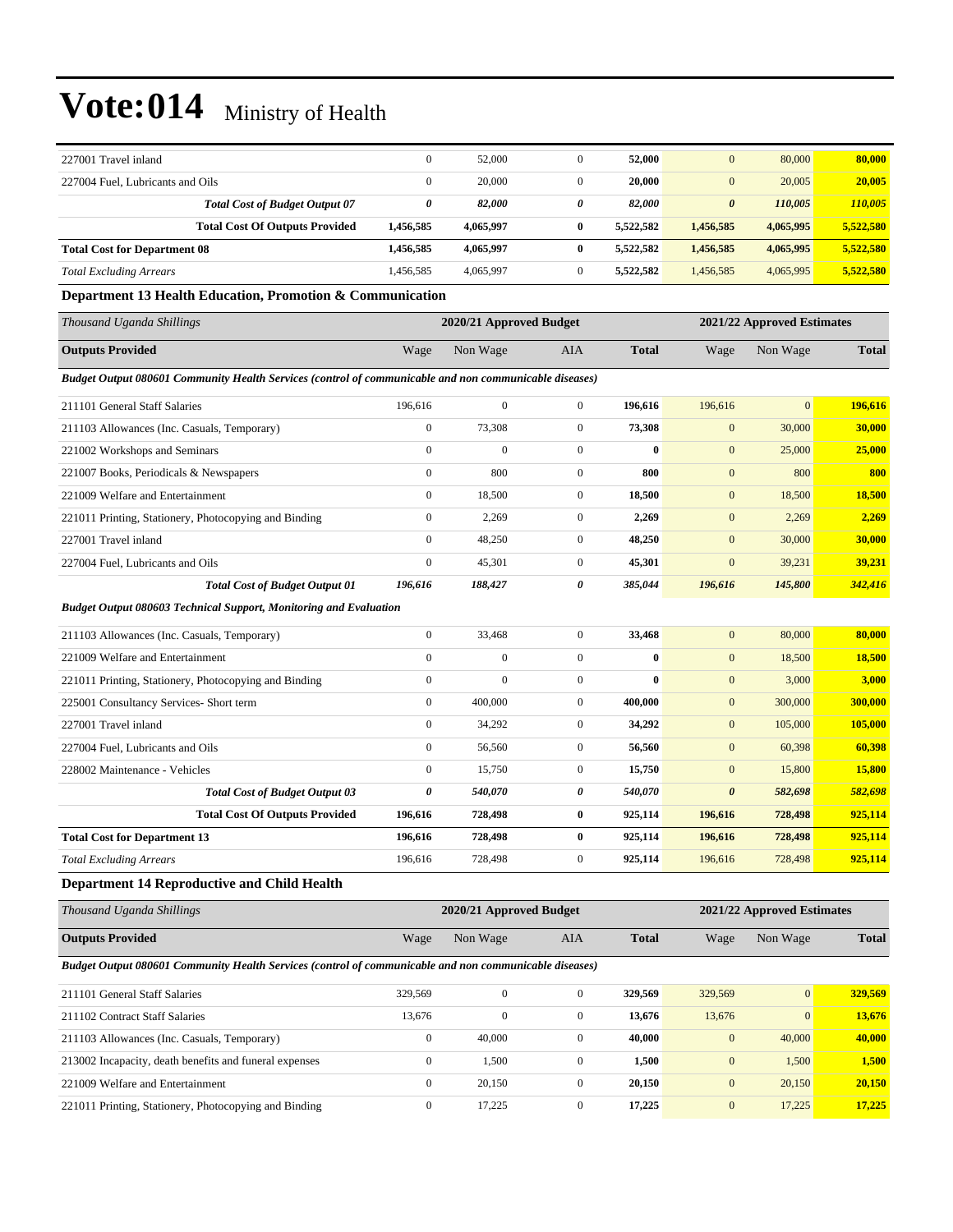# Vote:014 Ministry of Health

| | | | | | | | |
|---|---|---|---|---|---|---|---|
| 227001 Travel inland | 0 | 52,000 | 0 | **52,000** | 0 | 80,000 | **80,000** |
| 227004 Fuel, Lubricants and Oils | 0 | 20,000 | 0 | **20,000** | 0 | 20,005 | **20,005** |
| ***Total Cost of Budget Output 07*** | ***0*** | ***82,000*** | ***0*** | ***82,000*** | ***0*** | ***110,005*** | ***110,005*** |
| **Total Cost Of Outputs Provided** | **1,456,585** | **4,065,997** | **0** | **5,522,582** | **1,456,585** | **4,065,995** | **5,522,580** |
| **Total Cost for Department 08** | **1,456,585** | **4,065,997** | **0** | **5,522,582** | **1,456,585** | **4,065,995** | **5,522,580** |
| *Total Excluding Arrears* | 1,456,585 | 4,065,997 | 0 | **5,522,582** | 1,456,585 | 4,065,995 | **5,522,580** |

### Department 13 Health Education, Promotion & Communication

| *Thousand Uganda Shillings* | 2020/21 Approved Budget | | | | 2021/22 Approved Estimates | | |
|---|---|---|---|---|---|---|---|
| **Outputs Provided** | Wage | Non Wage | AIA | **Total** | Wage | Non Wage | **Total** |
| ***Budget Output 080601 Community Health Services (control of communicable and non communicable diseases)*** | | | | | | | |
| 211101 General Staff Salaries | 196,616 | 0 | 0 | **196,616** | 196,616 | 0 | **196,616** |
| 211103 Allowances (Inc. Casuals, Temporary) | 0 | 73,308 | 0 | **73,308** | 0 | 30,000 | **30,000** |
| 221002 Workshops and Seminars | 0 | 0 | 0 | **0** | 0 | 25,000 | **25,000** |
| 221007 Books, Periodicals & Newspapers | 0 | 800 | 0 | **800** | 0 | 800 | **800** |
| 221009 Welfare and Entertainment | 0 | 18,500 | 0 | **18,500** | 0 | 18,500 | **18,500** |
| 221011 Printing, Stationery, Photocopying and Binding | 0 | 2,269 | 0 | **2,269** | 0 | 2,269 | **2,269** |
| 227001 Travel inland | 0 | 48,250 | 0 | **48,250** | 0 | 30,000 | **30,000** |
| 227004 Fuel, Lubricants and Oils | 0 | 45,301 | 0 | **45,301** | 0 | 39,231 | **39,231** |
| ***Total Cost of Budget Output 01*** | ***196,616*** | ***188,427*** | ***0*** | ***385,044*** | ***196,616*** | ***145,800*** | ***342,416*** |
| ***Budget Output 080603 Technical Support, Monitoring and Evaluation*** | | | | | | | |
| 211103 Allowances (Inc. Casuals, Temporary) | 0 | 33,468 | 0 | **33,468** | 0 | 80,000 | **80,000** |
| 221009 Welfare and Entertainment | 0 | 0 | 0 | **0** | 0 | 18,500 | **18,500** |
| 221011 Printing, Stationery, Photocopying and Binding | 0 | 0 | 0 | **0** | 0 | 3,000 | **3,000** |
| 225001 Consultancy Services- Short term | 0 | 400,000 | 0 | **400,000** | 0 | 300,000 | **300,000** |
| 227001 Travel inland | 0 | 34,292 | 0 | **34,292** | 0 | 105,000 | **105,000** |
| 227004 Fuel, Lubricants and Oils | 0 | 56,560 | 0 | **56,560** | 0 | 60,398 | **60,398** |
| 228002 Maintenance - Vehicles | 0 | 15,750 | 0 | **15,750** | 0 | 15,800 | **15,800** |
| ***Total Cost of Budget Output 03*** | ***0*** | ***540,070*** | ***0*** | ***540,070*** | ***0*** | ***582,698*** | ***582,698*** |
| **Total Cost Of Outputs Provided** | **196,616** | **728,498** | **0** | **925,114** | **196,616** | **728,498** | **925,114** |
| **Total Cost for Department 13** | **196,616** | **728,498** | **0** | **925,114** | **196,616** | **728,498** | **925,114** |
| *Total Excluding Arrears* | 196,616 | 728,498 | 0 | **925,114** | 196,616 | 728,498 | **925,114** |

### Department 14 Reproductive and Child Health

| *Thousand Uganda Shillings* | 2020/21 Approved Budget | | | | 2021/22 Approved Estimates | | |
|---|---|---|---|---|---|---|---|
| **Outputs Provided** | Wage | Non Wage | AIA | **Total** | Wage | Non Wage | **Total** |
| ***Budget Output 080601 Community Health Services (control of communicable and non communicable diseases)*** | | | | | | | |
| 211101 General Staff Salaries | 329,569 | 0 | 0 | **329,569** | 329,569 | 0 | **329,569** |
| 211102 Contract Staff Salaries | 13,676 | 0 | 0 | **13,676** | 13,676 | 0 | **13,676** |
| 211103 Allowances (Inc. Casuals, Temporary) | 0 | 40,000 | 0 | **40,000** | 0 | 40,000 | **40,000** |
| 213002 Incapacity, death benefits and funeral expenses | 0 | 1,500 | 0 | **1,500** | 0 | 1,500 | **1,500** |
| 221009 Welfare and Entertainment | 0 | 20,150 | 0 | **20,150** | 0 | 20,150 | **20,150** |
| 221011 Printing, Stationery, Photocopying and Binding | 0 | 17,225 | 0 | **17,225** | 0 | 17,225 | **17,225** |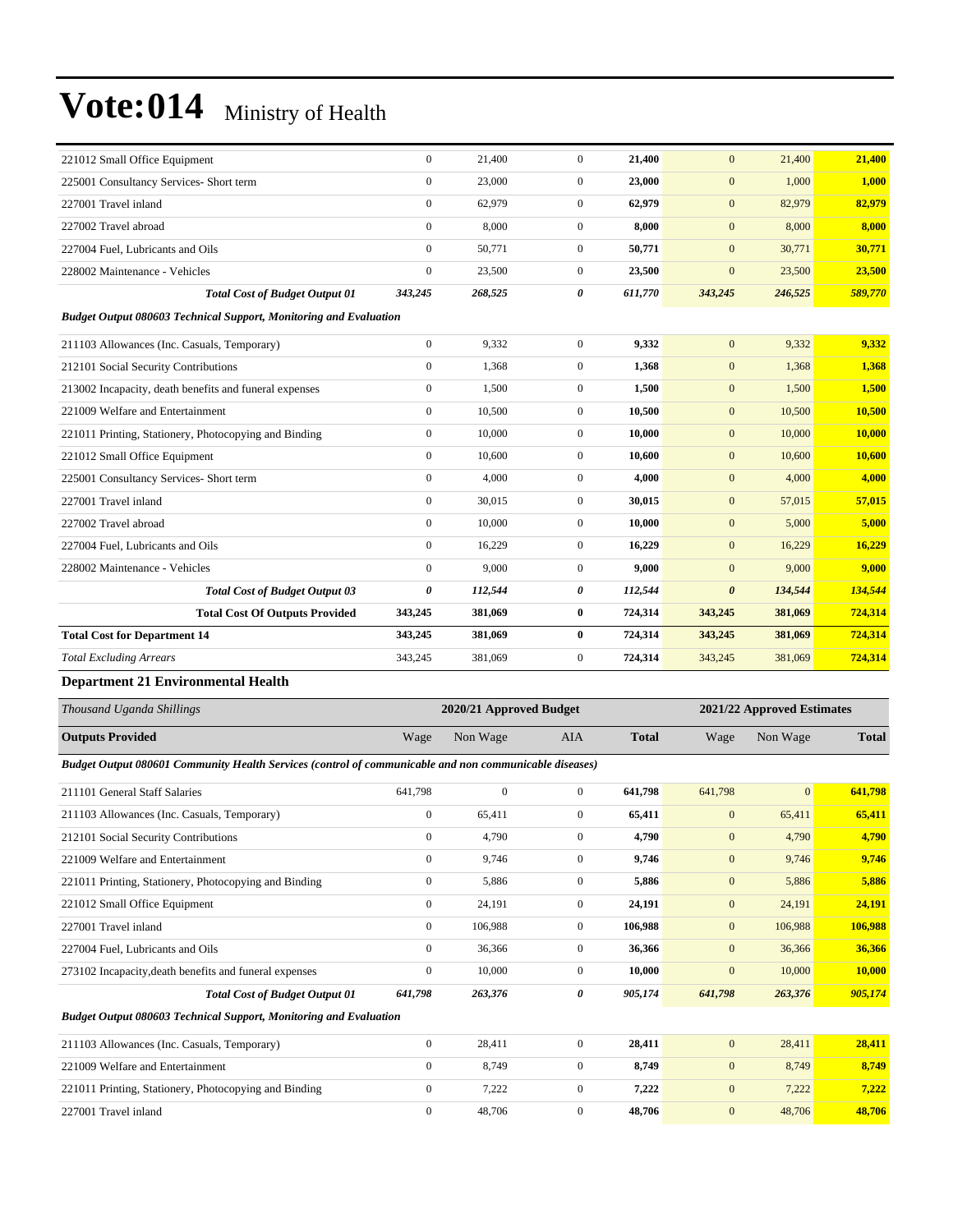| | | | | | | | |
|---|---|---|---|---|---|---|---|
| 221012 Small Office Equipment | 0 | 21,400 | 0 | **21,400** | 0 | 21,400 | **21,400** |
| 225001 Consultancy Services- Short term | 0 | 23,000 | 0 | **23,000** | 0 | 1,000 | **1,000** |
| 227001 Travel inland | 0 | 62,979 | 0 | **62,979** | 0 | 82,979 | **82,979** |
| 227002 Travel abroad | 0 | 8,000 | 0 | **8,000** | 0 | 8,000 | **8,000** |
| 227004 Fuel, Lubricants and Oils | 0 | 50,771 | 0 | **50,771** | 0 | 30,771 | **30,771** |
| 228002 Maintenance - Vehicles | 0 | 23,500 | 0 | **23,500** | 0 | 23,500 | **23,500** |
| ***Total Cost of Budget Output 01*** | ***343,245*** | ***268,525*** | ***0*** | ***611,770*** | ***343,245*** | ***246,525*** | ***589,770*** |
| ***Budget Output 080603 Technical Support, Monitoring and Evaluation*** | | | | | | | |
| 211103 Allowances (Inc. Casuals, Temporary) | 0 | 9,332 | 0 | **9,332** | 0 | 9,332 | **9,332** |
| 212101 Social Security Contributions | 0 | 1,368 | 0 | **1,368** | 0 | 1,368 | **1,368** |
| 213002 Incapacity, death benefits and funeral expenses | 0 | 1,500 | 0 | **1,500** | 0 | 1,500 | **1,500** |
| 221009 Welfare and Entertainment | 0 | 10,500 | 0 | **10,500** | 0 | 10,500 | **10,500** |
| 221011 Printing, Stationery, Photocopying and Binding | 0 | 10,000 | 0 | **10,000** | 0 | 10,000 | **10,000** |
| 221012 Small Office Equipment | 0 | 10,600 | 0 | **10,600** | 0 | 10,600 | **10,600** |
| 225001 Consultancy Services- Short term | 0 | 4,000 | 0 | **4,000** | 0 | 4,000 | **4,000** |
| 227001 Travel inland | 0 | 30,015 | 0 | **30,015** | 0 | 57,015 | **57,015** |
| 227002 Travel abroad | 0 | 10,000 | 0 | **10,000** | 0 | 5,000 | **5,000** |
| 227004 Fuel, Lubricants and Oils | 0 | 16,229 | 0 | **16,229** | 0 | 16,229 | **16,229** |
| 228002 Maintenance - Vehicles | 0 | 9,000 | 0 | **9,000** | 0 | 9,000 | **9,000** |
| ***Total Cost of Budget Output 03*** | ***0*** | ***112,544*** | ***0*** | ***112,544*** | ***0*** | ***134,544*** | ***134,544*** |
| **Total Cost Of Outputs Provided** | **343,245** | **381,069** | **0** | **724,314** | **343,245** | **381,069** | **724,314** |
| **Total Cost for Department 14** | **343,245** | **381,069** | **0** | **724,314** | **343,245** | **381,069** | **724,314** |
| *Total Excluding Arrears* | 343,245 | 381,069 | 0 | 724,314 | 343,245 | 381,069 | **724,314** |

### Department 21 Environmental Health

| *Thousand Uganda Shillings* | 2020/21 Approved Budget | | | | 2021/22 Approved Estimates | | |
|---|---|---|---|---|---|---|---|
| **Outputs Provided** | Wage | Non Wage | AIA | **Total** | Wage | Non Wage | **Total** |
| ***Budget Output 080601 Community Health Services (control of communicable and non communicable diseases)*** | | | | | | | |
| 211101 General Staff Salaries | 641,798 | 0 | 0 | **641,798** | 641,798 | 0 | **641,798** |
| 211103 Allowances (Inc. Casuals, Temporary) | 0 | 65,411 | 0 | **65,411** | 0 | 65,411 | **65,411** |
| 212101 Social Security Contributions | 0 | 4,790 | 0 | **4,790** | 0 | 4,790 | **4,790** |
| 221009 Welfare and Entertainment | 0 | 9,746 | 0 | **9,746** | 0 | 9,746 | **9,746** |
| 221011 Printing, Stationery, Photocopying and Binding | 0 | 5,886 | 0 | **5,886** | 0 | 5,886 | **5,886** |
| 221012 Small Office Equipment | 0 | 24,191 | 0 | **24,191** | 0 | 24,191 | **24,191** |
| 227001 Travel inland | 0 | 106,988 | 0 | **106,988** | 0 | 106,988 | **106,988** |
| 227004 Fuel, Lubricants and Oils | 0 | 36,366 | 0 | **36,366** | 0 | 36,366 | **36,366** |
| 273102 Incapacity,death benefits and funeral expenses | 0 | 10,000 | 0 | **10,000** | 0 | 10,000 | **10,000** |
| ***Total Cost of Budget Output 01*** | ***641,798*** | ***263,376*** | ***0*** | ***905,174*** | ***641,798*** | ***263,376*** | ***905,174*** |
| ***Budget Output 080603 Technical Support, Monitoring and Evaluation*** | | | | | | | |
| 211103 Allowances (Inc. Casuals, Temporary) | 0 | 28,411 | 0 | **28,411** | 0 | 28,411 | **28,411** |
| 221009 Welfare and Entertainment | 0 | 8,749 | 0 | **8,749** | 0 | 8,749 | **8,749** |
| 221011 Printing, Stationery, Photocopying and Binding | 0 | 7,222 | 0 | **7,222** | 0 | 7,222 | **7,222** |
| 227001 Travel inland | 0 | 48,706 | 0 | **48,706** | 0 | 48,706 | **48,706** |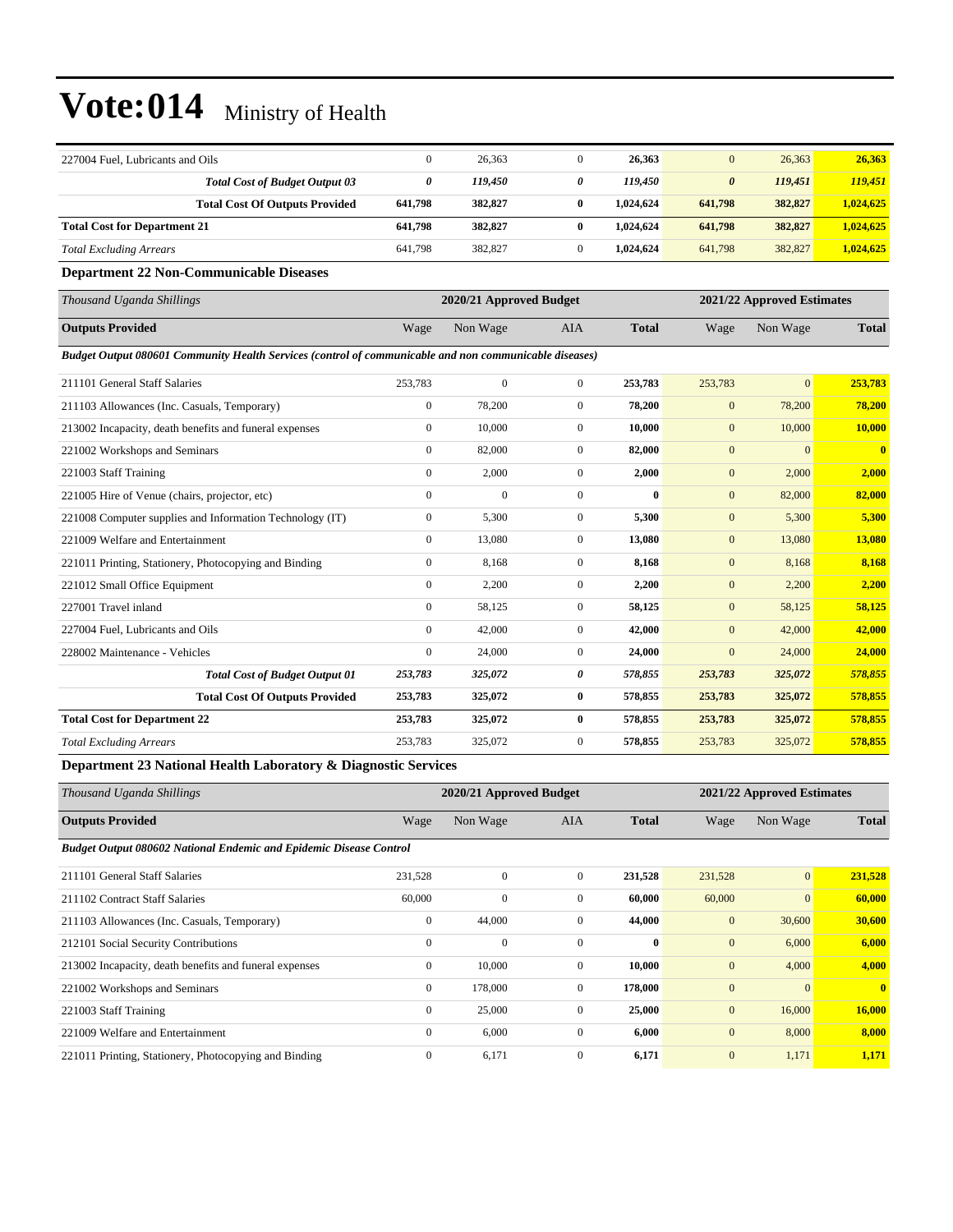| | | | | | | | |
|---|---|---|---|---|---|---|---|
| 227004 Fuel, Lubricants and Oils | 0 | 26,363 | 0 | **26,363** | 0 | 26,363 | **26,363** |
| ***Total Cost of Budget Output 03*** | ***0*** | ***119,450*** | ***0*** | ***119,450*** | ***0*** | ***119,451*** | ***119,451*** |
| **Total Cost Of Outputs Provided** | **641,798** | **382,827** | **0** | **1,024,624** | **641,798** | **382,827** | **1,024,625** |
| **Total Cost for Department 21** | **641,798** | **382,827** | **0** | **1,024,624** | **641,798** | **382,827** | **1,024,625** |
| *Total Excluding Arrears* | 641,798 | 382,827 | 0 | **1,024,624** | 641,798 | 382,827 | **1,024,625** |

### Department 22 Non-Communicable Diseases

| *Thousand Uganda Shillings* | 2020/21 Approved Budget | | | | 2021/22 Approved Estimates | | |
|---|---|---|---|---|---|---|---|
| **Outputs Provided** | Wage | Non Wage | AIA | **Total** | Wage | Non Wage | **Total** |
| ***Budget Output 080601 Community Health Services (control of communicable and non communicable diseases)*** | | | | | | | |
| 211101 General Staff Salaries | 253,783 | 0 | 0 | **253,783** | 253,783 | 0 | **253,783** |
| 211103 Allowances (Inc. Casuals, Temporary) | 0 | 78,200 | 0 | **78,200** | 0 | 78,200 | **78,200** |
| 213002 Incapacity, death benefits and funeral expenses | 0 | 10,000 | 0 | **10,000** | 0 | 10,000 | **10,000** |
| 221002 Workshops and Seminars | 0 | 82,000 | 0 | **82,000** | 0 | 0 | **0** |
| 221003 Staff Training | 0 | 2,000 | 0 | **2,000** | 0 | 2,000 | **2,000** |
| 221005 Hire of Venue (chairs, projector, etc) | 0 | 0 | 0 | **0** | 0 | 82,000 | **82,000** |
| 221008 Computer supplies and Information Technology (IT) | 0 | 5,300 | 0 | **5,300** | 0 | 5,300 | **5,300** |
| 221009 Welfare and Entertainment | 0 | 13,080 | 0 | **13,080** | 0 | 13,080 | **13,080** |
| 221011 Printing, Stationery, Photocopying and Binding | 0 | 8,168 | 0 | **8,168** | 0 | 8,168 | **8,168** |
| 221012 Small Office Equipment | 0 | 2,200 | 0 | **2,200** | 0 | 2,200 | **2,200** |
| 227001 Travel inland | 0 | 58,125 | 0 | **58,125** | 0 | 58,125 | **58,125** |
| 227004 Fuel, Lubricants and Oils | 0 | 42,000 | 0 | **42,000** | 0 | 42,000 | **42,000** |
| 228002 Maintenance - Vehicles | 0 | 24,000 | 0 | **24,000** | 0 | 24,000 | **24,000** |
| ***Total Cost of Budget Output 01*** | ***253,783*** | ***325,072*** | ***0*** | ***578,855*** | ***253,783*** | ***325,072*** | ***578,855*** |
| **Total Cost Of Outputs Provided** | **253,783** | **325,072** | **0** | **578,855** | **253,783** | **325,072** | **578,855** |
| **Total Cost for Department 22** | **253,783** | **325,072** | **0** | **578,855** | **253,783** | **325,072** | **578,855** |
| *Total Excluding Arrears* | 253,783 | 325,072 | 0 | **578,855** | 253,783 | 325,072 | **578,855** |

### Department 23 National Health Laboratory & Diagnostic Services

| *Thousand Uganda Shillings* | 2020/21 Approved Budget | | | | 2021/22 Approved Estimates | | |
|---|---|---|---|---|---|---|---|
| **Outputs Provided** | Wage | Non Wage | AIA | **Total** | Wage | Non Wage | **Total** |
| ***Budget Output 080602 National Endemic and Epidemic Disease Control*** | | | | | | | |
| 211101 General Staff Salaries | 231,528 | 0 | 0 | **231,528** | 231,528 | 0 | **231,528** |
| 211102 Contract Staff Salaries | 60,000 | 0 | 0 | **60,000** | 60,000 | 0 | **60,000** |
| 211103 Allowances (Inc. Casuals, Temporary) | 0 | 44,000 | 0 | **44,000** | 0 | 30,600 | **30,600** |
| 212101 Social Security Contributions | 0 | 0 | 0 | **0** | 0 | 6,000 | **6,000** |
| 213002 Incapacity, death benefits and funeral expenses | 0 | 10,000 | 0 | **10,000** | 0 | 4,000 | **4,000** |
| 221002 Workshops and Seminars | 0 | 178,000 | 0 | **178,000** | 0 | 0 | **0** |
| 221003 Staff Training | 0 | 25,000 | 0 | **25,000** | 0 | 16,000 | **16,000** |
| 221009 Welfare and Entertainment | 0 | 6,000 | 0 | **6,000** | 0 | 8,000 | **8,000** |
| 221011 Printing, Stationery, Photocopying and Binding | 0 | 6,171 | 0 | **6,171** | 0 | 1,171 | **1,171** |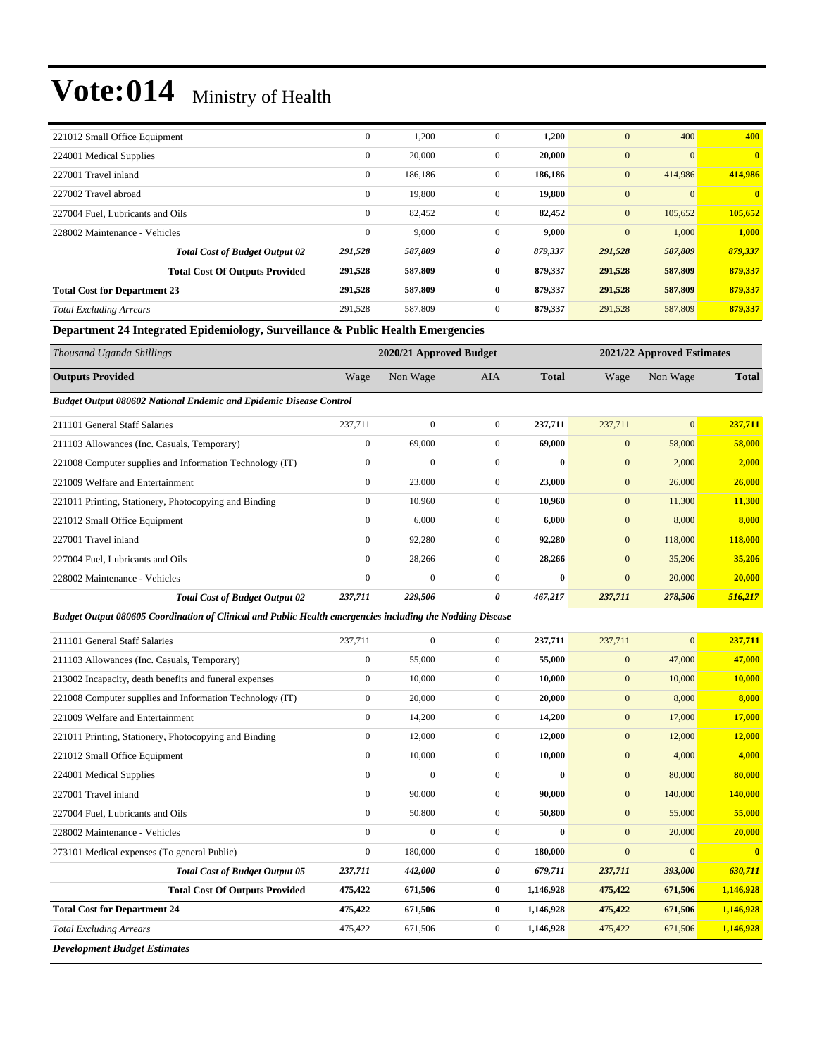| 221012 Small Office Equipment | 0 | 1,200 | 0 | **1,200** | 0 | 400 | **400** |
|---|---|---|---|---|---|---|---|
| 224001 Medical Supplies | 0 | 20,000 | 0 | **20,000** | 0 | 0 | **0** |
| 227001 Travel inland | 0 | 186,186 | 0 | **186,186** | 0 | 414,986 | **414,986** |
| 227002 Travel abroad | 0 | 19,800 | 0 | **19,800** | 0 | 0 | **0** |
| 227004 Fuel, Lubricants and Oils | 0 | 82,452 | 0 | **82,452** | 0 | 105,652 | **105,652** |
| 228002 Maintenance - Vehicles | 0 | 9,000 | 0 | **9,000** | 0 | 1,000 | **1,000** |
| ***Total Cost of Budget Output 02*** | ***291,528*** | ***587,809*** | ***0*** | ***879,337*** | ***291,528*** | ***587,809*** | ***879,337*** |
| **Total Cost Of Outputs Provided** | **291,528** | **587,809** | **0** | **879,337** | **291,528** | **587,809** | **879,337** |
| **Total Cost for Department 23** | **291,528** | **587,809** | **0** | **879,337** | **291,528** | **587,809** | **879,337** |
| *Total Excluding Arrears* | 291,528 | 587,809 | 0 | **879,337** | 291,528 | 587,809 | **879,337** |

**Department 24 Integrated Epidemiology, Surveillance & Public Health Emergencies**

| *Thousand Uganda Shillings* | 2020/21 Approved Budget | | | | 2021/22 Approved Estimates | | |
|---|---|---|---|---|---|---|---|
| **Outputs Provided** | Wage | Non Wage | AIA | **Total** | Wage | Non Wage | **Total** |
| ***Budget Output 080602 National Endemic and Epidemic Disease Control*** | | | | | | | |
| 211101 General Staff Salaries | 237,711 | 0 | 0 | **237,711** | 237,711 | 0 | **237,711** |
| 211103 Allowances (Inc. Casuals, Temporary) | 0 | 69,000 | 0 | **69,000** | 0 | 58,000 | **58,000** |
| 221008 Computer supplies and Information Technology (IT) | 0 | 0 | 0 | **0** | 0 | 2,000 | **2,000** |
| 221009 Welfare and Entertainment | 0 | 23,000 | 0 | **23,000** | 0 | 26,000 | **26,000** |
| 221011 Printing, Stationery, Photocopying and Binding | 0 | 10,960 | 0 | **10,960** | 0 | 11,300 | **11,300** |
| 221012 Small Office Equipment | 0 | 6,000 | 0 | **6,000** | 0 | 8,000 | **8,000** |
| 227001 Travel inland | 0 | 92,280 | 0 | **92,280** | 0 | 118,000 | **118,000** |
| 227004 Fuel, Lubricants and Oils | 0 | 28,266 | 0 | **28,266** | 0 | 35,206 | **35,206** |
| 228002 Maintenance - Vehicles | 0 | 0 | 0 | **0** | 0 | 20,000 | **20,000** |
| ***Total Cost of Budget Output 02*** | ***237,711*** | ***229,506*** | ***0*** | ***467,217*** | ***237,711*** | ***278,506*** | ***516,217*** |
| ***Budget Output 080605 Coordination of Clinical and Public Health emergencies including the Nodding Disease*** | | | | | | | |
| 211101 General Staff Salaries | 237,711 | 0 | 0 | **237,711** | 237,711 | 0 | **237,711** |
| 211103 Allowances (Inc. Casuals, Temporary) | 0 | 55,000 | 0 | **55,000** | 0 | 47,000 | **47,000** |
| 213002 Incapacity, death benefits and funeral expenses | 0 | 10,000 | 0 | **10,000** | 0 | 10,000 | **10,000** |
| 221008 Computer supplies and Information Technology (IT) | 0 | 20,000 | 0 | **20,000** | 0 | 8,000 | **8,000** |
| 221009 Welfare and Entertainment | 0 | 14,200 | 0 | **14,200** | 0 | 17,000 | **17,000** |
| 221011 Printing, Stationery, Photocopying and Binding | 0 | 12,000 | 0 | **12,000** | 0 | 12,000 | **12,000** |
| 221012 Small Office Equipment | 0 | 10,000 | 0 | **10,000** | 0 | 4,000 | **4,000** |
| 224001 Medical Supplies | 0 | 0 | 0 | **0** | 0 | 80,000 | **80,000** |
| 227001 Travel inland | 0 | 90,000 | 0 | **90,000** | 0 | 140,000 | **140,000** |
| 227004 Fuel, Lubricants and Oils | 0 | 50,800 | 0 | **50,800** | 0 | 55,000 | **55,000** |
| 228002 Maintenance - Vehicles | 0 | 0 | 0 | **0** | 0 | 20,000 | **20,000** |
| 273101 Medical expenses (To general Public) | 0 | 180,000 | 0 | **180,000** | 0 | 0 | **0** |
| ***Total Cost of Budget Output 05*** | ***237,711*** | ***442,000*** | ***0*** | ***679,711*** | ***237,711*** | ***393,000*** | ***630,711*** |
| **Total Cost Of Outputs Provided** | **475,422** | **671,506** | **0** | **1,146,928** | **475,422** | **671,506** | **1,146,928** |
| **Total Cost for Department 24** | **475,422** | **671,506** | **0** | **1,146,928** | **475,422** | **671,506** | **1,146,928** |
| *Total Excluding Arrears* | 475,422 | 671,506 | 0 | **1,146,928** | 475,422 | 671,506 | **1,146,928** |

***Development Budget Estimates***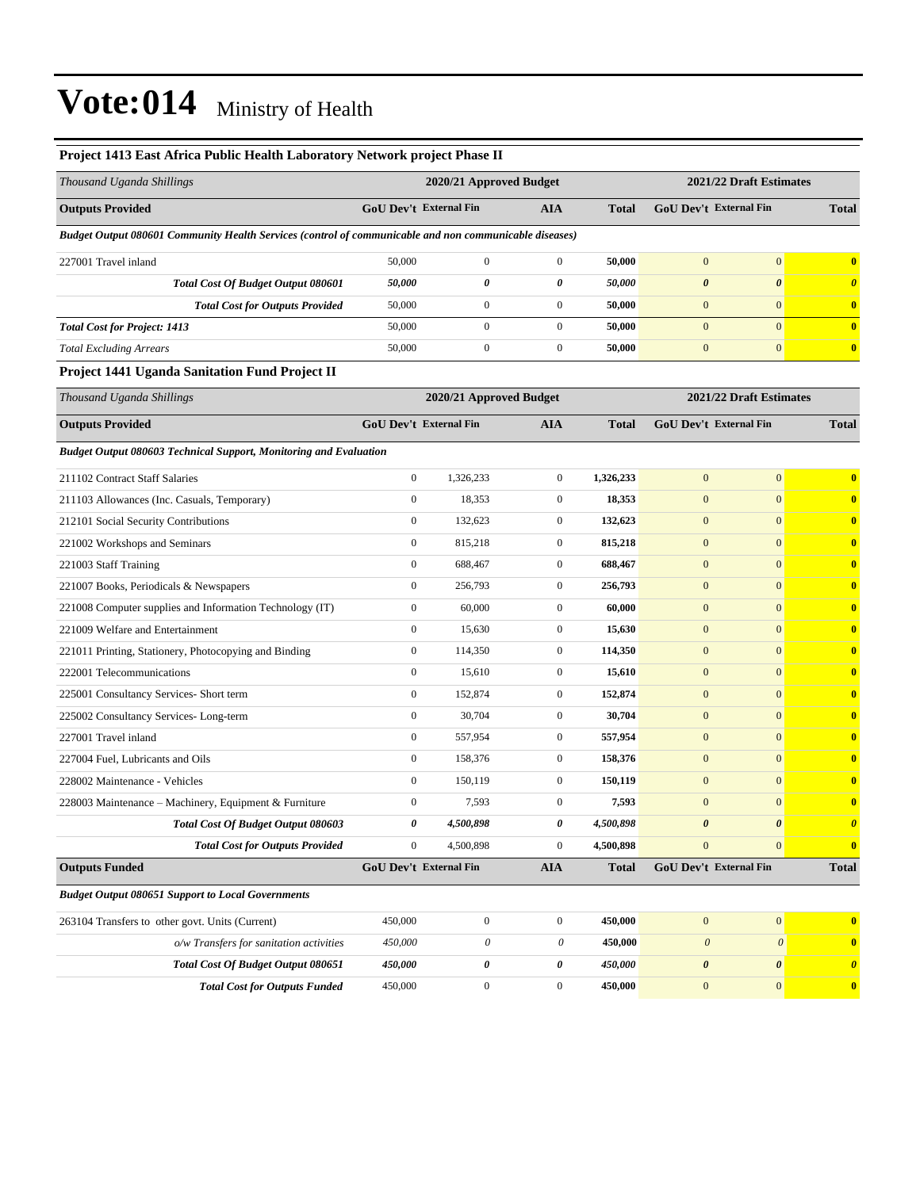# Vote:014 Ministry of Health

### Project 1413 East Africa Public Health Laboratory Network project Phase II

| *Thousand Uganda Shillings* | 2020/21 Approved Budget | | | | 2021/22 Draft Estimates | | |
|---|---|---|---|---|---|---|---|
| **Outputs Provided** | **GoU Dev't** | **External Fin** | **AIA** | **Total** | **GoU Dev't** | **External Fin** | **Total** |
| ***Budget Output 080601 Community Health Services (control of communicable and non communicable diseases)*** | | | | | | | |
| 227001 Travel inland | 50,000 | 0 | 0 | **50,000** | 0 | 0 | **0** |
| ***Total Cost Of Budget Output 080601*** | ***50,000*** | ***0*** | ***0*** | ***50,000*** | ***0*** | ***0*** | ***0*** |
| ***Total Cost for Outputs Provided*** | 50,000 | 0 | 0 | **50,000** | 0 | 0 | **0** |
| ***Total Cost for Project: 1413*** | 50,000 | 0 | 0 | **50,000** | 0 | 0 | **0** |
| *Total Excluding Arrears* | 50,000 | 0 | 0 | **50,000** | 0 | 0 | **0** |

### Project 1441 Uganda Sanitation Fund Project II

| *Thousand Uganda Shillings* | 2020/21 Approved Budget | | | | 2021/22 Draft Estimates | | |
|---|---|---|---|---|---|---|---|
| **Outputs Provided** | **GoU Dev't** | **External Fin** | **AIA** | **Total** | **GoU Dev't** | **External Fin** | **Total** |
| ***Budget Output 080603 Technical Support, Monitoring and Evaluation*** | | | | | | | |
| 211102 Contract Staff Salaries | 0 | 1,326,233 | 0 | **1,326,233** | 0 | 0 | **0** |
| 211103 Allowances (Inc. Casuals, Temporary) | 0 | 18,353 | 0 | **18,353** | 0 | 0 | **0** |
| 212101 Social Security Contributions | 0 | 132,623 | 0 | **132,623** | 0 | 0 | **0** |
| 221002 Workshops and Seminars | 0 | 815,218 | 0 | **815,218** | 0 | 0 | **0** |
| 221003 Staff Training | 0 | 688,467 | 0 | **688,467** | 0 | 0 | **0** |
| 221007 Books, Periodicals & Newspapers | 0 | 256,793 | 0 | **256,793** | 0 | 0 | **0** |
| 221008 Computer supplies and Information Technology (IT) | 0 | 60,000 | 0 | **60,000** | 0 | 0 | **0** |
| 221009 Welfare and Entertainment | 0 | 15,630 | 0 | **15,630** | 0 | 0 | **0** |
| 221011 Printing, Stationery, Photocopying and Binding | 0 | 114,350 | 0 | **114,350** | 0 | 0 | **0** |
| 222001 Telecommunications | 0 | 15,610 | 0 | **15,610** | 0 | 0 | **0** |
| 225001 Consultancy Services- Short term | 0 | 152,874 | 0 | **152,874** | 0 | 0 | **0** |
| 225002 Consultancy Services- Long-term | 0 | 30,704 | 0 | **30,704** | 0 | 0 | **0** |
| 227001 Travel inland | 0 | 557,954 | 0 | **557,954** | 0 | 0 | **0** |
| 227004 Fuel, Lubricants and Oils | 0 | 158,376 | 0 | **158,376** | 0 | 0 | **0** |
| 228002 Maintenance - Vehicles | 0 | 150,119 | 0 | **150,119** | 0 | 0 | **0** |
| 228003 Maintenance – Machinery, Equipment & Furniture | 0 | 7,593 | 0 | **7,593** | 0 | 0 | **0** |
| ***Total Cost Of Budget Output 080603*** | ***0*** | ***4,500,898*** | ***0*** | ***4,500,898*** | ***0*** | ***0*** | ***0*** |
| ***Total Cost for Outputs Provided*** | 0 | 4,500,898 | 0 | **4,500,898** | 0 | 0 | **0** |
| **Outputs Funded** | **GoU Dev't** | **External Fin** | **AIA** | **Total** | **GoU Dev't** | **External Fin** | **Total** |
| ***Budget Output 080651 Support to Local Governments*** | | | | | | | |
| 263104 Transfers to other govt. Units (Current) | 450,000 | 0 | 0 | **450,000** | 0 | 0 | **0** |
| *o/w Transfers for sanitation activities* | *450,000* | *0* | *0* | **450,000** | *0* | *0* | **0** |
| ***Total Cost Of Budget Output 080651*** | ***450,000*** | ***0*** | ***0*** | ***450,000*** | ***0*** | ***0*** | ***0*** |
| ***Total Cost for Outputs Funded*** | 450,000 | 0 | 0 | **450,000** | 0 | 0 | **0** |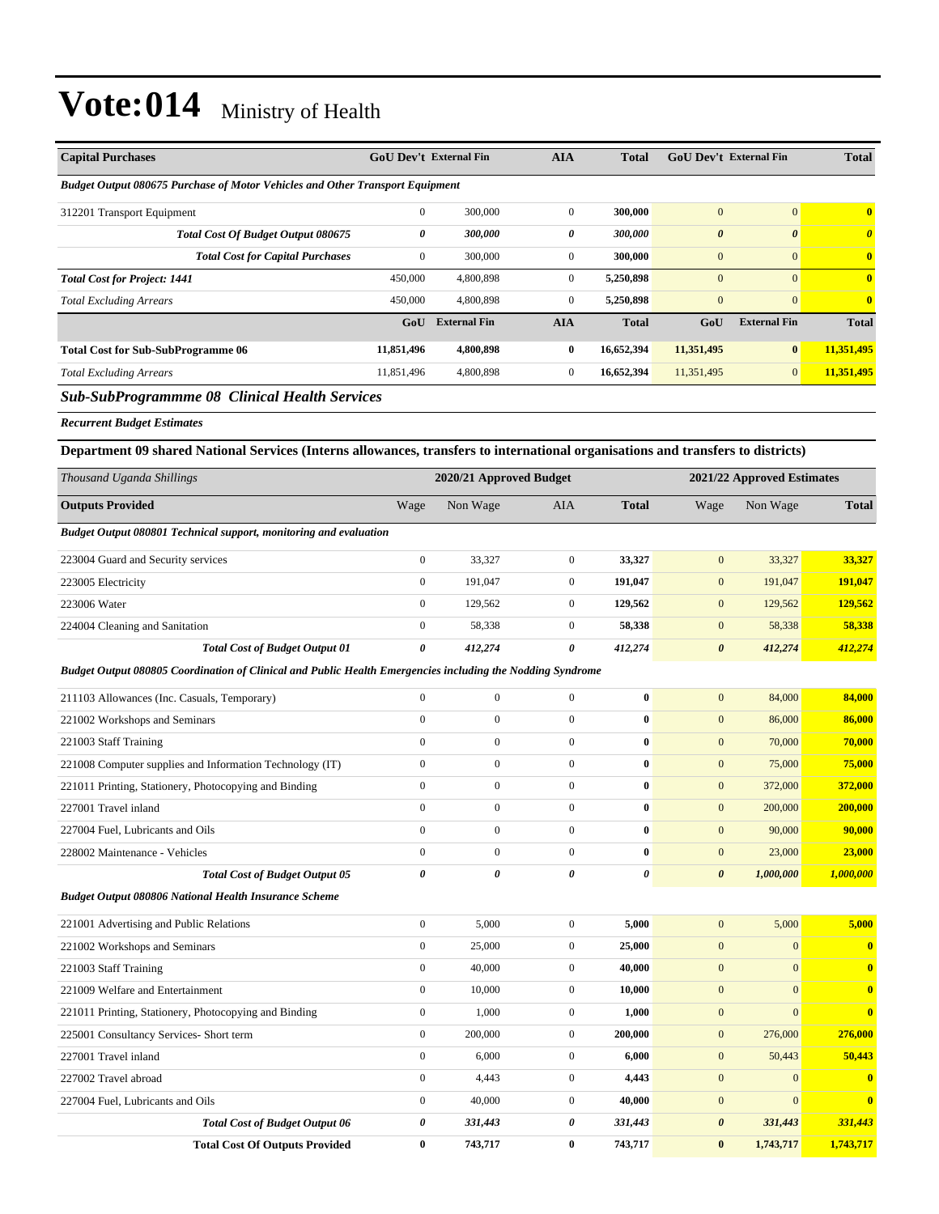# Vote:014 Ministry of Health

| Capital Purchases | GoU Dev't | External Fin | AIA | Total | GoU Dev't | External Fin | Total |
|---|---|---|---|---|---|---|---|
| *Budget Output 080675 Purchase of Motor Vehicles and Other Transport Equipment* | | | | | | | |
| 312201 Transport Equipment | 0 | 300,000 | 0 | **300,000** | 0 | 0 | **0** |
| ***Total Cost Of Budget Output 080675*** | ***0*** | ***300,000*** | ***0*** | ***300,000*** | ***0*** | ***0*** | ***0*** |
| ***Total Cost for Capital Purchases*** | 0 | 300,000 | 0 | 300,000 | 0 | 0 | **0** |
| ***Total Cost for Project: 1441*** | 450,000 | 4,800,898 | 0 | **5,250,898** | 0 | 0 | **0** |
| *Total Excluding Arrears* | 450,000 | 4,800,898 | 0 | **5,250,898** | 0 | 0 | **0** |
| | **GoU** | **External Fin** | **AIA** | **Total** | **GoU** | **External Fin** | **Total** |
| **Total Cost for Sub-SubProgramme 06** | **11,851,496** | **4,800,898** | **0** | **16,652,394** | **11,351,495** | **0** | **11,351,495** |
| *Total Excluding Arrears* | 11,851,496 | 4,800,898 | 0 | **16,652,394** | 11,351,495 | 0 | **11,351,495** |

## *Sub-SubProgrammme 08 Clinical Health Services*

***Recurrent Budget Estimates***

### Department 09 shared National Services (Interns allowances, transfers to international organisations and transfers to districts)

| *Thousand Uganda Shillings* | 2020/21 Approved Budget | | | | 2021/22 Approved Estimates | | |
|---|---|---|---|---|---|---|---|
| **Outputs Provided** | Wage | Non Wage | AIA | **Total** | Wage | Non Wage | **Total** |
| *Budget Output 080801 Technical support, monitoring and evaluation* | | | | | | | |
| 223004 Guard and Security services | 0 | 33,327 | 0 | **33,327** | 0 | 33,327 | **33,327** |
| 223005 Electricity | 0 | 191,047 | 0 | **191,047** | 0 | 191,047 | **191,047** |
| 223006 Water | 0 | 129,562 | 0 | **129,562** | 0 | 129,562 | **129,562** |
| 224004 Cleaning and Sanitation | 0 | 58,338 | 0 | **58,338** | 0 | 58,338 | **58,338** |
| ***Total Cost of Budget Output 01*** | ***0*** | ***412,274*** | ***0*** | ***412,274*** | ***0*** | ***412,274*** | ***412,274*** |
| *Budget Output 080805 Coordination of Clinical and Public Health Emergencies including the Nodding Syndrome* | | | | | | | |
| 211103 Allowances (Inc. Casuals, Temporary) | 0 | 0 | 0 | **0** | 0 | 84,000 | **84,000** |
| 221002 Workshops and Seminars | 0 | 0 | 0 | **0** | 0 | 86,000 | **86,000** |
| 221003 Staff Training | 0 | 0 | 0 | **0** | 0 | 70,000 | **70,000** |
| 221008 Computer supplies and Information Technology (IT) | 0 | 0 | 0 | **0** | 0 | 75,000 | **75,000** |
| 221011 Printing, Stationery, Photocopying and Binding | 0 | 0 | 0 | **0** | 0 | 372,000 | **372,000** |
| 227001 Travel inland | 0 | 0 | 0 | **0** | 0 | 200,000 | **200,000** |
| 227004 Fuel, Lubricants and Oils | 0 | 0 | 0 | **0** | 0 | 90,000 | **90,000** |
| 228002 Maintenance - Vehicles | 0 | 0 | 0 | **0** | 0 | 23,000 | **23,000** |
| ***Total Cost of Budget Output 05*** | ***0*** | ***0*** | ***0*** | ***0*** | ***0*** | ***1,000,000*** | ***1,000,000*** |
| *Budget Output 080806 National Health Insurance Scheme* | | | | | | | |
| 221001 Advertising and Public Relations | 0 | 5,000 | 0 | **5,000** | 0 | 5,000 | **5,000** |
| 221002 Workshops and Seminars | 0 | 25,000 | 0 | **25,000** | 0 | 0 | **0** |
| 221003 Staff Training | 0 | 40,000 | 0 | **40,000** | 0 | 0 | **0** |
| 221009 Welfare and Entertainment | 0 | 10,000 | 0 | **10,000** | 0 | 0 | **0** |
| 221011 Printing, Stationery, Photocopying and Binding | 0 | 1,000 | 0 | **1,000** | 0 | 0 | **0** |
| 225001 Consultancy Services- Short term | 0 | 200,000 | 0 | **200,000** | 0 | 276,000 | **276,000** |
| 227001 Travel inland | 0 | 6,000 | 0 | **6,000** | 0 | 50,443 | **50,443** |
| 227002 Travel abroad | 0 | 4,443 | 0 | **4,443** | 0 | 0 | **0** |
| 227004 Fuel, Lubricants and Oils | 0 | 40,000 | 0 | **40,000** | 0 | 0 | **0** |
| ***Total Cost of Budget Output 06*** | ***0*** | ***331,443*** | ***0*** | ***331,443*** | ***0*** | ***331,443*** | ***331,443*** |
| **Total Cost Of Outputs Provided** | **0** | **743,717** | **0** | **743,717** | **0** | **1,743,717** | **1,743,717** |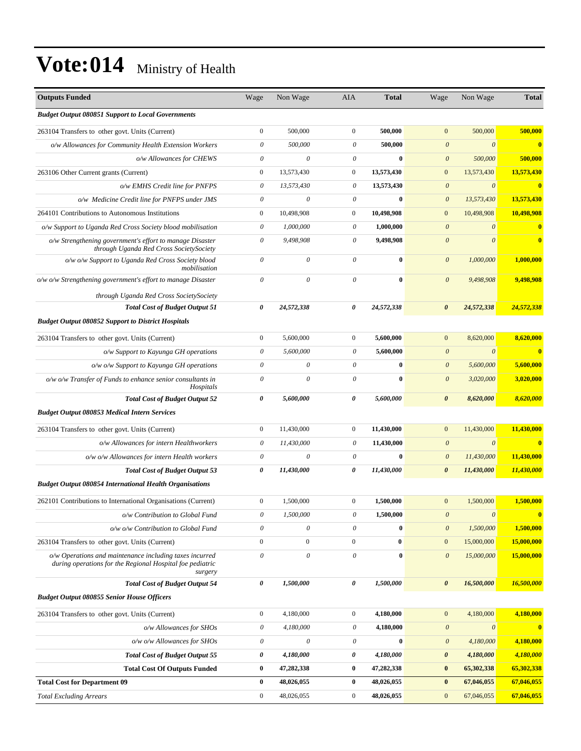# Vote:014 Ministry of Health

| Outputs Funded | Wage | Non Wage | AIA | Total | Wage | Non Wage | Total |
|---|---|---|---|---|---|---|---|
| ***Budget Output 080851 Support to Local Governments*** | | | | | | | |
| 263104 Transfers to other govt. Units (Current) | 0 | 500,000 | 0 | **500,000** | 0 | 500,000 | **500,000** |
| *o/w Allowances for Community Health Extension Workers* | *0* | *500,000* | *0* | **500,000** | *0* | *0* | **0** |
| *o/w Allowances for CHEWS* | *0* | *0* | *0* | **0** | *0* | *500,000* | **500,000** |
| 263106 Other Current grants (Current) | 0 | 13,573,430 | 0 | **13,573,430** | 0 | 13,573,430 | **13,573,430** |
| *o/w EMHS Credit line for PNFPS* | *0* | *13,573,430* | *0* | **13,573,430** | *0* | *0* | **0** |
| *o/w Medicine Credit line for PNFPS under JMS* | *0* | *0* | *0* | **0** | *0* | *13,573,430* | **13,573,430** |
| 264101 Contributions to Autonomous Institutions | 0 | 10,498,908 | 0 | **10,498,908** | 0 | 10,498,908 | **10,498,908** |
| *o/w Support to Uganda Red Cross Society blood mobilisation* | *0* | *1,000,000* | *0* | **1,000,000** | *0* | *0* | **0** |
| *o/w Strengthening government's effort to manage Disaster through Uganda Red Cross SocietySociety* | *0* | *9,498,908* | *0* | **9,498,908** | *0* | *0* | **0** |
| *o/w o/w Support to Uganda Red Cross Society blood mobilisation* | *0* | *0* | *0* | **0** | *0* | *1,000,000* | **1,000,000** |
| *o/w o/w Strengthening government's effort to manage Disaster through Uganda Red Cross SocietySociety* | *0* | *0* | *0* | **0** | *0* | *9,498,908* | **9,498,908** |
| ***Total Cost of Budget Output 51*** | ***0*** | ***24,572,338*** | ***0*** | ***24,572,338*** | ***0*** | ***24,572,338*** | ***24,572,338*** |
| ***Budget Output 080852 Support to District Hospitals*** | | | | | | | |
| 263104 Transfers to other govt. Units (Current) | 0 | 5,600,000 | 0 | **5,600,000** | 0 | 8,620,000 | **8,620,000** |
| *o/w Support to Kayunga GH operations* | *0* | *5,600,000* | *0* | **5,600,000** | *0* | *0* | **0** |
| *o/w o/w Support to Kayunga GH operations* | *0* | *0* | *0* | **0** | *0* | *5,600,000* | **5,600,000** |
| *o/w o/w Transfer of Funds to enhance senior consultants in Hospitals* | *0* | *0* | *0* | **0** | *0* | *3,020,000* | **3,020,000** |
| ***Total Cost of Budget Output 52*** | ***0*** | ***5,600,000*** | ***0*** | ***5,600,000*** | ***0*** | ***8,620,000*** | ***8,620,000*** |
| ***Budget Output 080853 Medical Intern Services*** | | | | | | | |
| 263104 Transfers to other govt. Units (Current) | 0 | 11,430,000 | 0 | **11,430,000** | 0 | 11,430,000 | **11,430,000** |
| *o/w Allowances for intern Healthworkers* | *0* | *11,430,000* | *0* | **11,430,000** | *0* | *0* | **0** |
| *o/w o/w Allowances for intern Health workers* | *0* | *0* | *0* | **0** | *0* | *11,430,000* | **11,430,000** |
| ***Total Cost of Budget Output 53*** | ***0*** | ***11,430,000*** | ***0*** | ***11,430,000*** | ***0*** | ***11,430,000*** | ***11,430,000*** |
| ***Budget Output 080854 International Health Organisations*** | | | | | | | |
| 262101 Contributions to International Organisations (Current) | 0 | 1,500,000 | 0 | **1,500,000** | 0 | 1,500,000 | **1,500,000** |
| *o/w Contribution to Global Fund* | *0* | *1,500,000* | *0* | **1,500,000** | *0* | *0* | **0** |
| *o/w o/w Contribution to Global Fund* | *0* | *0* | *0* | **0** | *0* | *1,500,000* | **1,500,000** |
| 263104 Transfers to other govt. Units (Current) | 0 | 0 | 0 | **0** | 0 | 15,000,000 | **15,000,000** |
| *o/w Operations and maintenance including taxes incurred during operations for the Regional Hospital foe pediatric surgery* | *0* | *0* | *0* | **0** | *0* | *15,000,000* | **15,000,000** |
| ***Total Cost of Budget Output 54*** | ***0*** | ***1,500,000*** | ***0*** | ***1,500,000*** | ***0*** | ***16,500,000*** | ***16,500,000*** |
| ***Budget Output 080855 Senior House Officers*** | | | | | | | |
| 263104 Transfers to other govt. Units (Current) | 0 | 4,180,000 | 0 | **4,180,000** | 0 | 4,180,000 | **4,180,000** |
| *o/w Allowances for SHOs* | *0* | *4,180,000* | *0* | **4,180,000** | *0* | *0* | **0** |
| *o/w o/w Allowances for SHOs* | *0* | *0* | *0* | **0** | *0* | *4,180,000* | **4,180,000** |
| ***Total Cost of Budget Output 55*** | ***0*** | ***4,180,000*** | ***0*** | ***4,180,000*** | ***0*** | ***4,180,000*** | ***4,180,000*** |
| **Total Cost Of Outputs Funded** | **0** | **47,282,338** | **0** | **47,282,338** | **0** | **65,302,338** | **65,302,338** |
| **Total Cost for Department 09** | **0** | **48,026,055** | **0** | **48,026,055** | **0** | **67,046,055** | **67,046,055** |
| *Total Excluding Arrears* | 0 | 48,026,055 | 0 | **48,026,055** | 0 | 67,046,055 | **67,046,055** |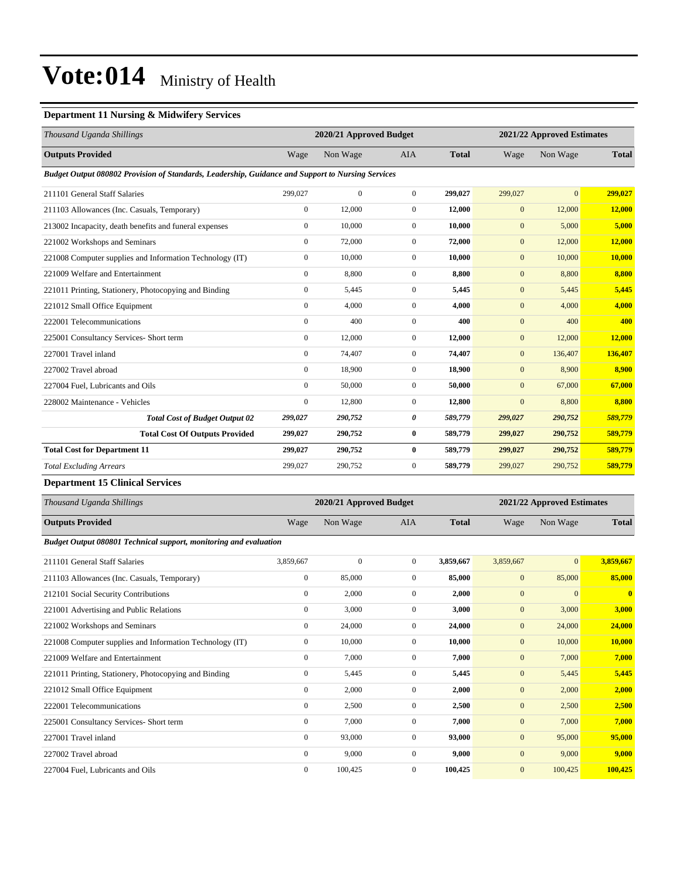# Vote:014 Ministry of Health

### Department 11 Nursing & Midwifery Services

| *Thousand Uganda Shillings* | 2020/21 Approved Budget | | | | 2021/22 Approved Estimates | | |
|---|---|---|---|---|---|---|---|
| **Outputs Provided** | Wage | Non Wage | AIA | **Total** | Wage | Non Wage | **Total** |
| ***Budget Output 080802 Provision of Standards, Leadership, Guidance and Support to Nursing Services*** | | | | | | | |
| 211101 General Staff Salaries | 299,027 | 0 | 0 | **299,027** | 299,027 | 0 | **299,027** |
| 211103 Allowances (Inc. Casuals, Temporary) | 0 | 12,000 | 0 | **12,000** | 0 | 12,000 | **12,000** |
| 213002 Incapacity, death benefits and funeral expenses | 0 | 10,000 | 0 | **10,000** | 0 | 5,000 | **5,000** |
| 221002 Workshops and Seminars | 0 | 72,000 | 0 | **72,000** | 0 | 12,000 | **12,000** |
| 221008 Computer supplies and Information Technology (IT) | 0 | 10,000 | 0 | **10,000** | 0 | 10,000 | **10,000** |
| 221009 Welfare and Entertainment | 0 | 8,800 | 0 | **8,800** | 0 | 8,800 | **8,800** |
| 221011 Printing, Stationery, Photocopying and Binding | 0 | 5,445 | 0 | **5,445** | 0 | 5,445 | **5,445** |
| 221012 Small Office Equipment | 0 | 4,000 | 0 | **4,000** | 0 | 4,000 | **4,000** |
| 222001 Telecommunications | 0 | 400 | 0 | **400** | 0 | 400 | **400** |
| 225001 Consultancy Services- Short term | 0 | 12,000 | 0 | **12,000** | 0 | 12,000 | **12,000** |
| 227001 Travel inland | 0 | 74,407 | 0 | **74,407** | 0 | 136,407 | **136,407** |
| 227002 Travel abroad | 0 | 18,900 | 0 | **18,900** | 0 | 8,900 | **8,900** |
| 227004 Fuel, Lubricants and Oils | 0 | 50,000 | 0 | **50,000** | 0 | 67,000 | **67,000** |
| 228002 Maintenance - Vehicles | 0 | 12,800 | 0 | **12,800** | 0 | 8,800 | **8,800** |
| ***Total Cost of Budget Output 02*** | ***299,027*** | ***290,752*** | ***0*** | ***589,779*** | ***299,027*** | ***290,752*** | ***589,779*** |
| **Total Cost Of Outputs Provided** | **299,027** | **290,752** | **0** | **589,779** | **299,027** | **290,752** | **589,779** |
| **Total Cost for Department 11** | **299,027** | **290,752** | **0** | **589,779** | **299,027** | **290,752** | **589,779** |
| *Total Excluding Arrears* | 299,027 | 290,752 | 0 | **589,779** | 299,027 | 290,752 | **589,779** |

### Department 15 Clinical Services

| *Thousand Uganda Shillings* | 2020/21 Approved Budget | | | | 2021/22 Approved Estimates | | |
|---|---|---|---|---|---|---|---|
| **Outputs Provided** | Wage | Non Wage | AIA | **Total** | Wage | Non Wage | **Total** |
| ***Budget Output 080801 Technical support, monitoring and evaluation*** | | | | | | | |
| 211101 General Staff Salaries | 3,859,667 | 0 | 0 | **3,859,667** | 3,859,667 | 0 | **3,859,667** |
| 211103 Allowances (Inc. Casuals, Temporary) | 0 | 85,000 | 0 | **85,000** | 0 | 85,000 | **85,000** |
| 212101 Social Security Contributions | 0 | 2,000 | 0 | **2,000** | 0 | 0 | **0** |
| 221001 Advertising and Public Relations | 0 | 3,000 | 0 | **3,000** | 0 | 3,000 | **3,000** |
| 221002 Workshops and Seminars | 0 | 24,000 | 0 | **24,000** | 0 | 24,000 | **24,000** |
| 221008 Computer supplies and Information Technology (IT) | 0 | 10,000 | 0 | **10,000** | 0 | 10,000 | **10,000** |
| 221009 Welfare and Entertainment | 0 | 7,000 | 0 | **7,000** | 0 | 7,000 | **7,000** |
| 221011 Printing, Stationery, Photocopying and Binding | 0 | 5,445 | 0 | **5,445** | 0 | 5,445 | **5,445** |
| 221012 Small Office Equipment | 0 | 2,000 | 0 | **2,000** | 0 | 2,000 | **2,000** |
| 222001 Telecommunications | 0 | 2,500 | 0 | **2,500** | 0 | 2,500 | **2,500** |
| 225001 Consultancy Services- Short term | 0 | 7,000 | 0 | **7,000** | 0 | 7,000 | **7,000** |
| 227001 Travel inland | 0 | 93,000 | 0 | **93,000** | 0 | 95,000 | **95,000** |
| 227002 Travel abroad | 0 | 9,000 | 0 | **9,000** | 0 | 9,000 | **9,000** |
| 227004 Fuel, Lubricants and Oils | 0 | 100,425 | 0 | **100,425** | 0 | 100,425 | **100,425** |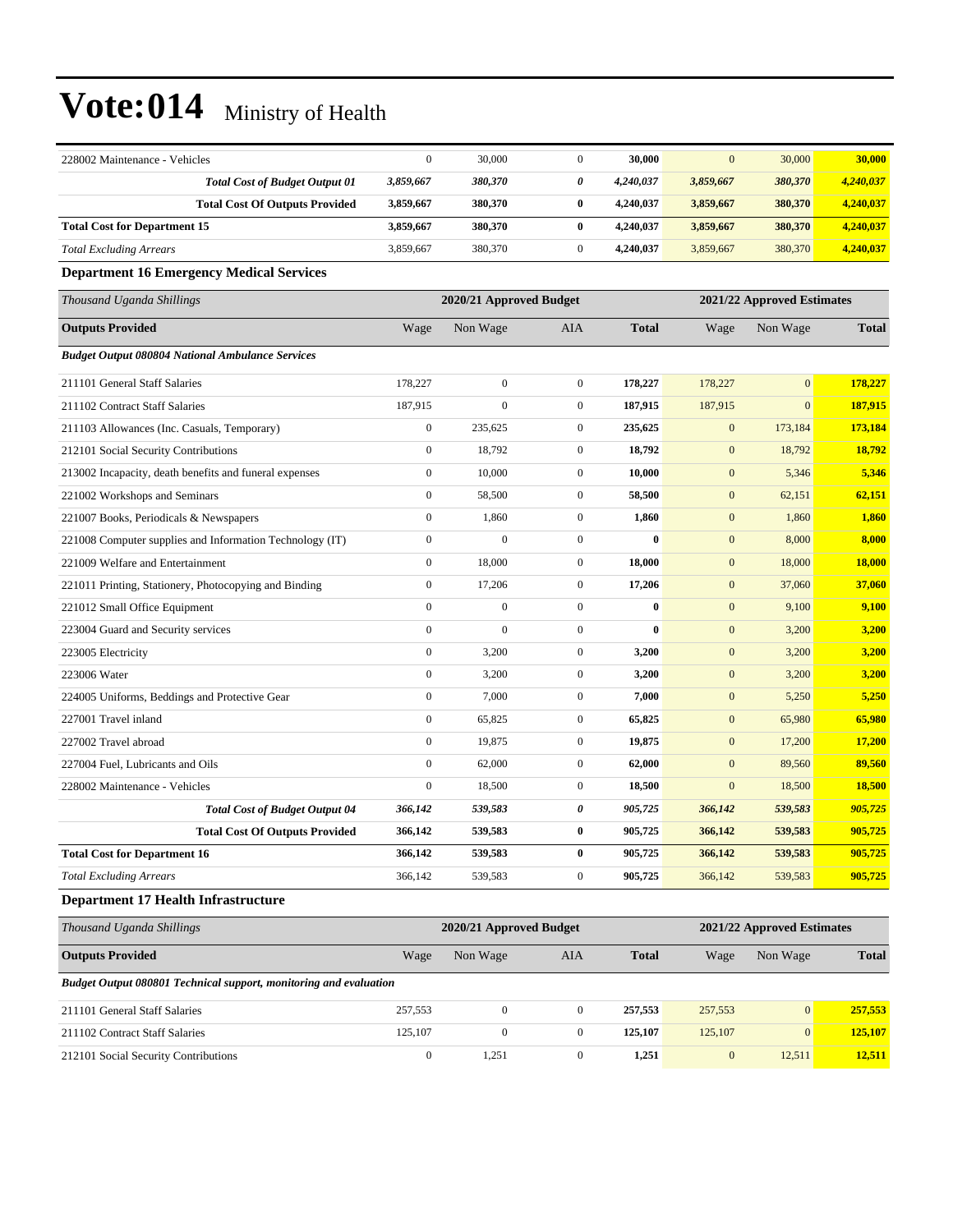| | | | | | | | |
|---|---|---|---|---|---|---|---|
| 228002 Maintenance - Vehicles | 0 | 30,000 | 0 | **30,000** | 0 | 30,000 | **30,000** |
| ***Total Cost of Budget Output 01*** | ***3,859,667*** | ***380,370*** | ***0*** | ***4,240,037*** | ***3,859,667*** | ***380,370*** | ***4,240,037*** |
| **Total Cost Of Outputs Provided** | **3,859,667** | **380,370** | **0** | **4,240,037** | **3,859,667** | **380,370** | **4,240,037** |
| **Total Cost for Department 15** | **3,859,667** | **380,370** | **0** | **4,240,037** | **3,859,667** | **380,370** | **4,240,037** |
| *Total Excluding Arrears* | 3,859,667 | 380,370 | 0 | **4,240,037** | 3,859,667 | 380,370 | **4,240,037** |

### Department 16 Emergency Medical Services

| *Thousand Uganda Shillings* | 2020/21 Approved Budget | | | | 2021/22 Approved Estimates | | |
|---|---|---|---|---|---|---|---|
| **Outputs Provided** | Wage | Non Wage | AIA | **Total** | Wage | Non Wage | **Total** |
| ***Budget Output 080804 National Ambulance Services*** | | | | | | | |
| 211101 General Staff Salaries | 178,227 | 0 | 0 | **178,227** | 178,227 | 0 | **178,227** |
| 211102 Contract Staff Salaries | 187,915 | 0 | 0 | **187,915** | 187,915 | 0 | **187,915** |
| 211103 Allowances (Inc. Casuals, Temporary) | 0 | 235,625 | 0 | **235,625** | 0 | 173,184 | **173,184** |
| 212101 Social Security Contributions | 0 | 18,792 | 0 | **18,792** | 0 | 18,792 | **18,792** |
| 213002 Incapacity, death benefits and funeral expenses | 0 | 10,000 | 0 | **10,000** | 0 | 5,346 | **5,346** |
| 221002 Workshops and Seminars | 0 | 58,500 | 0 | **58,500** | 0 | 62,151 | **62,151** |
| 221007 Books, Periodicals & Newspapers | 0 | 1,860 | 0 | **1,860** | 0 | 1,860 | **1,860** |
| 221008 Computer supplies and Information Technology (IT) | 0 | 0 | 0 | **0** | 0 | 8,000 | **8,000** |
| 221009 Welfare and Entertainment | 0 | 18,000 | 0 | **18,000** | 0 | 18,000 | **18,000** |
| 221011 Printing, Stationery, Photocopying and Binding | 0 | 17,206 | 0 | **17,206** | 0 | 37,060 | **37,060** |
| 221012 Small Office Equipment | 0 | 0 | 0 | **0** | 0 | 9,100 | **9,100** |
| 223004 Guard and Security services | 0 | 0 | 0 | **0** | 0 | 3,200 | **3,200** |
| 223005 Electricity | 0 | 3,200 | 0 | **3,200** | 0 | 3,200 | **3,200** |
| 223006 Water | 0 | 3,200 | 0 | **3,200** | 0 | 3,200 | **3,200** |
| 224005 Uniforms, Beddings and Protective Gear | 0 | 7,000 | 0 | **7,000** | 0 | 5,250 | **5,250** |
| 227001 Travel inland | 0 | 65,825 | 0 | **65,825** | 0 | 65,980 | **65,980** |
| 227002 Travel abroad | 0 | 19,875 | 0 | **19,875** | 0 | 17,200 | **17,200** |
| 227004 Fuel, Lubricants and Oils | 0 | 62,000 | 0 | **62,000** | 0 | 89,560 | **89,560** |
| 228002 Maintenance - Vehicles | 0 | 18,500 | 0 | **18,500** | 0 | 18,500 | **18,500** |
| ***Total Cost of Budget Output 04*** | ***366,142*** | ***539,583*** | ***0*** | ***905,725*** | ***366,142*** | ***539,583*** | ***905,725*** |
| **Total Cost Of Outputs Provided** | **366,142** | **539,583** | **0** | **905,725** | **366,142** | **539,583** | **905,725** |
| **Total Cost for Department 16** | **366,142** | **539,583** | **0** | **905,725** | **366,142** | **539,583** | **905,725** |
| *Total Excluding Arrears* | 366,142 | 539,583 | 0 | **905,725** | 366,142 | 539,583 | **905,725** |

### Department 17 Health Infrastructure

| *Thousand Uganda Shillings* | 2020/21 Approved Budget | | | | 2021/22 Approved Estimates | | |
|---|---|---|---|---|---|---|---|
| **Outputs Provided** | Wage | Non Wage | AIA | **Total** | Wage | Non Wage | **Total** |
| ***Budget Output 080801 Technical support, monitoring and evaluation*** | | | | | | | |
| 211101 General Staff Salaries | 257,553 | 0 | 0 | **257,553** | 257,553 | 0 | **257,553** |
| 211102 Contract Staff Salaries | 125,107 | 0 | 0 | **125,107** | 125,107 | 0 | **125,107** |
| 212101 Social Security Contributions | 0 | 1,251 | 0 | **1,251** | 0 | 12,511 | **12,511** |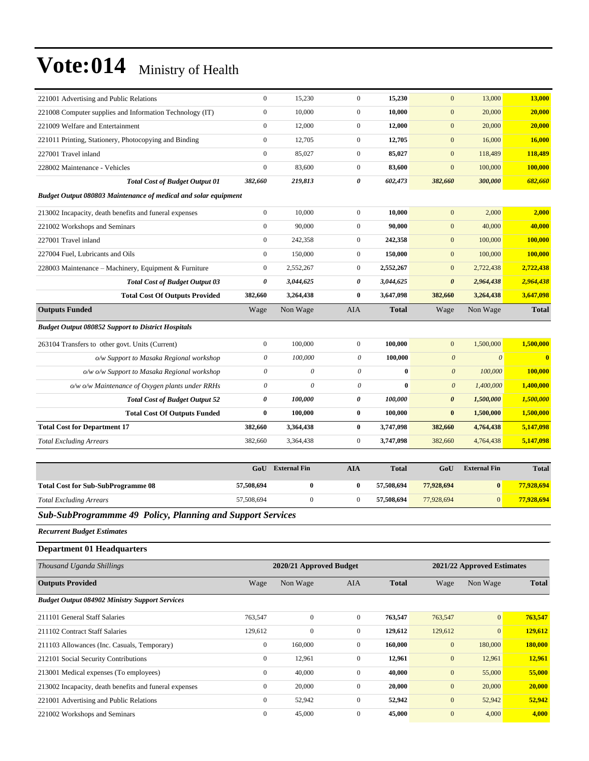# Vote:014 Ministry of Health

| | | | | | | | |
|---|---|---|---|---|---|---|---|
| 221001 Advertising and Public Relations | 0 | 15,230 | 0 | **15,230** | 0 | 13,000 | **13,000** |
| 221008 Computer supplies and Information Technology (IT) | 0 | 10,000 | 0 | **10,000** | 0 | 20,000 | **20,000** |
| 221009 Welfare and Entertainment | 0 | 12,000 | 0 | **12,000** | 0 | 20,000 | **20,000** |
| 221011 Printing, Stationery, Photocopying and Binding | 0 | 12,705 | 0 | **12,705** | 0 | 16,000 | **16,000** |
| 227001 Travel inland | 0 | 85,027 | 0 | **85,027** | 0 | 118,489 | **118,489** |
| 228002 Maintenance - Vehicles | 0 | 83,600 | 0 | **83,600** | 0 | 100,000 | **100,000** |
| ***Total Cost of Budget Output 01*** | ***382,660*** | ***219,813*** | ***0*** | ***602,473*** | ***382,660*** | ***300,000*** | ***682,660*** |
| ***Budget Output 080803 Maintenance of medical and solar equipment*** | | | | | | | |
| 213002 Incapacity, death benefits and funeral expenses | 0 | 10,000 | 0 | **10,000** | 0 | 2,000 | **2,000** |
| 221002 Workshops and Seminars | 0 | 90,000 | 0 | **90,000** | 0 | 40,000 | **40,000** |
| 227001 Travel inland | 0 | 242,358 | 0 | **242,358** | 0 | 100,000 | **100,000** |
| 227004 Fuel, Lubricants and Oils | 0 | 150,000 | 0 | **150,000** | 0 | 100,000 | **100,000** |
| 228003 Maintenance – Machinery, Equipment & Furniture | 0 | 2,552,267 | 0 | **2,552,267** | 0 | 2,722,438 | **2,722,438** |
| ***Total Cost of Budget Output 03*** | ***0*** | ***3,044,625*** | ***0*** | ***3,044,625*** | ***0*** | ***2,964,438*** | ***2,964,438*** |
| **Total Cost Of Outputs Provided** | **382,660** | **3,264,438** | **0** | **3,647,098** | **382,660** | **3,264,438** | **3,647,098** |
| **Outputs Funded** | Wage | Non Wage | AIA | **Total** | Wage | Non Wage | **Total** |
| ***Budget Output 080852 Support to District Hospitals*** | | | | | | | |
| 263104 Transfers to other govt. Units (Current) | 0 | 100,000 | 0 | **100,000** | 0 | 1,500,000 | **1,500,000** |
| *o/w Support to Masaka Regional workshop* | *0* | *100,000* | *0* | **100,000** | *0* | *0* | **0** |
| *o/w o/w Support to Masaka Regional workshop* | *0* | *0* | *0* | **0** | *0* | *100,000* | **100,000** |
| *o/w o/w Maintenance of Oxygen plants under RRHs* | *0* | *0* | *0* | **0** | *0* | *1,400,000* | **1,400,000** |
| ***Total Cost of Budget Output 52*** | ***0*** | ***100,000*** | ***0*** | ***100,000*** | ***0*** | ***1,500,000*** | ***1,500,000*** |
| **Total Cost Of Outputs Funded** | **0** | **100,000** | **0** | **100,000** | **0** | **1,500,000** | **1,500,000** |
| **Total Cost for Department 17** | **382,660** | **3,364,438** | **0** | **3,747,098** | **382,660** | **4,764,438** | **5,147,098** |
| *Total Excluding Arrears* | 382,660 | 3,364,438 | 0 | **3,747,098** | 382,660 | 4,764,438 | **5,147,098** |

| | GoU | External Fin | AIA | Total | GoU | External Fin | Total |
|---|---|---|---|---|---|---|---|
| **Total Cost for Sub-SubProgramme 08** | **57,508,694** | **0** | **0** | **57,508,694** | **77,928,694** | **0** | **77,928,694** |
| *Total Excluding Arrears* | 57,508,694 | 0 | 0 | **57,508,694** | 77,928,694 | 0 | **77,928,694** |

## *Sub-SubProgrammme 49 Policy, Planning and Support Services*

***Recurrent Budget Estimates***

### Department 01 Headquarters

| *Thousand Uganda Shillings* | | 2020/21 Approved Budget | | | | 2021/22 Approved Estimates | |
|---|---|---|---|---|---|---|---|
| **Outputs Provided** | Wage | Non Wage | AIA | **Total** | Wage | Non Wage | **Total** |
| ***Budget Output 084902 Ministry Support Services*** | | | | | | | |
| 211101 General Staff Salaries | 763,547 | 0 | 0 | **763,547** | 763,547 | 0 | **763,547** |
| 211102 Contract Staff Salaries | 129,612 | 0 | 0 | **129,612** | 129,612 | 0 | **129,612** |
| 211103 Allowances (Inc. Casuals, Temporary) | 0 | 160,000 | 0 | **160,000** | 0 | 180,000 | **180,000** |
| 212101 Social Security Contributions | 0 | 12,961 | 0 | **12,961** | 0 | 12,961 | **12,961** |
| 213001 Medical expenses (To employees) | 0 | 40,000 | 0 | **40,000** | 0 | 55,000 | **55,000** |
| 213002 Incapacity, death benefits and funeral expenses | 0 | 20,000 | 0 | **20,000** | 0 | 20,000 | **20,000** |
| 221001 Advertising and Public Relations | 0 | 52,942 | 0 | **52,942** | 0 | 52,942 | **52,942** |
| 221002 Workshops and Seminars | 0 | 45,000 | 0 | **45,000** | 0 | 4,000 | **4,000** |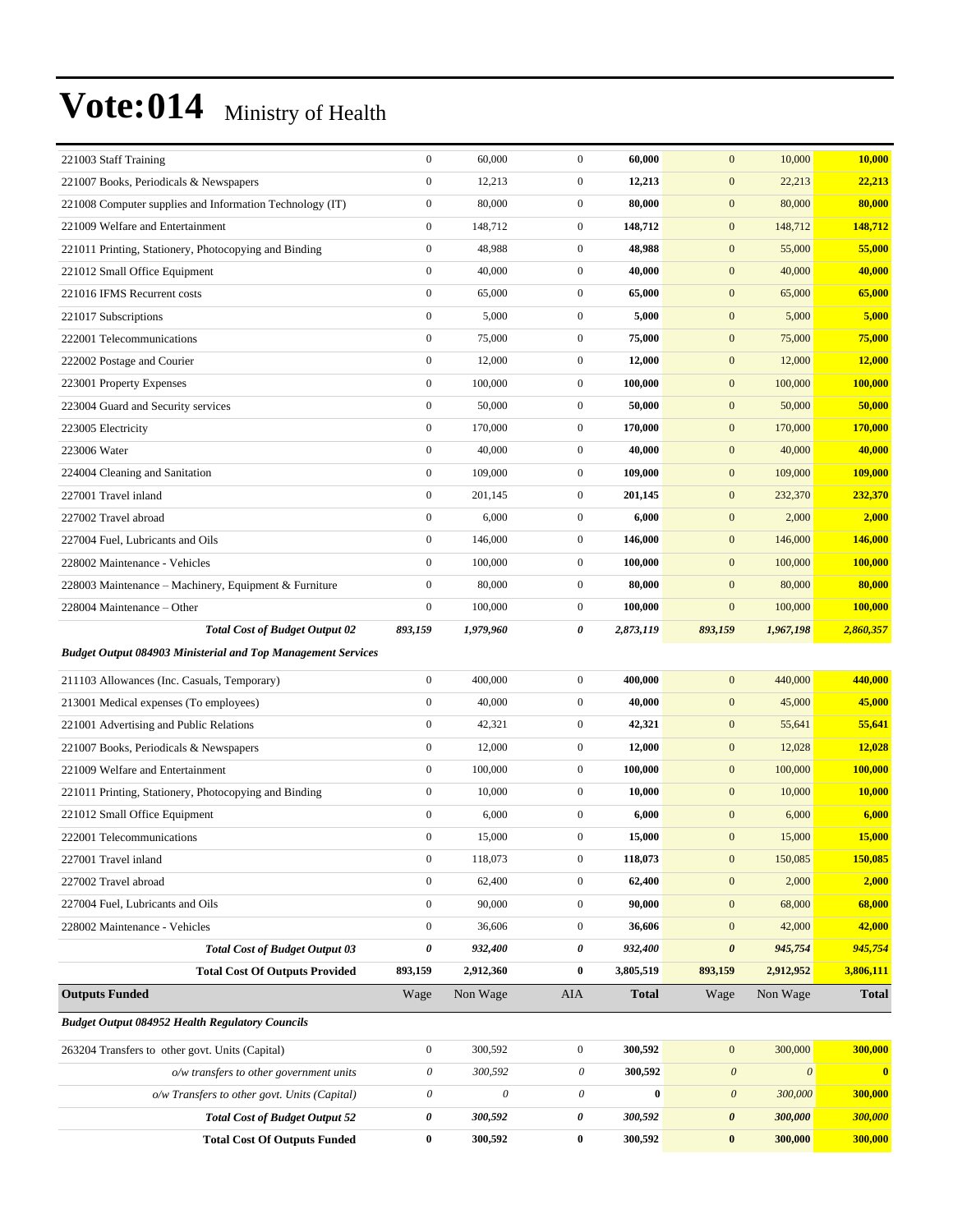# Vote:014 Ministry of Health

| | | | | | | | |
|---|---|---|---|---|---|---|---|
| 221003 Staff Training | 0 | 60,000 | 0 | **60,000** | 0 | 10,000 | **10,000** |
| 221007 Books, Periodicals & Newspapers | 0 | 12,213 | 0 | **12,213** | 0 | 22,213 | **22,213** |
| 221008 Computer supplies and Information Technology (IT) | 0 | 80,000 | 0 | **80,000** | 0 | 80,000 | **80,000** |
| 221009 Welfare and Entertainment | 0 | 148,712 | 0 | **148,712** | 0 | 148,712 | **148,712** |
| 221011 Printing, Stationery, Photocopying and Binding | 0 | 48,988 | 0 | **48,988** | 0 | 55,000 | **55,000** |
| 221012 Small Office Equipment | 0 | 40,000 | 0 | **40,000** | 0 | 40,000 | **40,000** |
| 221016 IFMS Recurrent costs | 0 | 65,000 | 0 | **65,000** | 0 | 65,000 | **65,000** |
| 221017 Subscriptions | 0 | 5,000 | 0 | **5,000** | 0 | 5,000 | **5,000** |
| 222001 Telecommunications | 0 | 75,000 | 0 | **75,000** | 0 | 75,000 | **75,000** |
| 222002 Postage and Courier | 0 | 12,000 | 0 | **12,000** | 0 | 12,000 | **12,000** |
| 223001 Property Expenses | 0 | 100,000 | 0 | **100,000** | 0 | 100,000 | **100,000** |
| 223004 Guard and Security services | 0 | 50,000 | 0 | **50,000** | 0 | 50,000 | **50,000** |
| 223005 Electricity | 0 | 170,000 | 0 | **170,000** | 0 | 170,000 | **170,000** |
| 223006 Water | 0 | 40,000 | 0 | **40,000** | 0 | 40,000 | **40,000** |
| 224004 Cleaning and Sanitation | 0 | 109,000 | 0 | **109,000** | 0 | 109,000 | **109,000** |
| 227001 Travel inland | 0 | 201,145 | 0 | **201,145** | 0 | 232,370 | **232,370** |
| 227002 Travel abroad | 0 | 6,000 | 0 | **6,000** | 0 | 2,000 | **2,000** |
| 227004 Fuel, Lubricants and Oils | 0 | 146,000 | 0 | **146,000** | 0 | 146,000 | **146,000** |
| 228002 Maintenance - Vehicles | 0 | 100,000 | 0 | **100,000** | 0 | 100,000 | **100,000** |
| 228003 Maintenance – Machinery, Equipment & Furniture | 0 | 80,000 | 0 | **80,000** | 0 | 80,000 | **80,000** |
| 228004 Maintenance – Other | 0 | 100,000 | 0 | **100,000** | 0 | 100,000 | **100,000** |
| ***Total Cost of Budget Output 02*** | ***893,159*** | ***1,979,960*** | ***0*** | ***2,873,119*** | ***893,159*** | ***1,967,198*** | ***2,860,357*** |
| ***Budget Output 084903 Ministerial and Top Management Services*** | | | | | | | |
| 211103 Allowances (Inc. Casuals, Temporary) | 0 | 400,000 | 0 | **400,000** | 0 | 440,000 | **440,000** |
| 213001 Medical expenses (To employees) | 0 | 40,000 | 0 | **40,000** | 0 | 45,000 | **45,000** |
| 221001 Advertising and Public Relations | 0 | 42,321 | 0 | **42,321** | 0 | 55,641 | **55,641** |
| 221007 Books, Periodicals & Newspapers | 0 | 12,000 | 0 | **12,000** | 0 | 12,028 | **12,028** |
| 221009 Welfare and Entertainment | 0 | 100,000 | 0 | **100,000** | 0 | 100,000 | **100,000** |
| 221011 Printing, Stationery, Photocopying and Binding | 0 | 10,000 | 0 | **10,000** | 0 | 10,000 | **10,000** |
| 221012 Small Office Equipment | 0 | 6,000 | 0 | **6,000** | 0 | 6,000 | **6,000** |
| 222001 Telecommunications | 0 | 15,000 | 0 | **15,000** | 0 | 15,000 | **15,000** |
| 227001 Travel inland | 0 | 118,073 | 0 | **118,073** | 0 | 150,085 | **150,085** |
| 227002 Travel abroad | 0 | 62,400 | 0 | **62,400** | 0 | 2,000 | **2,000** |
| 227004 Fuel, Lubricants and Oils | 0 | 90,000 | 0 | **90,000** | 0 | 68,000 | **68,000** |
| 228002 Maintenance - Vehicles | 0 | 36,606 | 0 | **36,606** | 0 | 42,000 | **42,000** |
| ***Total Cost of Budget Output 03*** | ***0*** | ***932,400*** | ***0*** | ***932,400*** | ***0*** | ***945,754*** | ***945,754*** |
| **Total Cost Of Outputs Provided** | **893,159** | **2,912,360** | **0** | **3,805,519** | **893,159** | **2,912,952** | **3,806,111** |
| **Outputs Funded** | Wage | Non Wage | AIA | **Total** | Wage | Non Wage | **Total** |
| ***Budget Output 084952 Health Regulatory Councils*** | | | | | | | |
| 263204 Transfers to other govt. Units (Capital) | 0 | 300,592 | 0 | **300,592** | 0 | 300,000 | **300,000** |
| *o/w transfers to other government units* | *0* | *300,592* | *0* | **300,592** | *0* | *0* | **0** |
| *o/w Transfers to other govt. Units (Capital)* | *0* | *0* | *0* | **0** | *0* | *300,000* | **300,000** |
| ***Total Cost of Budget Output 52*** | ***0*** | ***300,592*** | ***0*** | ***300,592*** | ***0*** | ***300,000*** | ***300,000*** |
| **Total Cost Of Outputs Funded** | **0** | **300,592** | **0** | **300,592** | **0** | **300,000** | **300,000** |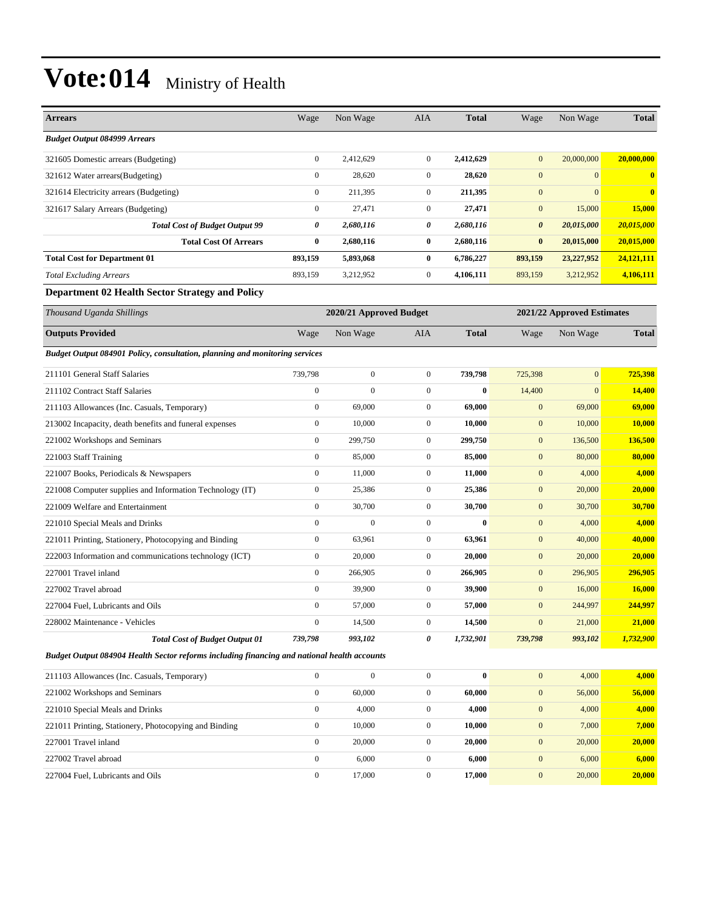# Vote:014 Ministry of Health

| Arrears | Wage | Non Wage | AIA | Total | Wage | Non Wage | Total |
|---|---|---|---|---|---|---|---|
| ***Budget Output 084999 Arrears*** | | | | | | | |
| 321605 Domestic arrears (Budgeting) | 0 | 2,412,629 | 0 | **2,412,629** | 0 | 20,000,000 | **20,000,000** |
| 321612 Water arrears(Budgeting) | 0 | 28,620 | 0 | **28,620** | 0 | 0 | **0** |
| 321614 Electricity arrears (Budgeting) | 0 | 211,395 | 0 | **211,395** | 0 | 0 | **0** |
| 321617 Salary Arrears (Budgeting) | 0 | 27,471 | 0 | **27,471** | 0 | 15,000 | **15,000** |
| ***Total Cost of Budget Output 99*** | ***0*** | ***2,680,116*** | ***0*** | ***2,680,116*** | ***0*** | ***20,015,000*** | ***20,015,000*** |
| **Total Cost Of Arrears** | **0** | **2,680,116** | **0** | **2,680,116** | **0** | **20,015,000** | **20,015,000** |
| **Total Cost for Department 01** | **893,159** | **5,893,068** | **0** | **6,786,227** | **893,159** | **23,227,952** | **24,121,111** |
| *Total Excluding Arrears* | 893,159 | 3,212,952 | 0 | **4,106,111** | 893,159 | 3,212,952 | **4,106,111** |

### Department 02 Health Sector Strategy and Policy

| *Thousand Uganda Shillings* | **2020/21 Approved Budget** | | | | **2021/22 Approved Estimates** | | |
|---|---|---|---|---|---|---|---|
| **Outputs Provided** | Wage | Non Wage | AIA | **Total** | Wage | Non Wage | **Total** |
| ***Budget Output 084901 Policy, consultation, planning and monitoring services*** | | | | | | | |
| 211101 General Staff Salaries | 739,798 | 0 | 0 | **739,798** | 725,398 | 0 | **725,398** |
| 211102 Contract Staff Salaries | 0 | 0 | 0 | **0** | 14,400 | 0 | **14,400** |
| 211103 Allowances (Inc. Casuals, Temporary) | 0 | 69,000 | 0 | **69,000** | 0 | 69,000 | **69,000** |
| 213002 Incapacity, death benefits and funeral expenses | 0 | 10,000 | 0 | **10,000** | 0 | 10,000 | **10,000** |
| 221002 Workshops and Seminars | 0 | 299,750 | 0 | **299,750** | 0 | 136,500 | **136,500** |
| 221003 Staff Training | 0 | 85,000 | 0 | **85,000** | 0 | 80,000 | **80,000** |
| 221007 Books, Periodicals & Newspapers | 0 | 11,000 | 0 | **11,000** | 0 | 4,000 | **4,000** |
| 221008 Computer supplies and Information Technology (IT) | 0 | 25,386 | 0 | **25,386** | 0 | 20,000 | **20,000** |
| 221009 Welfare and Entertainment | 0 | 30,700 | 0 | **30,700** | 0 | 30,700 | **30,700** |
| 221010 Special Meals and Drinks | 0 | 0 | 0 | **0** | 0 | 4,000 | **4,000** |
| 221011 Printing, Stationery, Photocopying and Binding | 0 | 63,961 | 0 | **63,961** | 0 | 40,000 | **40,000** |
| 222003 Information and communications technology (ICT) | 0 | 20,000 | 0 | **20,000** | 0 | 20,000 | **20,000** |
| 227001 Travel inland | 0 | 266,905 | 0 | **266,905** | 0 | 296,905 | **296,905** |
| 227002 Travel abroad | 0 | 39,900 | 0 | **39,900** | 0 | 16,000 | **16,000** |
| 227004 Fuel, Lubricants and Oils | 0 | 57,000 | 0 | **57,000** | 0 | 244,997 | **244,997** |
| 228002 Maintenance - Vehicles | 0 | 14,500 | 0 | **14,500** | 0 | 21,000 | **21,000** |
| ***Total Cost of Budget Output 01*** | ***739,798*** | ***993,102*** | ***0*** | ***1,732,901*** | ***739,798*** | ***993,102*** | ***1,732,900*** |
| ***Budget Output 084904 Health Sector reforms including financing and national health accounts*** | | | | | | | |
| 211103 Allowances (Inc. Casuals, Temporary) | 0 | 0 | 0 | **0** | 0 | 4,000 | **4,000** |
| 221002 Workshops and Seminars | 0 | 60,000 | 0 | **60,000** | 0 | 56,000 | **56,000** |
| 221010 Special Meals and Drinks | 0 | 4,000 | 0 | **4,000** | 0 | 4,000 | **4,000** |
| 221011 Printing, Stationery, Photocopying and Binding | 0 | 10,000 | 0 | **10,000** | 0 | 7,000 | **7,000** |
| 227001 Travel inland | 0 | 20,000 | 0 | **20,000** | 0 | 20,000 | **20,000** |
| 227002 Travel abroad | 0 | 6,000 | 0 | **6,000** | 0 | 6,000 | **6,000** |
| 227004 Fuel, Lubricants and Oils | 0 | 17,000 | 0 | **17,000** | 0 | 20,000 | **20,000** |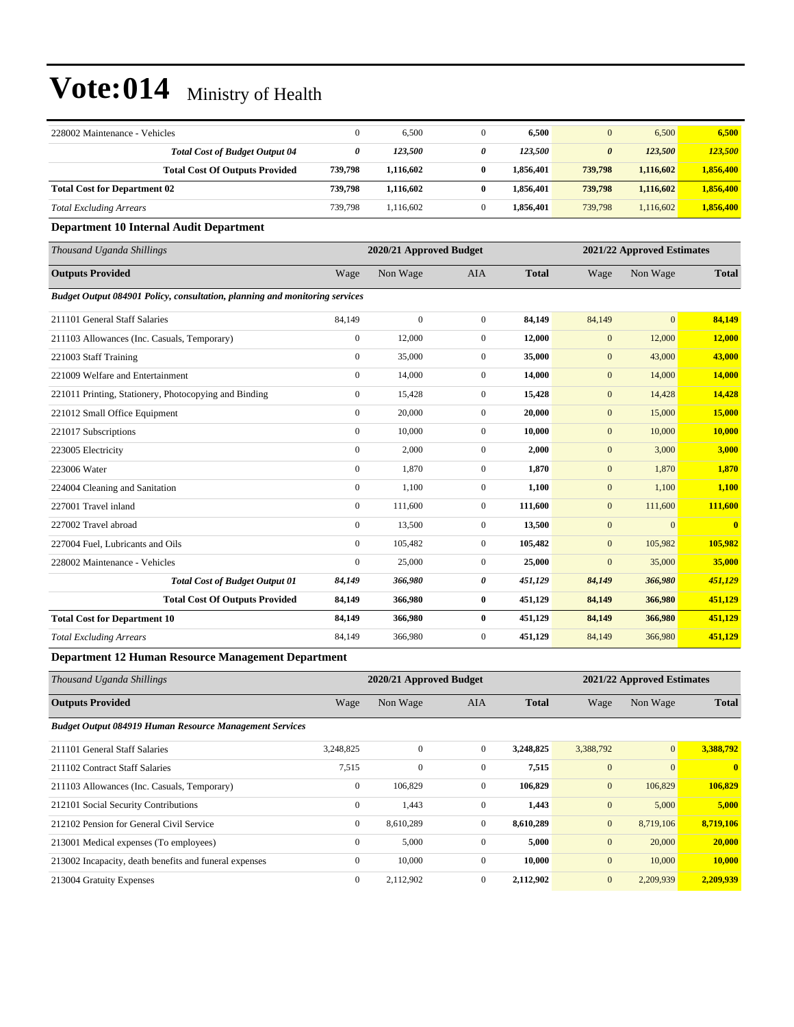# Vote:014 Ministry of Health

| | | | | | | | |
|---|---|---|---|---|---|---|---|
| 228002 Maintenance - Vehicles | 0 | 6,500 | 0 | **6,500** | 0 | 6,500 | **6,500** |
| ***Total Cost of Budget Output 04*** | ***0*** | ***123,500*** | ***0*** | ***123,500*** | ***0*** | ***123,500*** | ***123,500*** |
| **Total Cost Of Outputs Provided** | **739,798** | **1,116,602** | **0** | **1,856,401** | **739,798** | **1,116,602** | **1,856,400** |
| **Total Cost for Department 02** | **739,798** | **1,116,602** | **0** | **1,856,401** | **739,798** | **1,116,602** | **1,856,400** |
| *Total Excluding Arrears* | 739,798 | 1,116,602 | 0 | **1,856,401** | 739,798 | 1,116,602 | **1,856,400** |

### Department 10 Internal Audit Department

| *Thousand Uganda Shillings* | 2020/21 Approved Budget | | | | 2021/22 Approved Estimates | | |
|---|---|---|---|---|---|---|---|
| **Outputs Provided** | Wage | Non Wage | AIA | **Total** | Wage | Non Wage | **Total** |
| ***Budget Output 084901 Policy, consultation, planning and monitoring services*** | | | | | | | |
| 211101 General Staff Salaries | 84,149 | 0 | 0 | **84,149** | 84,149 | 0 | **84,149** |
| 211103 Allowances (Inc. Casuals, Temporary) | 0 | 12,000 | 0 | **12,000** | 0 | 12,000 | **12,000** |
| 221003 Staff Training | 0 | 35,000 | 0 | **35,000** | 0 | 43,000 | **43,000** |
| 221009 Welfare and Entertainment | 0 | 14,000 | 0 | **14,000** | 0 | 14,000 | **14,000** |
| 221011 Printing, Stationery, Photocopying and Binding | 0 | 15,428 | 0 | **15,428** | 0 | 14,428 | **14,428** |
| 221012 Small Office Equipment | 0 | 20,000 | 0 | **20,000** | 0 | 15,000 | **15,000** |
| 221017 Subscriptions | 0 | 10,000 | 0 | **10,000** | 0 | 10,000 | **10,000** |
| 223005 Electricity | 0 | 2,000 | 0 | **2,000** | 0 | 3,000 | **3,000** |
| 223006 Water | 0 | 1,870 | 0 | **1,870** | 0 | 1,870 | **1,870** |
| 224004 Cleaning and Sanitation | 0 | 1,100 | 0 | **1,100** | 0 | 1,100 | **1,100** |
| 227001 Travel inland | 0 | 111,600 | 0 | **111,600** | 0 | 111,600 | **111,600** |
| 227002 Travel abroad | 0 | 13,500 | 0 | **13,500** | 0 | 0 | **0** |
| 227004 Fuel, Lubricants and Oils | 0 | 105,482 | 0 | **105,482** | 0 | 105,982 | **105,982** |
| 228002 Maintenance - Vehicles | 0 | 25,000 | 0 | **25,000** | 0 | 35,000 | **35,000** |
| ***Total Cost of Budget Output 01*** | ***84,149*** | ***366,980*** | ***0*** | ***451,129*** | ***84,149*** | ***366,980*** | ***451,129*** |
| **Total Cost Of Outputs Provided** | **84,149** | **366,980** | **0** | **451,129** | **84,149** | **366,980** | **451,129** |
| **Total Cost for Department 10** | **84,149** | **366,980** | **0** | **451,129** | **84,149** | **366,980** | **451,129** |
| *Total Excluding Arrears* | 84,149 | 366,980 | 0 | **451,129** | 84,149 | 366,980 | **451,129** |

### Department 12 Human Resource Management Department

| *Thousand Uganda Shillings* | 2020/21 Approved Budget | | | | 2021/22 Approved Estimates | | |
|---|---|---|---|---|---|---|---|
| **Outputs Provided** | Wage | Non Wage | AIA | **Total** | Wage | Non Wage | **Total** |
| ***Budget Output 084919 Human Resource Management Services*** | | | | | | | |
| 211101 General Staff Salaries | 3,248,825 | 0 | 0 | **3,248,825** | 3,388,792 | 0 | **3,388,792** |
| 211102 Contract Staff Salaries | 7,515 | 0 | 0 | **7,515** | 0 | 0 | **0** |
| 211103 Allowances (Inc. Casuals, Temporary) | 0 | 106,829 | 0 | **106,829** | 0 | 106,829 | **106,829** |
| 212101 Social Security Contributions | 0 | 1,443 | 0 | **1,443** | 0 | 5,000 | **5,000** |
| 212102 Pension for General Civil Service | 0 | 8,610,289 | 0 | **8,610,289** | 0 | 8,719,106 | **8,719,106** |
| 213001 Medical expenses (To employees) | 0 | 5,000 | 0 | **5,000** | 0 | 20,000 | **20,000** |
| 213002 Incapacity, death benefits and funeral expenses | 0 | 10,000 | 0 | **10,000** | 0 | 10,000 | **10,000** |
| 213004 Gratuity Expenses | 0 | 2,112,902 | 0 | **2,112,902** | 0 | 2,209,939 | **2,209,939** |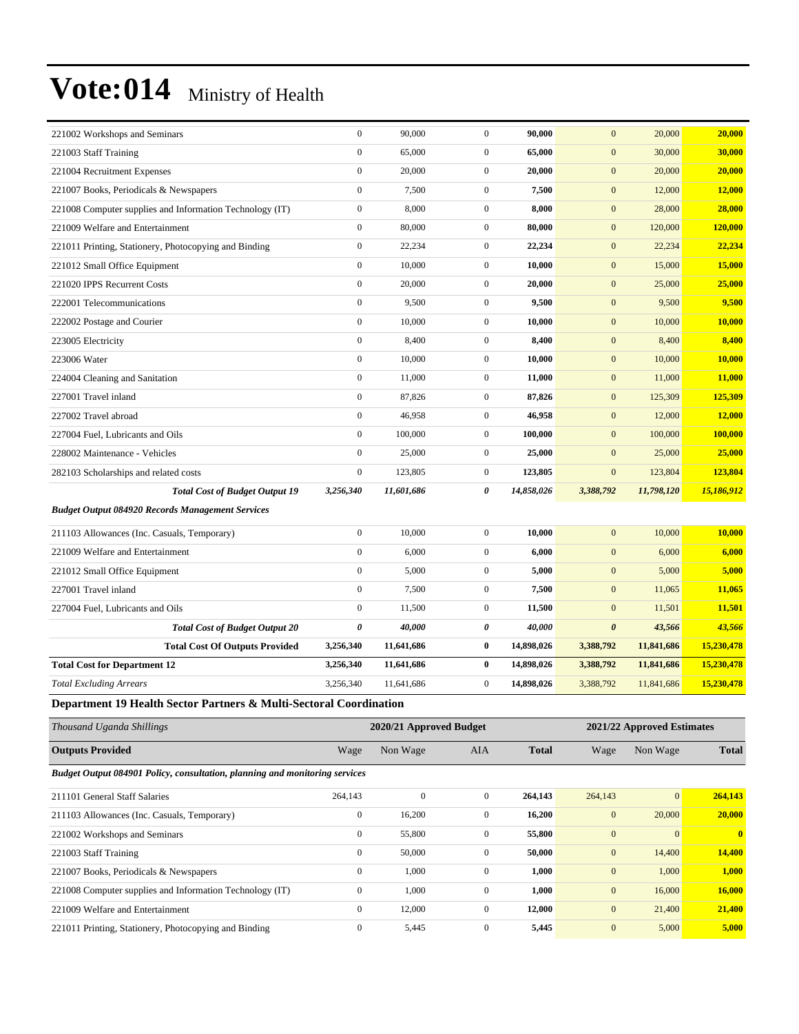# Vote:014 Ministry of Health

| | | | | | | | |
|---|---|---|---|---|---|---|---|
| 221002 Workshops and Seminars | 0 | 90,000 | 0 | **90,000** | 0 | 20,000 | **20,000** |
| 221003 Staff Training | 0 | 65,000 | 0 | **65,000** | 0 | 30,000 | **30,000** |
| 221004 Recruitment Expenses | 0 | 20,000 | 0 | **20,000** | 0 | 20,000 | **20,000** |
| 221007 Books, Periodicals & Newspapers | 0 | 7,500 | 0 | **7,500** | 0 | 12,000 | **12,000** |
| 221008 Computer supplies and Information Technology (IT) | 0 | 8,000 | 0 | **8,000** | 0 | 28,000 | **28,000** |
| 221009 Welfare and Entertainment | 0 | 80,000 | 0 | **80,000** | 0 | 120,000 | **120,000** |
| 221011 Printing, Stationery, Photocopying and Binding | 0 | 22,234 | 0 | **22,234** | 0 | 22,234 | **22,234** |
| 221012 Small Office Equipment | 0 | 10,000 | 0 | **10,000** | 0 | 15,000 | **15,000** |
| 221020 IPPS Recurrent Costs | 0 | 20,000 | 0 | **20,000** | 0 | 25,000 | **25,000** |
| 222001 Telecommunications | 0 | 9,500 | 0 | **9,500** | 0 | 9,500 | **9,500** |
| 222002 Postage and Courier | 0 | 10,000 | 0 | **10,000** | 0 | 10,000 | **10,000** |
| 223005 Electricity | 0 | 8,400 | 0 | **8,400** | 0 | 8,400 | **8,400** |
| 223006 Water | 0 | 10,000 | 0 | **10,000** | 0 | 10,000 | **10,000** |
| 224004 Cleaning and Sanitation | 0 | 11,000 | 0 | **11,000** | 0 | 11,000 | **11,000** |
| 227001 Travel inland | 0 | 87,826 | 0 | **87,826** | 0 | 125,309 | **125,309** |
| 227002 Travel abroad | 0 | 46,958 | 0 | **46,958** | 0 | 12,000 | **12,000** |
| 227004 Fuel, Lubricants and Oils | 0 | 100,000 | 0 | **100,000** | 0 | 100,000 | **100,000** |
| 228002 Maintenance - Vehicles | 0 | 25,000 | 0 | **25,000** | 0 | 25,000 | **25,000** |
| 282103 Scholarships and related costs | 0 | 123,805 | 0 | **123,805** | 0 | 123,804 | **123,804** |
| ***Total Cost of Budget Output 19*** | ***3,256,340*** | ***11,601,686*** | ***0*** | ***14,858,026*** | ***3,388,792*** | ***11,798,120*** | ***15,186,912*** |
| ***Budget Output 084920 Records Management Services*** | | | | | | | |
| 211103 Allowances (Inc. Casuals, Temporary) | 0 | 10,000 | 0 | **10,000** | 0 | 10,000 | **10,000** |
| 221009 Welfare and Entertainment | 0 | 6,000 | 0 | **6,000** | 0 | 6,000 | **6,000** |
| 221012 Small Office Equipment | 0 | 5,000 | 0 | **5,000** | 0 | 5,000 | **5,000** |
| 227001 Travel inland | 0 | 7,500 | 0 | **7,500** | 0 | 11,065 | **11,065** |
| 227004 Fuel, Lubricants and Oils | 0 | 11,500 | 0 | **11,500** | 0 | 11,501 | **11,501** |
| ***Total Cost of Budget Output 20*** | ***0*** | ***40,000*** | ***0*** | ***40,000*** | ***0*** | ***43,566*** | ***43,566*** |
| **Total Cost Of Outputs Provided** | **3,256,340** | **11,641,686** | **0** | **14,898,026** | **3,388,792** | **11,841,686** | **15,230,478** |
| **Total Cost for Department 12** | **3,256,340** | **11,641,686** | **0** | **14,898,026** | **3,388,792** | **11,841,686** | **15,230,478** |
| *Total Excluding Arrears* | 3,256,340 | 11,641,686 | 0 | **14,898,026** | 3,388,792 | 11,841,686 | **15,230,478** |

**Department 19 Health Sector Partners & Multi-Sectoral Coordination**

| *Thousand Uganda Shillings* | 2020/21 Approved Budget | | | | 2021/22 Approved Estimates | | |
|---|---|---|---|---|---|---|---|
| **Outputs Provided** | Wage | Non Wage | AIA | **Total** | Wage | Non Wage | **Total** |
| ***Budget Output 084901 Policy, consultation, planning and monitoring services*** | | | | | | | |
| 211101 General Staff Salaries | 264,143 | 0 | 0 | **264,143** | 264,143 | 0 | **264,143** |
| 211103 Allowances (Inc. Casuals, Temporary) | 0 | 16,200 | 0 | **16,200** | 0 | 20,000 | **20,000** |
| 221002 Workshops and Seminars | 0 | 55,800 | 0 | **55,800** | 0 | 0 | **0** |
| 221003 Staff Training | 0 | 50,000 | 0 | **50,000** | 0 | 14,400 | **14,400** |
| 221007 Books, Periodicals & Newspapers | 0 | 1,000 | 0 | **1,000** | 0 | 1,000 | **1,000** |
| 221008 Computer supplies and Information Technology (IT) | 0 | 1,000 | 0 | **1,000** | 0 | 16,000 | **16,000** |
| 221009 Welfare and Entertainment | 0 | 12,000 | 0 | **12,000** | 0 | 21,400 | **21,400** |
| 221011 Printing, Stationery, Photocopying and Binding | 0 | 5,445 | 0 | **5,445** | 0 | 5,000 | **5,000** |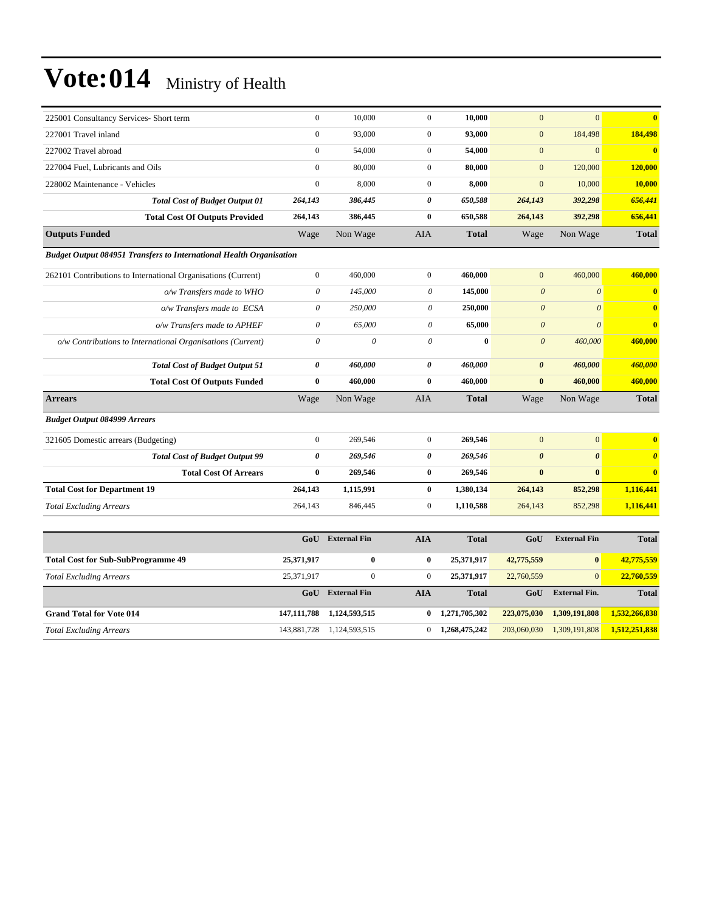# Vote:014 Ministry of Health

| | | | | | | | |
|---|---|---|---|---|---|---|---|
| 225001 Consultancy Services- Short term | 0 | 10,000 | 0 | **10,000** | 0 | 0 | **0** |
| 227001 Travel inland | 0 | 93,000 | 0 | **93,000** | 0 | 184,498 | **184,498** |
| 227002 Travel abroad | 0 | 54,000 | 0 | **54,000** | 0 | 0 | **0** |
| 227004 Fuel, Lubricants and Oils | 0 | 80,000 | 0 | **80,000** | 0 | 120,000 | **120,000** |
| 228002 Maintenance - Vehicles | 0 | 8,000 | 0 | **8,000** | 0 | 10,000 | **10,000** |
| ***Total Cost of Budget Output 01*** | ***264,143*** | ***386,445*** | ***0*** | ***650,588*** | ***264,143*** | ***392,298*** | ***656,441*** |
| **Total Cost Of Outputs Provided** | **264,143** | **386,445** | **0** | **650,588** | **264,143** | **392,298** | **656,441** |
| **Outputs Funded** | Wage | Non Wage | AIA | **Total** | Wage | Non Wage | **Total** |
| ***Budget Output 084951 Transfers to International Health Organisation*** | | | | | | | |
| 262101 Contributions to International Organisations (Current) | 0 | 460,000 | 0 | **460,000** | 0 | 460,000 | **460,000** |
| *o/w Transfers made to WHO* | *0* | *145,000* | *0* | **145,000** | *0* | *0* | **0** |
| *o/w Transfers made to ECSA* | *0* | *250,000* | *0* | **250,000** | *0* | *0* | **0** |
| *o/w Transfers made to APHEF* | *0* | *65,000* | *0* | **65,000** | *0* | *0* | **0** |
| *o/w Contributions to International Organisations (Current)* | *0* | *0* | *0* | **0** | *0* | *460,000* | **460,000** |
| ***Total Cost of Budget Output 51*** | ***0*** | ***460,000*** | ***0*** | ***460,000*** | ***0*** | ***460,000*** | ***460,000*** |
| **Total Cost Of Outputs Funded** | **0** | **460,000** | **0** | **460,000** | **0** | **460,000** | **460,000** |
| **Arrears** | Wage | Non Wage | AIA | **Total** | Wage | Non Wage | **Total** |
| ***Budget Output 084999 Arrears*** | | | | | | | |
| 321605 Domestic arrears (Budgeting) | 0 | 269,546 | 0 | **269,546** | 0 | 0 | **0** |
| ***Total Cost of Budget Output 99*** | ***0*** | ***269,546*** | ***0*** | ***269,546*** | ***0*** | ***0*** | ***0*** |
| **Total Cost Of Arrears** | **0** | **269,546** | **0** | **269,546** | **0** | **0** | **0** |
| **Total Cost for Department 19** | **264,143** | **1,115,991** | **0** | **1,380,134** | **264,143** | **852,298** | **1,116,441** |
| *Total Excluding Arrears* | 264,143 | 846,445 | 0 | **1,110,588** | 264,143 | 852,298 | **1,116,441** |

| | GoU | External Fin | AIA | Total | GoU | External Fin | Total |
|---|---|---|---|---|---|---|---|
| **Total Cost for Sub-SubProgramme 49** | **25,371,917** | **0** | **0** | **25,371,917** | **42,775,559** | **0** | **42,775,559** |
| *Total Excluding Arrears* | 25,371,917 | 0 | 0 | **25,371,917** | 22,760,559 | 0 | **22,760,559** |
| | **GoU** | **External Fin** | **AIA** | **Total** | **GoU** | **External Fin.** | **Total** |
| **Grand Total for Vote 014** | **147,111,788** | **1,124,593,515** | **0** | **1,271,705,302** | **223,075,030** | **1,309,191,808** | **1,532,266,838** |
| *Total Excluding Arrears* | 143,881,728 | 1,124,593,515 | 0 | **1,268,475,242** | 203,060,030 | 1,309,191,808 | **1,512,251,838** |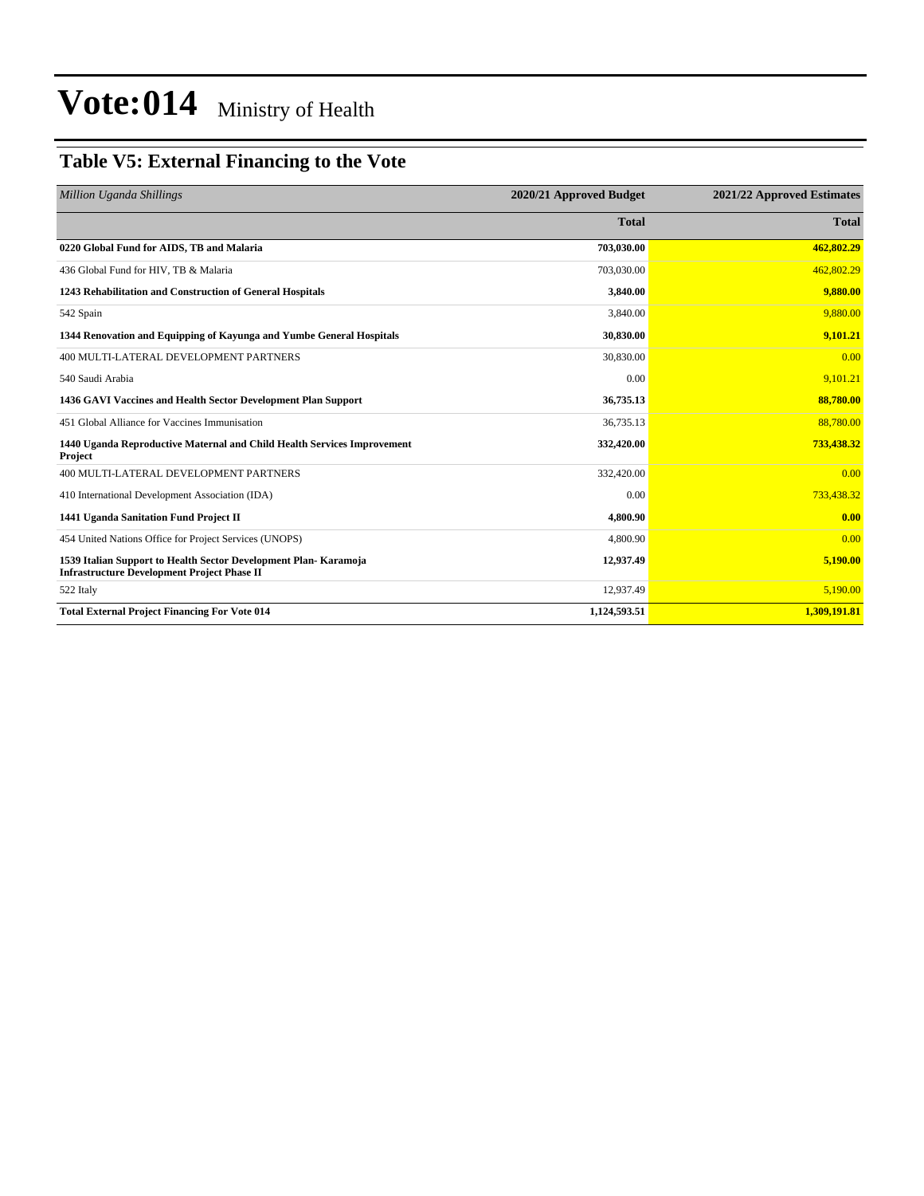# Vote:014 Ministry of Health

## Table V5: External Financing to the Vote

| *Million Uganda Shillings* | 2020/21 Approved Budget | 2021/22 Approved Estimates |
|---|---|---|
| | **Total** | **Total** |
| **0220 Global Fund for AIDS, TB and Malaria** | **703,030.00** | **462,802.29** |
| 436 Global Fund for HIV, TB & Malaria | 703,030.00 | 462,802.29 |
| **1243 Rehabilitation and Construction of General Hospitals** | **3,840.00** | **9,880.00** |
| 542 Spain | 3,840.00 | 9,880.00 |
| **1344 Renovation and Equipping of Kayunga and Yumbe General Hospitals** | **30,830.00** | **9,101.21** |
| 400 MULTI-LATERAL DEVELOPMENT PARTNERS | 30,830.00 | 0.00 |
| 540 Saudi Arabia | 0.00 | 9,101.21 |
| **1436 GAVI Vaccines and Health Sector Development Plan Support** | **36,735.13** | **88,780.00** |
| 451 Global Alliance for Vaccines Immunisation | 36,735.13 | 88,780.00 |
| **1440 Uganda Reproductive Maternal and Child Health Services Improvement Project** | **332,420.00** | **733,438.32** |
| 400 MULTI-LATERAL DEVELOPMENT PARTNERS | 332,420.00 | 0.00 |
| 410 International Development Association (IDA) | 0.00 | 733,438.32 |
| **1441 Uganda Sanitation Fund Project II** | **4,800.90** | **0.00** |
| 454 United Nations Office for Project Services (UNOPS) | 4,800.90 | 0.00 |
| **1539 Italian Support to Health Sector Development Plan- Karamoja Infrastructure Development Project Phase II** | **12,937.49** | **5,190.00** |
| 522 Italy | 12,937.49 | 5,190.00 |
| **Total External Project Financing For Vote 014** | **1,124,593.51** | **1,309,191.81** |